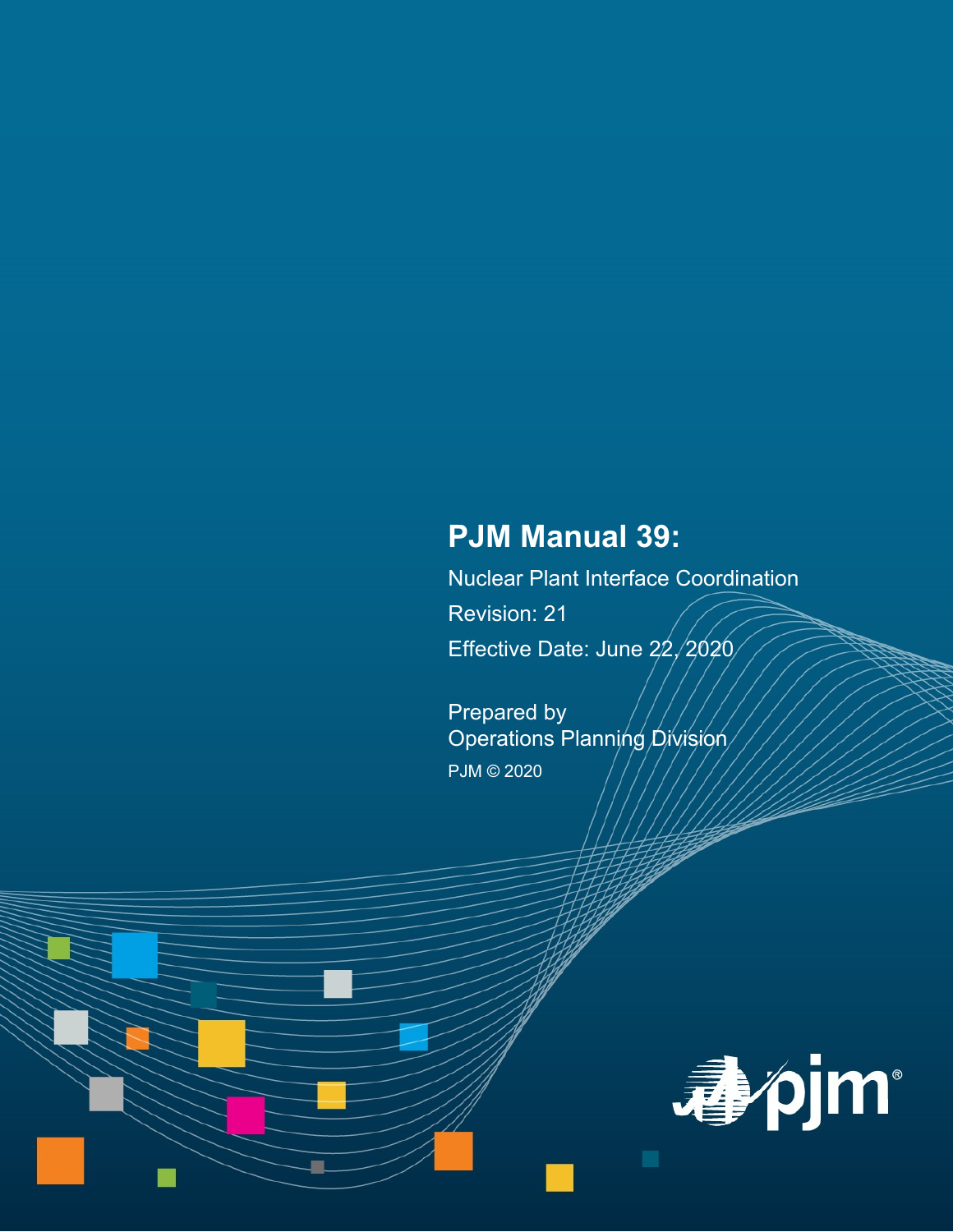# PJM Manual 39:

Nuclear Plant Interface Coordination

Revision: 21

Effective Date: June 22, 2020

Prepared by
Operations Planning Division

PJM © 2020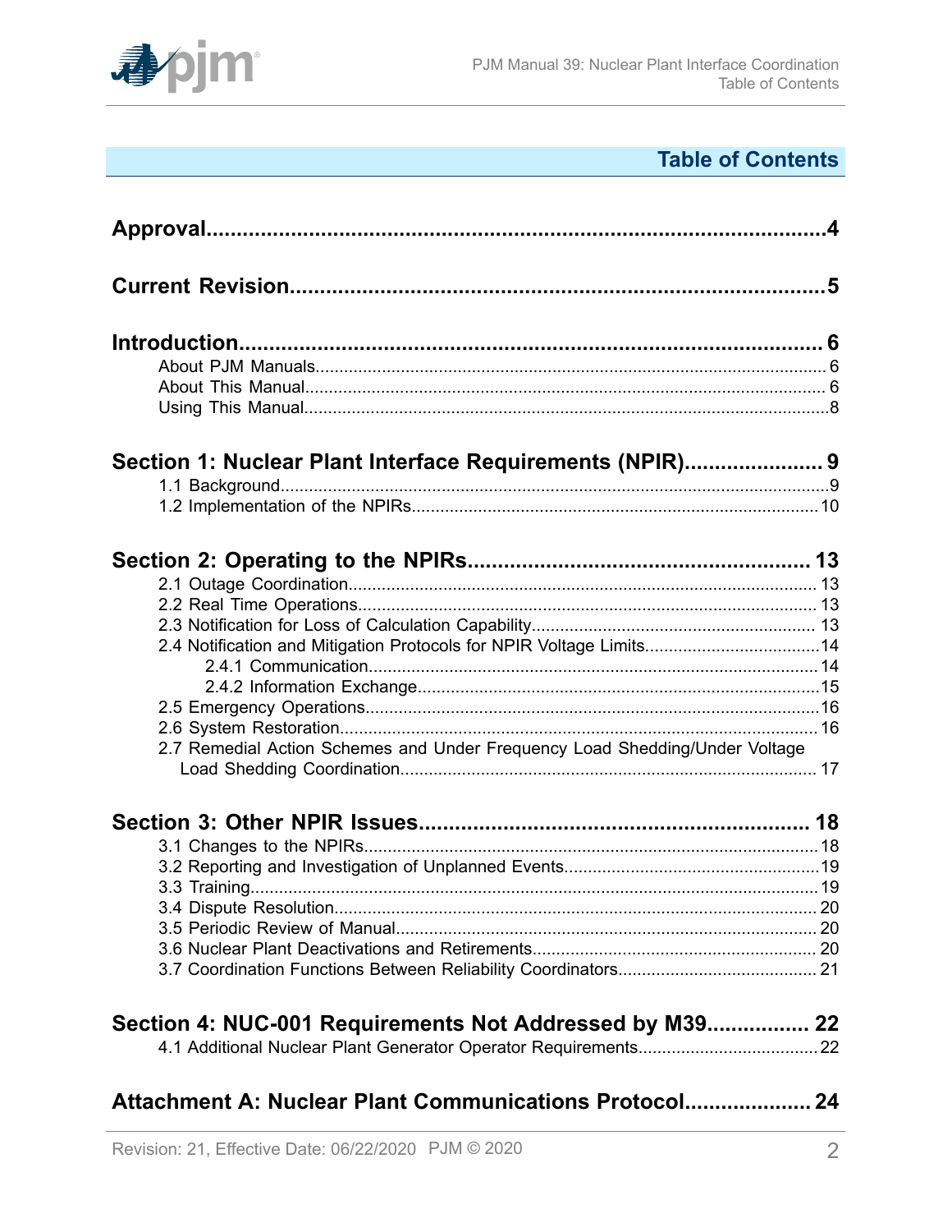# Table of Contents

**Approval** ........ 4

**Current Revision** ........ 5

**Introduction** ........ 6

- About PJM Manuals ........ 6
- About This Manual ........ 6
- Using This Manual ........ 8

**Section 1: Nuclear Plant Interface Requirements (NPIR)** ........ 9

- 1.1 Background ........ 9
- 1.2 Implementation of the NPIRs ........ 10

**Section 2: Operating to the NPIRs** ........ 13

- 2.1 Outage Coordination ........ 13
- 2.2 Real Time Operations ........ 13
- 2.3 Notification for Loss of Calculation Capability ........ 13
- 2.4 Notification and Mitigation Protocols for NPIR Voltage Limits ........ 14
  - 2.4.1 Communication ........ 14
  - 2.4.2 Information Exchange ........ 15
- 2.5 Emergency Operations ........ 16
- 2.6 System Restoration ........ 16
- 2.7 Remedial Action Schemes and Under Frequency Load Shedding/Under Voltage Load Shedding Coordination ........ 17

**Section 3: Other NPIR Issues** ........ 18

- 3.1 Changes to the NPIRs ........ 18
- 3.2 Reporting and Investigation of Unplanned Events ........ 19
- 3.3 Training ........ 19
- 3.4 Dispute Resolution ........ 20
- 3.5 Periodic Review of Manual ........ 20
- 3.6 Nuclear Plant Deactivations and Retirements ........ 20
- 3.7 Coordination Functions Between Reliability Coordinators ........ 21

**Section 4: NUC-001 Requirements Not Addressed by M39** ........ 22

- 4.1 Additional Nuclear Plant Generator Operator Requirements ........ 22

**Attachment A: Nuclear Plant Communications Protocol** ........ 24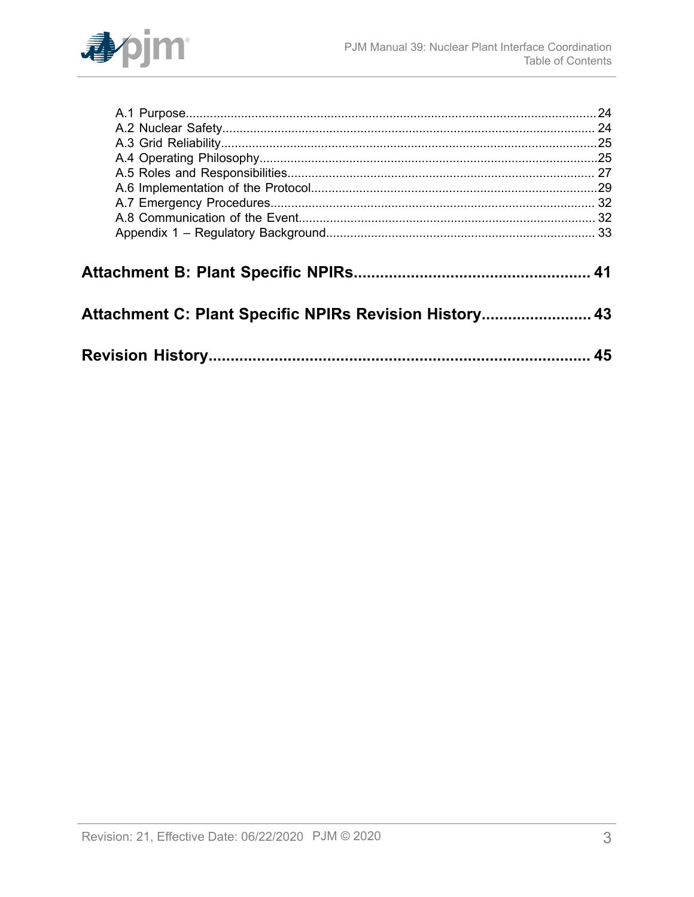A.1 Purpose......................................................................................................................24
A.2 Nuclear Safety........................................................................................................... 24
A.3 Grid Reliability............................................................................................................25
A.4 Operating Philosophy.................................................................................................25
A.5 Roles and Responsibilities......................................................................................... 27
A.6 Implementation of the Protocol...................................................................................29
A.7 Emergency Procedures.............................................................................................. 32
A.8 Communication of the Event...................................................................................... 32
Appendix 1 – Regulatory Background............................................................................. 33

**Attachment B: Plant Specific NPIRs...................................................... 41**

**Attachment C: Plant Specific NPIRs Revision History......................... 43**

**Revision History...................................................................................... 45**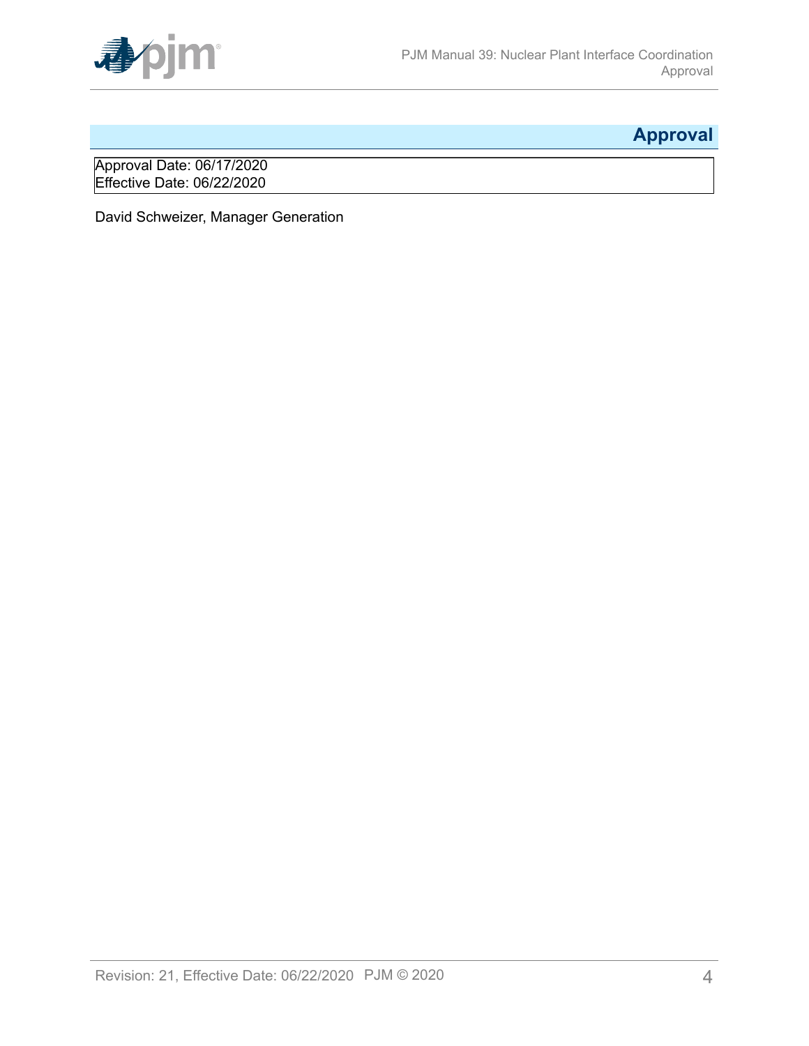# Approval

Approval Date: 06/17/2020
Effective Date: 06/22/2020

David Schweizer, Manager Generation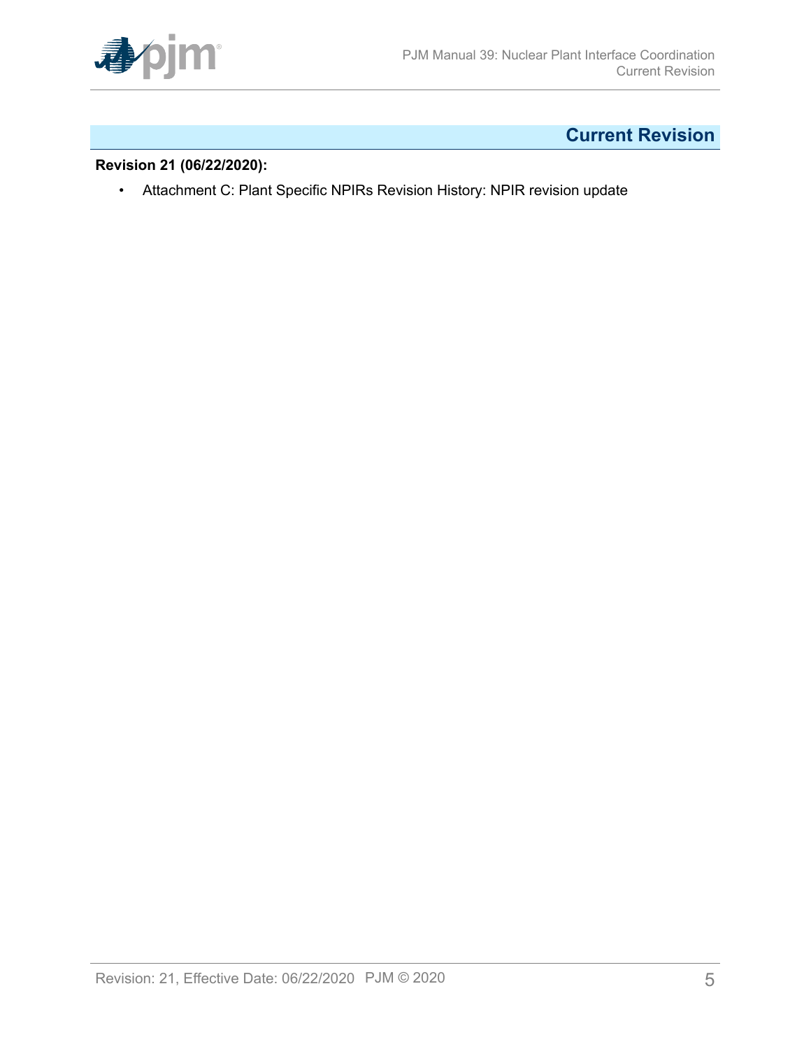# Current Revision

**Revision 21 (06/22/2020):**

- Attachment C: Plant Specific NPIRs Revision History: NPIR revision update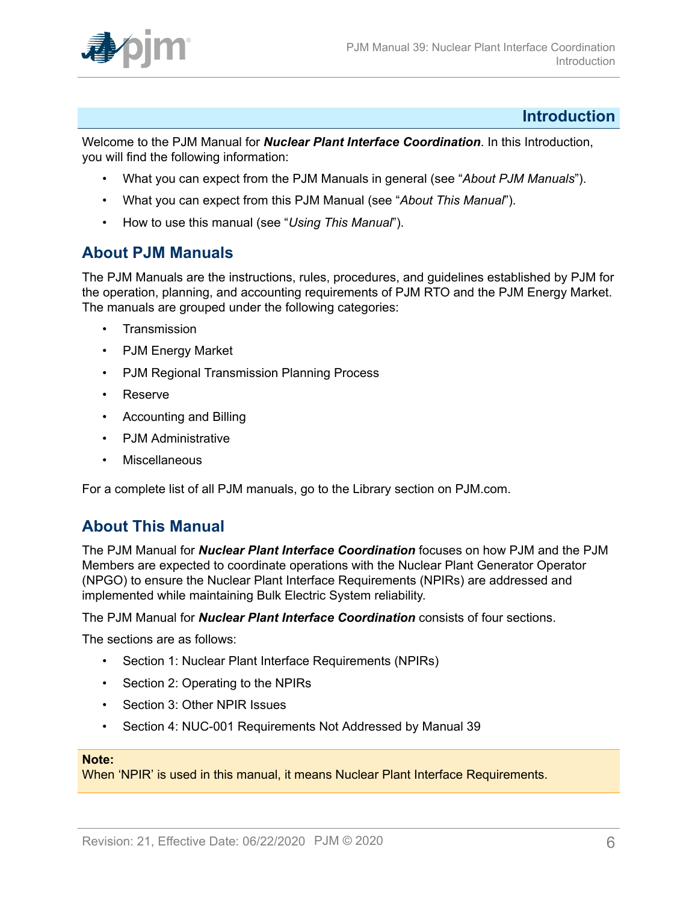# Introduction

Welcome to the PJM Manual for ***Nuclear Plant Interface Coordination***. In this Introduction, you will find the following information:

- What you can expect from the PJM Manuals in general (see "*About PJM Manuals*").
- What you can expect from this PJM Manual (see "*About This Manual*").
- How to use this manual (see "*Using This Manual*").

## About PJM Manuals

The PJM Manuals are the instructions, rules, procedures, and guidelines established by PJM for the operation, planning, and accounting requirements of PJM RTO and the PJM Energy Market. The manuals are grouped under the following categories:

- Transmission
- PJM Energy Market
- PJM Regional Transmission Planning Process
- Reserve
- Accounting and Billing
- PJM Administrative
- Miscellaneous

For a complete list of all PJM manuals, go to the Library section on PJM.com.

## About This Manual

The PJM Manual for ***Nuclear Plant Interface Coordination*** focuses on how PJM and the PJM Members are expected to coordinate operations with the Nuclear Plant Generator Operator (NPGO) to ensure the Nuclear Plant Interface Requirements (NPIRs) are addressed and implemented while maintaining Bulk Electric System reliability.

The PJM Manual for ***Nuclear Plant Interface Coordination*** consists of four sections.

The sections are as follows:

- Section 1: Nuclear Plant Interface Requirements (NPIRs)
- Section 2: Operating to the NPIRs
- Section 3: Other NPIR Issues
- Section 4: NUC-001 Requirements Not Addressed by Manual 39

**Note:**
When 'NPIR' is used in this manual, it means Nuclear Plant Interface Requirements.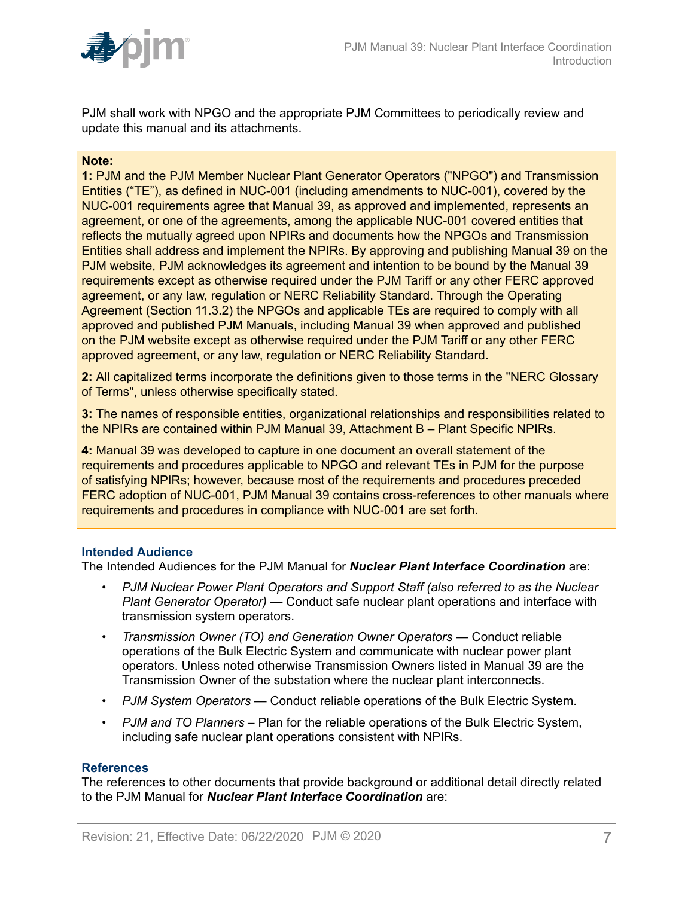PJM shall work with NPGO and the appropriate PJM Committees to periodically review and update this manual and its attachments.

**Note:**

**1:** PJM and the PJM Member Nuclear Plant Generator Operators ("NPGO") and Transmission Entities ("TE"), as defined in NUC-001 (including amendments to NUC-001), covered by the NUC-001 requirements agree that Manual 39, as approved and implemented, represents an agreement, or one of the agreements, among the applicable NUC-001 covered entities that reflects the mutually agreed upon NPIRs and documents how the NPGOs and Transmission Entities shall address and implement the NPIRs. By approving and publishing Manual 39 on the PJM website, PJM acknowledges its agreement and intention to be bound by the Manual 39 requirements except as otherwise required under the PJM Tariff or any other FERC approved agreement, or any law, regulation or NERC Reliability Standard. Through the Operating Agreement (Section 11.3.2) the NPGOs and applicable TEs are required to comply with all approved and published PJM Manuals, including Manual 39 when approved and published on the PJM website except as otherwise required under the PJM Tariff or any other FERC approved agreement, or any law, regulation or NERC Reliability Standard.

**2:** All capitalized terms incorporate the definitions given to those terms in the "NERC Glossary of Terms", unless otherwise specifically stated.

**3:** The names of responsible entities, organizational relationships and responsibilities related to the NPIRs are contained within PJM Manual 39, Attachment B – Plant Specific NPIRs.

**4:** Manual 39 was developed to capture in one document an overall statement of the requirements and procedures applicable to NPGO and relevant TEs in PJM for the purpose of satisfying NPIRs; however, because most of the requirements and procedures preceded FERC adoption of NUC-001, PJM Manual 39 contains cross-references to other manuals where requirements and procedures in compliance with NUC-001 are set forth.

### Intended Audience

The Intended Audiences for the PJM Manual for ***Nuclear Plant Interface Coordination*** are:

- *PJM Nuclear Power Plant Operators and Support Staff (also referred to as the Nuclear Plant Generator Operator)* — Conduct safe nuclear plant operations and interface with transmission system operators.
- *Transmission Owner (TO) and Generation Owner Operators* — Conduct reliable operations of the Bulk Electric System and communicate with nuclear power plant operators. Unless noted otherwise Transmission Owners listed in Manual 39 are the Transmission Owner of the substation where the nuclear plant interconnects.
- *PJM System Operators* — Conduct reliable operations of the Bulk Electric System.
- *PJM and TO Planners* – Plan for the reliable operations of the Bulk Electric System, including safe nuclear plant operations consistent with NPIRs.

### References

The references to other documents that provide background or additional detail directly related to the PJM Manual for ***Nuclear Plant Interface Coordination*** are: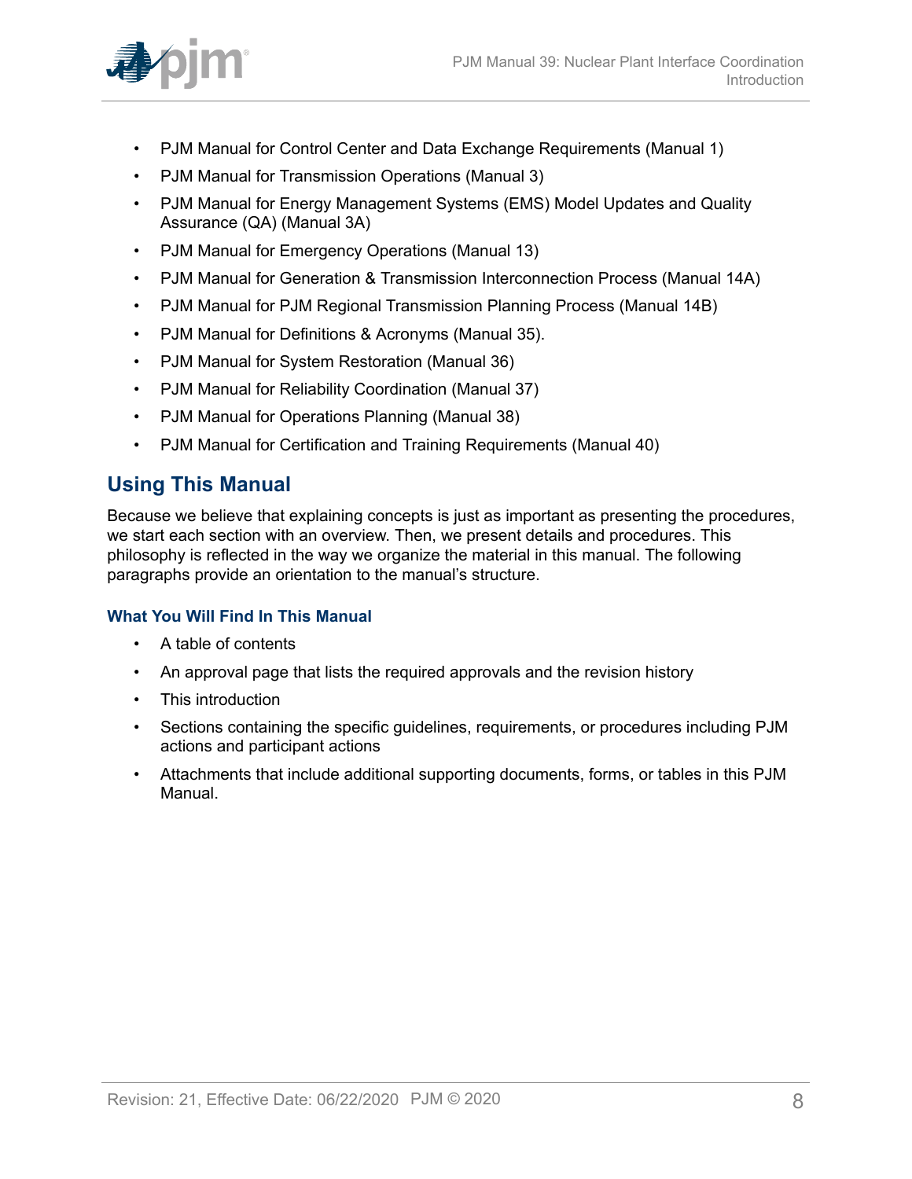- PJM Manual for Control Center and Data Exchange Requirements (Manual 1)
- PJM Manual for Transmission Operations (Manual 3)
- PJM Manual for Energy Management Systems (EMS) Model Updates and Quality Assurance (QA) (Manual 3A)
- PJM Manual for Emergency Operations (Manual 13)
- PJM Manual for Generation & Transmission Interconnection Process (Manual 14A)
- PJM Manual for PJM Regional Transmission Planning Process (Manual 14B)
- PJM Manual for Definitions & Acronyms (Manual 35).
- PJM Manual for System Restoration (Manual 36)
- PJM Manual for Reliability Coordination (Manual 37)
- PJM Manual for Operations Planning (Manual 38)
- PJM Manual for Certification and Training Requirements (Manual 40)

## Using This Manual

Because we believe that explaining concepts is just as important as presenting the procedures, we start each section with an overview. Then, we present details and procedures. This philosophy is reflected in the way we organize the material in this manual. The following paragraphs provide an orientation to the manual's structure.

### What You Will Find In This Manual

- A table of contents
- An approval page that lists the required approvals and the revision history
- This introduction
- Sections containing the specific guidelines, requirements, or procedures including PJM actions and participant actions
- Attachments that include additional supporting documents, forms, or tables in this PJM Manual.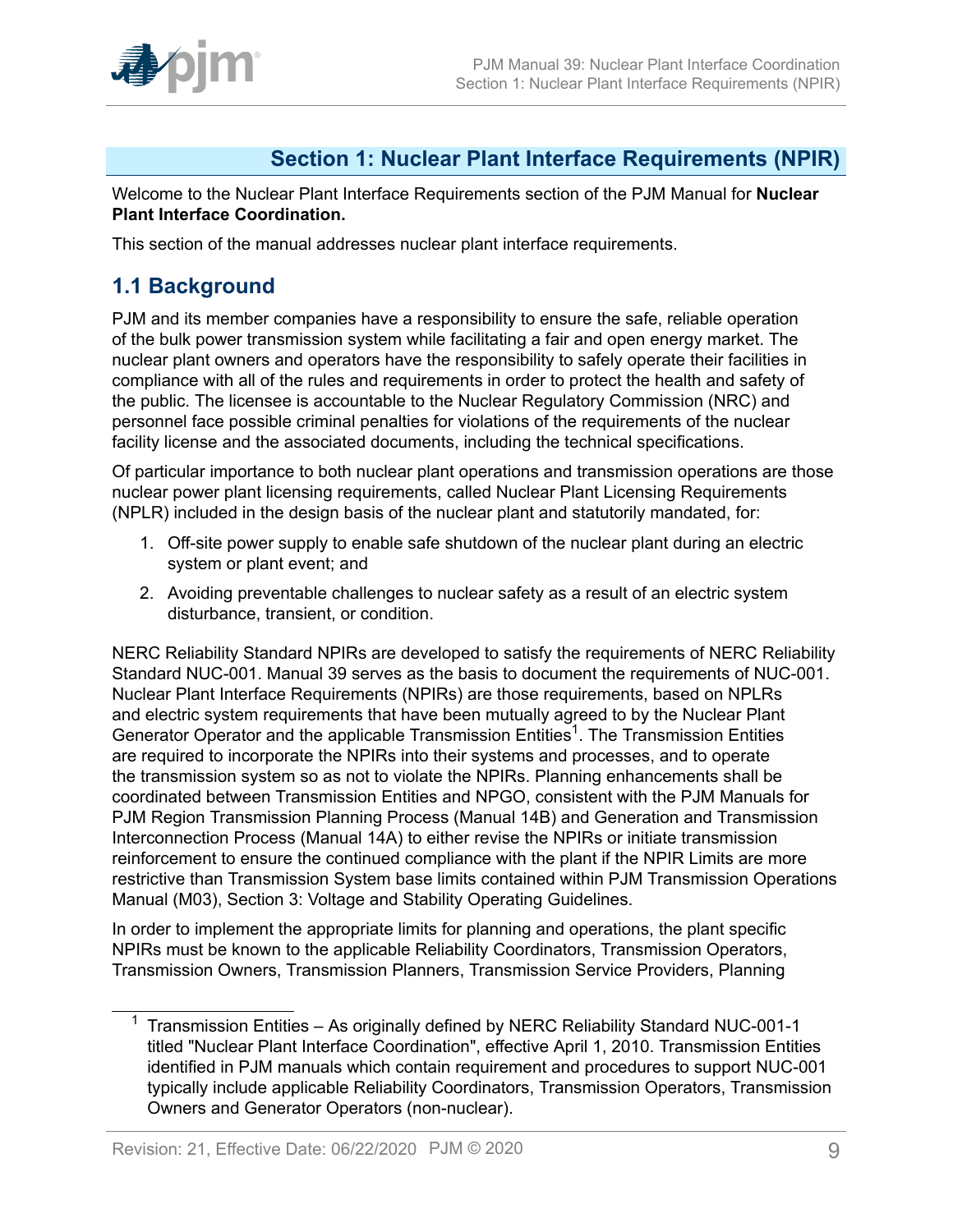# Section 1: Nuclear Plant Interface Requirements (NPIR)

Welcome to the Nuclear Plant Interface Requirements section of the PJM Manual for **Nuclear Plant Interface Coordination.**

This section of the manual addresses nuclear plant interface requirements.

## 1.1 Background

PJM and its member companies have a responsibility to ensure the safe, reliable operation of the bulk power transmission system while facilitating a fair and open energy market. The nuclear plant owners and operators have the responsibility to safely operate their facilities in compliance with all of the rules and requirements in order to protect the health and safety of the public. The licensee is accountable to the Nuclear Regulatory Commission (NRC) and personnel face possible criminal penalties for violations of the requirements of the nuclear facility license and the associated documents, including the technical specifications.

Of particular importance to both nuclear plant operations and transmission operations are those nuclear power plant licensing requirements, called Nuclear Plant Licensing Requirements (NPLR) included in the design basis of the nuclear plant and statutorily mandated, for:

1. Off-site power supply to enable safe shutdown of the nuclear plant during an electric system or plant event; and
2. Avoiding preventable challenges to nuclear safety as a result of an electric system disturbance, transient, or condition.

NERC Reliability Standard NPIRs are developed to satisfy the requirements of NERC Reliability Standard NUC-001. Manual 39 serves as the basis to document the requirements of NUC-001. Nuclear Plant Interface Requirements (NPIRs) are those requirements, based on NPLRs and electric system requirements that have been mutually agreed to by the Nuclear Plant Generator Operator and the applicable Transmission Entities[1]. The Transmission Entities are required to incorporate the NPIRs into their systems and processes, and to operate the transmission system so as not to violate the NPIRs. Planning enhancements shall be coordinated between Transmission Entities and NPGO, consistent with the PJM Manuals for PJM Region Transmission Planning Process (Manual 14B) and Generation and Transmission Interconnection Process (Manual 14A) to either revise the NPIRs or initiate transmission reinforcement to ensure the continued compliance with the plant if the NPIR Limits are more restrictive than Transmission System base limits contained within PJM Transmission Operations Manual (M03), Section 3: Voltage and Stability Operating Guidelines.

In order to implement the appropriate limits for planning and operations, the plant specific NPIRs must be known to the applicable Reliability Coordinators, Transmission Operators, Transmission Owners, Transmission Planners, Transmission Service Providers, Planning

[1] Transmission Entities – As originally defined by NERC Reliability Standard NUC-001-1 titled "Nuclear Plant Interface Coordination", effective April 1, 2010. Transmission Entities identified in PJM manuals which contain requirement and procedures to support NUC-001 typically include applicable Reliability Coordinators, Transmission Operators, Transmission Owners and Generator Operators (non-nuclear).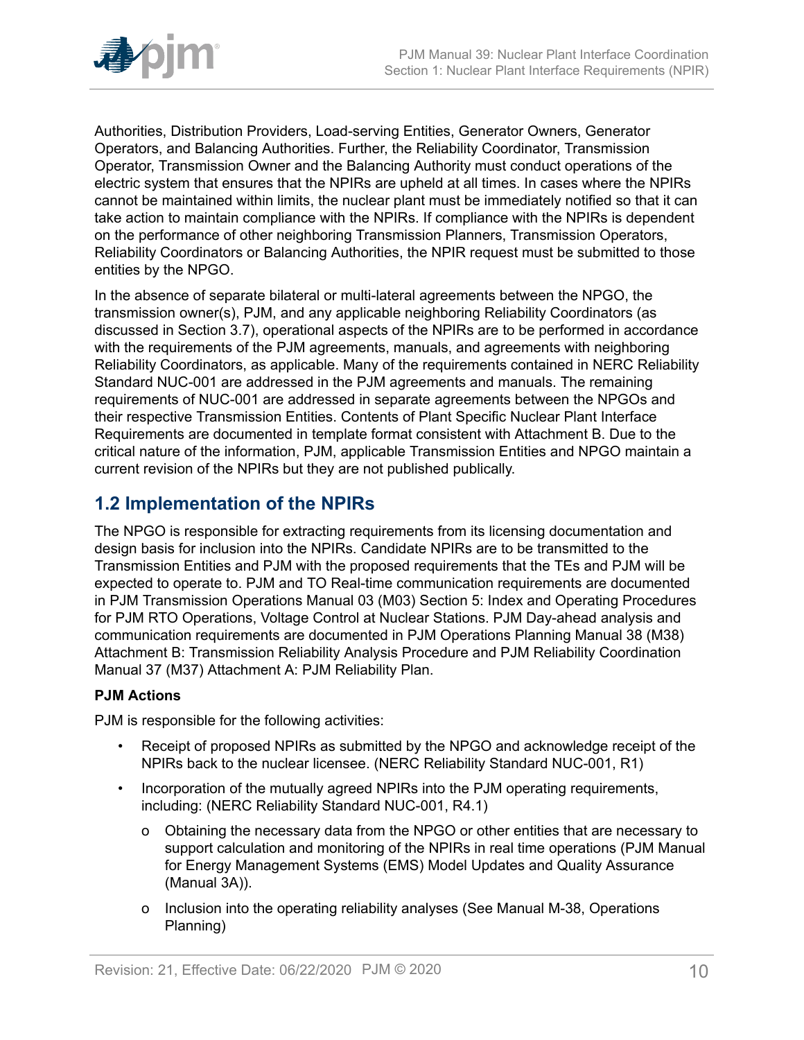Authorities, Distribution Providers, Load-serving Entities, Generator Owners, Generator Operators, and Balancing Authorities. Further, the Reliability Coordinator, Transmission Operator, Transmission Owner and the Balancing Authority must conduct operations of the electric system that ensures that the NPIRs are upheld at all times. In cases where the NPIRs cannot be maintained within limits, the nuclear plant must be immediately notified so that it can take action to maintain compliance with the NPIRs. If compliance with the NPIRs is dependent on the performance of other neighboring Transmission Planners, Transmission Operators, Reliability Coordinators or Balancing Authorities, the NPIR request must be submitted to those entities by the NPGO.

In the absence of separate bilateral or multi-lateral agreements between the NPGO, the transmission owner(s), PJM, and any applicable neighboring Reliability Coordinators (as discussed in Section 3.7), operational aspects of the NPIRs are to be performed in accordance with the requirements of the PJM agreements, manuals, and agreements with neighboring Reliability Coordinators, as applicable. Many of the requirements contained in NERC Reliability Standard NUC-001 are addressed in the PJM agreements and manuals. The remaining requirements of NUC-001 are addressed in separate agreements between the NPGOs and their respective Transmission Entities. Contents of Plant Specific Nuclear Plant Interface Requirements are documented in template format consistent with Attachment B. Due to the critical nature of the information, PJM, applicable Transmission Entities and NPGO maintain a current revision of the NPIRs but they are not published publically.

## 1.2 Implementation of the NPIRs

The NPGO is responsible for extracting requirements from its licensing documentation and design basis for inclusion into the NPIRs. Candidate NPIRs are to be transmitted to the Transmission Entities and PJM with the proposed requirements that the TEs and PJM will be expected to operate to. PJM and TO Real-time communication requirements are documented in PJM Transmission Operations Manual 03 (M03) Section 5: Index and Operating Procedures for PJM RTO Operations, Voltage Control at Nuclear Stations. PJM Day-ahead analysis and communication requirements are documented in PJM Operations Planning Manual 38 (M38) Attachment B: Transmission Reliability Analysis Procedure and PJM Reliability Coordination Manual 37 (M37) Attachment A: PJM Reliability Plan.

**PJM Actions**

PJM is responsible for the following activities:

- Receipt of proposed NPIRs as submitted by the NPGO and acknowledge receipt of the NPIRs back to the nuclear licensee. (NERC Reliability Standard NUC-001, R1)
- Incorporation of the mutually agreed NPIRs into the PJM operating requirements, including: (NERC Reliability Standard NUC-001, R4.1)
  - o Obtaining the necessary data from the NPGO or other entities that are necessary to support calculation and monitoring of the NPIRs in real time operations (PJM Manual for Energy Management Systems (EMS) Model Updates and Quality Assurance (Manual 3A)).
  - o Inclusion into the operating reliability analyses (See Manual M-38, Operations Planning)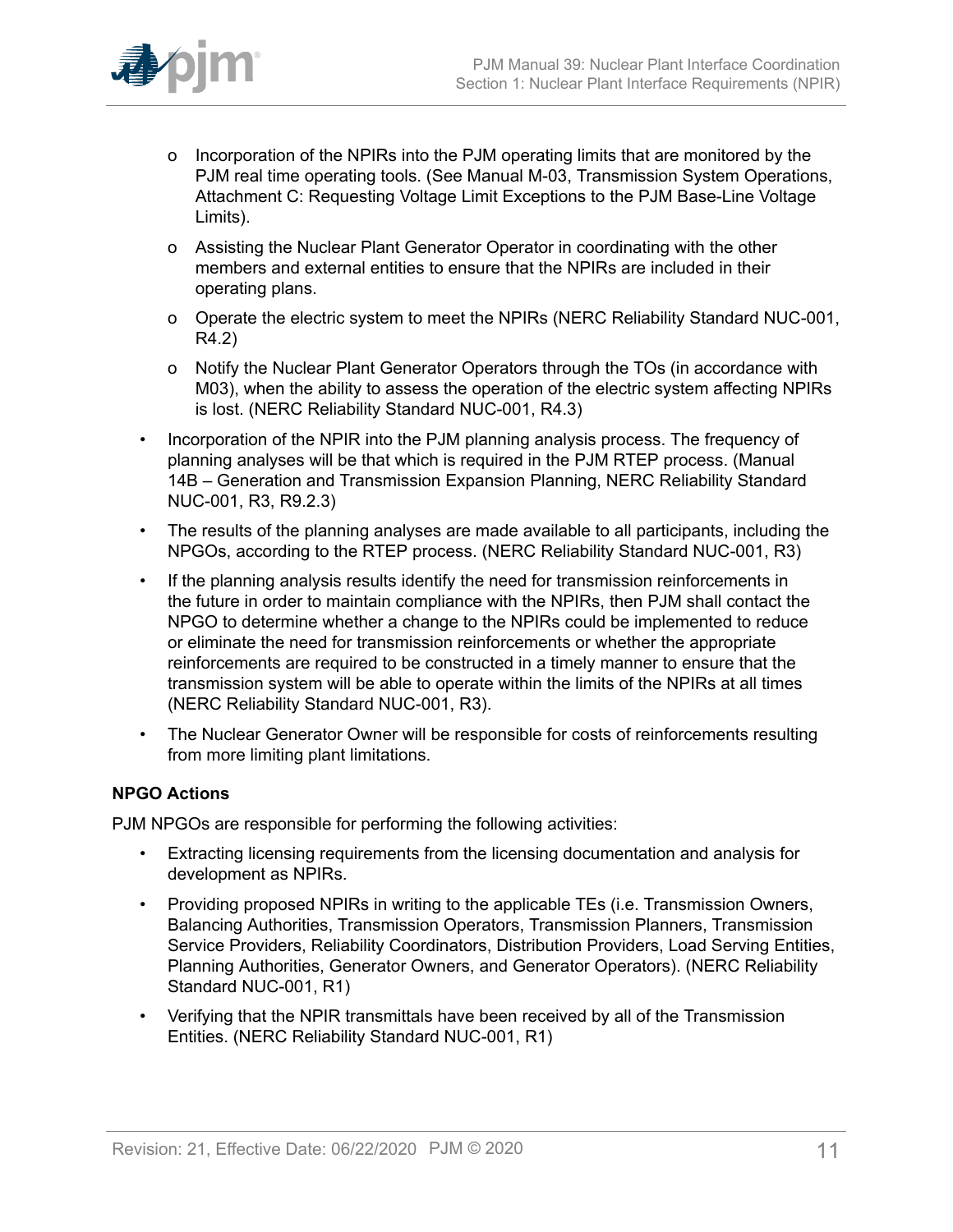- o Incorporation of the NPIRs into the PJM operating limits that are monitored by the PJM real time operating tools. (See Manual M-03, Transmission System Operations, Attachment C: Requesting Voltage Limit Exceptions to the PJM Base-Line Voltage Limits).
  - o Assisting the Nuclear Plant Generator Operator in coordinating with the other members and external entities to ensure that the NPIRs are included in their operating plans.
  - o Operate the electric system to meet the NPIRs (NERC Reliability Standard NUC-001, R4.2)
  - o Notify the Nuclear Plant Generator Operators through the TOs (in accordance with M03), when the ability to assess the operation of the electric system affecting NPIRs is lost. (NERC Reliability Standard NUC-001, R4.3)
- Incorporation of the NPIR into the PJM planning analysis process. The frequency of planning analyses will be that which is required in the PJM RTEP process. (Manual 14B – Generation and Transmission Expansion Planning, NERC Reliability Standard NUC-001, R3, R9.2.3)
- The results of the planning analyses are made available to all participants, including the NPGOs, according to the RTEP process. (NERC Reliability Standard NUC-001, R3)
- If the planning analysis results identify the need for transmission reinforcements in the future in order to maintain compliance with the NPIRs, then PJM shall contact the NPGO to determine whether a change to the NPIRs could be implemented to reduce or eliminate the need for transmission reinforcements or whether the appropriate reinforcements are required to be constructed in a timely manner to ensure that the transmission system will be able to operate within the limits of the NPIRs at all times (NERC Reliability Standard NUC-001, R3).
- The Nuclear Generator Owner will be responsible for costs of reinforcements resulting from more limiting plant limitations.

**NPGO Actions**

PJM NPGOs are responsible for performing the following activities:

- Extracting licensing requirements from the licensing documentation and analysis for development as NPIRs.
- Providing proposed NPIRs in writing to the applicable TEs (i.e. Transmission Owners, Balancing Authorities, Transmission Operators, Transmission Planners, Transmission Service Providers, Reliability Coordinators, Distribution Providers, Load Serving Entities, Planning Authorities, Generator Owners, and Generator Operators). (NERC Reliability Standard NUC-001, R1)
- Verifying that the NPIR transmittals have been received by all of the Transmission Entities. (NERC Reliability Standard NUC-001, R1)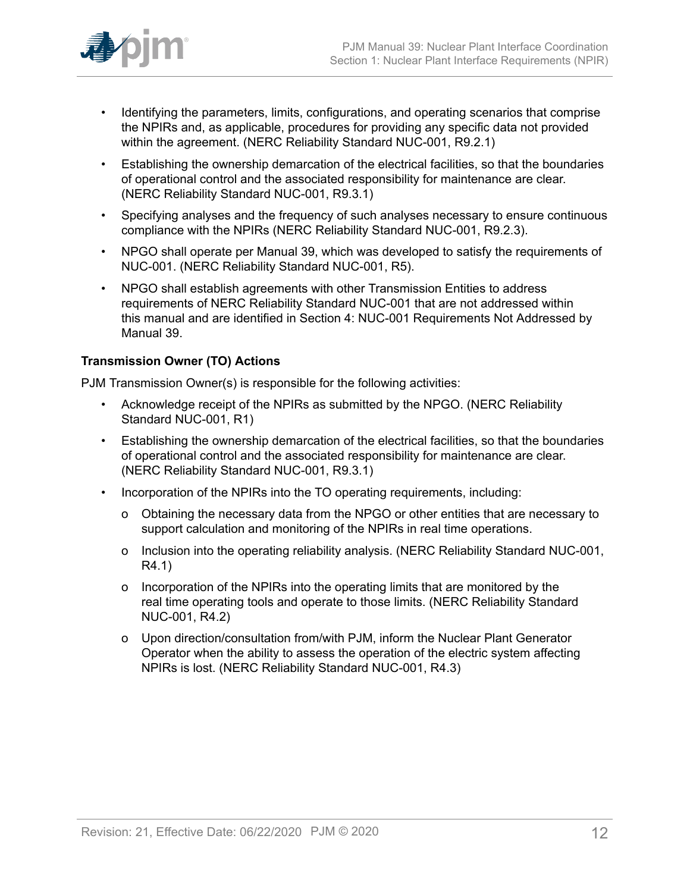- Identifying the parameters, limits, configurations, and operating scenarios that comprise the NPIRs and, as applicable, procedures for providing any specific data not provided within the agreement. (NERC Reliability Standard NUC-001, R9.2.1)
- Establishing the ownership demarcation of the electrical facilities, so that the boundaries of operational control and the associated responsibility for maintenance are clear. (NERC Reliability Standard NUC-001, R9.3.1)
- Specifying analyses and the frequency of such analyses necessary to ensure continuous compliance with the NPIRs (NERC Reliability Standard NUC-001, R9.2.3).
- NPGO shall operate per Manual 39, which was developed to satisfy the requirements of NUC-001. (NERC Reliability Standard NUC-001, R5).
- NPGO shall establish agreements with other Transmission Entities to address requirements of NERC Reliability Standard NUC-001 that are not addressed within this manual and are identified in Section 4: NUC-001 Requirements Not Addressed by Manual 39.

**Transmission Owner (TO) Actions**

PJM Transmission Owner(s) is responsible for the following activities:

- Acknowledge receipt of the NPIRs as submitted by the NPGO. (NERC Reliability Standard NUC-001, R1)
- Establishing the ownership demarcation of the electrical facilities, so that the boundaries of operational control and the associated responsibility for maintenance are clear. (NERC Reliability Standard NUC-001, R9.3.1)
- Incorporation of the NPIRs into the TO operating requirements, including:
  - o Obtaining the necessary data from the NPGO or other entities that are necessary to support calculation and monitoring of the NPIRs in real time operations.
  - o Inclusion into the operating reliability analysis. (NERC Reliability Standard NUC-001, R4.1)
  - o Incorporation of the NPIRs into the operating limits that are monitored by the real time operating tools and operate to those limits. (NERC Reliability Standard NUC-001, R4.2)
  - o Upon direction/consultation from/with PJM, inform the Nuclear Plant Generator Operator when the ability to assess the operation of the electric system affecting NPIRs is lost. (NERC Reliability Standard NUC-001, R4.3)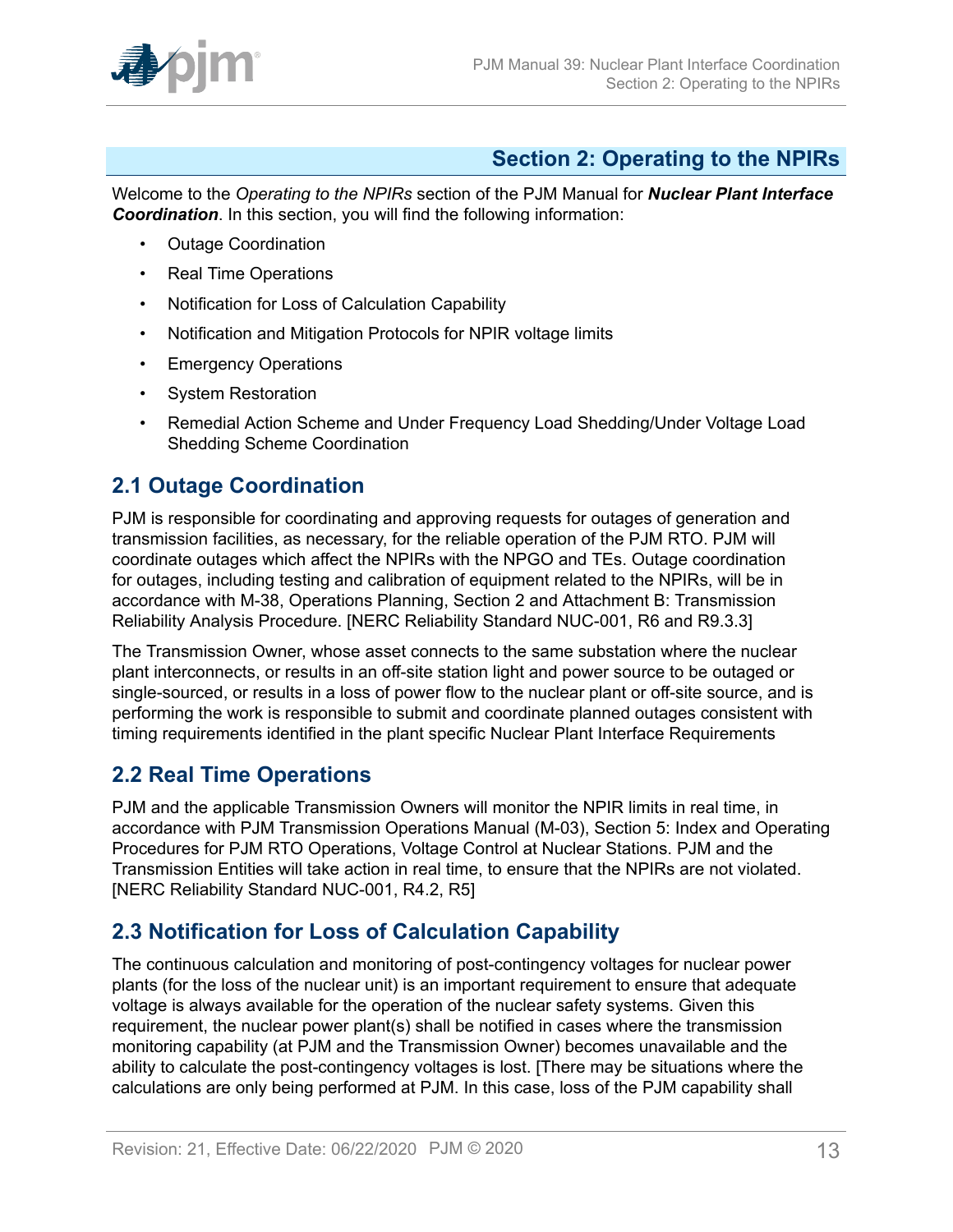## Section 2: Operating to the NPIRs

Welcome to the *Operating to the NPIRs* section of the PJM Manual for ***Nuclear Plant Interface Coordination***. In this section, you will find the following information:

- Outage Coordination
- Real Time Operations
- Notification for Loss of Calculation Capability
- Notification and Mitigation Protocols for NPIR voltage limits
- Emergency Operations
- System Restoration
- Remedial Action Scheme and Under Frequency Load Shedding/Under Voltage Load Shedding Scheme Coordination

### 2.1 Outage Coordination

PJM is responsible for coordinating and approving requests for outages of generation and transmission facilities, as necessary, for the reliable operation of the PJM RTO. PJM will coordinate outages which affect the NPIRs with the NPGO and TEs. Outage coordination for outages, including testing and calibration of equipment related to the NPIRs, will be in accordance with M-38, Operations Planning, Section 2 and Attachment B: Transmission Reliability Analysis Procedure. [NERC Reliability Standard NUC-001, R6 and R9.3.3]

The Transmission Owner, whose asset connects to the same substation where the nuclear plant interconnects, or results in an off-site station light and power source to be outaged or single-sourced, or results in a loss of power flow to the nuclear plant or off-site source, and is performing the work is responsible to submit and coordinate planned outages consistent with timing requirements identified in the plant specific Nuclear Plant Interface Requirements

### 2.2 Real Time Operations

PJM and the applicable Transmission Owners will monitor the NPIR limits in real time, in accordance with PJM Transmission Operations Manual (M-03), Section 5: Index and Operating Procedures for PJM RTO Operations, Voltage Control at Nuclear Stations. PJM and the Transmission Entities will take action in real time, to ensure that the NPIRs are not violated. [NERC Reliability Standard NUC-001, R4.2, R5]

### 2.3 Notification for Loss of Calculation Capability

The continuous calculation and monitoring of post-contingency voltages for nuclear power plants (for the loss of the nuclear unit) is an important requirement to ensure that adequate voltage is always available for the operation of the nuclear safety systems. Given this requirement, the nuclear power plant(s) shall be notified in cases where the transmission monitoring capability (at PJM and the Transmission Owner) becomes unavailable and the ability to calculate the post-contingency voltages is lost. [There may be situations where the calculations are only being performed at PJM. In this case, loss of the PJM capability shall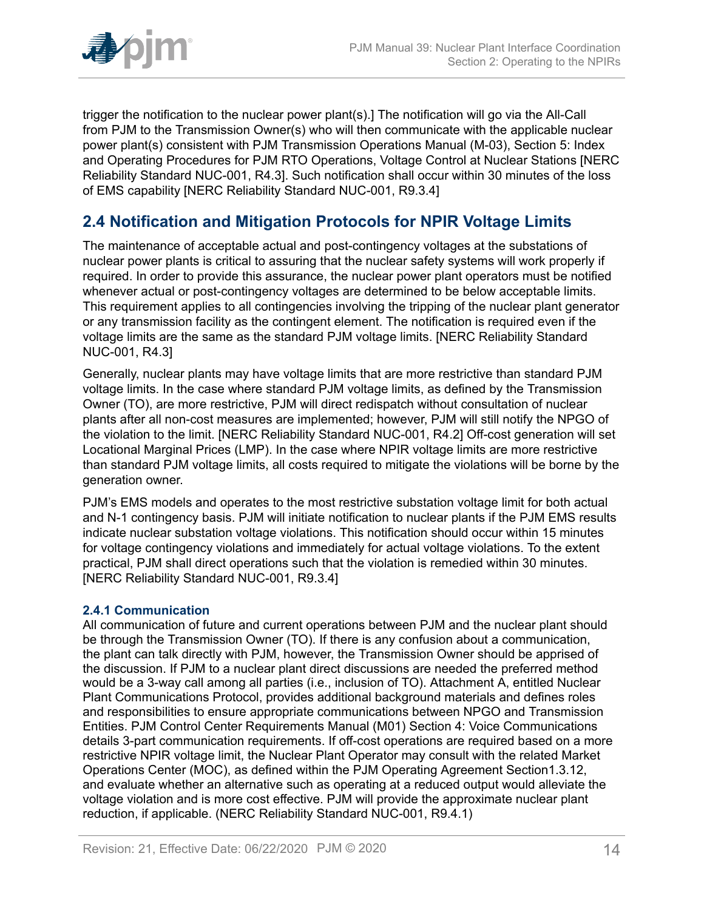trigger the notification to the nuclear power plant(s).] The notification will go via the All-Call from PJM to the Transmission Owner(s) who will then communicate with the applicable nuclear power plant(s) consistent with PJM Transmission Operations Manual (M-03), Section 5: Index and Operating Procedures for PJM RTO Operations, Voltage Control at Nuclear Stations [NERC Reliability Standard NUC-001, R4.3]. Such notification shall occur within 30 minutes of the loss of EMS capability [NERC Reliability Standard NUC-001, R9.3.4]

## 2.4 Notification and Mitigation Protocols for NPIR Voltage Limits

The maintenance of acceptable actual and post-contingency voltages at the substations of nuclear power plants is critical to assuring that the nuclear safety systems will work properly if required. In order to provide this assurance, the nuclear power plant operators must be notified whenever actual or post-contingency voltages are determined to be below acceptable limits. This requirement applies to all contingencies involving the tripping of the nuclear plant generator or any transmission facility as the contingent element. The notification is required even if the voltage limits are the same as the standard PJM voltage limits. [NERC Reliability Standard NUC-001, R4.3]

Generally, nuclear plants may have voltage limits that are more restrictive than standard PJM voltage limits. In the case where standard PJM voltage limits, as defined by the Transmission Owner (TO), are more restrictive, PJM will direct redispatch without consultation of nuclear plants after all non-cost measures are implemented; however, PJM will still notify the NPGO of the violation to the limit. [NERC Reliability Standard NUC-001, R4.2] Off-cost generation will set Locational Marginal Prices (LMP). In the case where NPIR voltage limits are more restrictive than standard PJM voltage limits, all costs required to mitigate the violations will be borne by the generation owner.

PJM's EMS models and operates to the most restrictive substation voltage limit for both actual and N-1 contingency basis. PJM will initiate notification to nuclear plants if the PJM EMS results indicate nuclear substation voltage violations. This notification should occur within 15 minutes for voltage contingency violations and immediately for actual voltage violations. To the extent practical, PJM shall direct operations such that the violation is remedied within 30 minutes. [NERC Reliability Standard NUC-001, R9.3.4]

### 2.4.1 Communication

All communication of future and current operations between PJM and the nuclear plant should be through the Transmission Owner (TO). If there is any confusion about a communication, the plant can talk directly with PJM, however, the Transmission Owner should be apprised of the discussion. If PJM to a nuclear plant direct discussions are needed the preferred method would be a 3-way call among all parties (i.e., inclusion of TO). Attachment A, entitled Nuclear Plant Communications Protocol, provides additional background materials and defines roles and responsibilities to ensure appropriate communications between NPGO and Transmission Entities. PJM Control Center Requirements Manual (M01) Section 4: Voice Communications details 3-part communication requirements. If off-cost operations are required based on a more restrictive NPIR voltage limit, the Nuclear Plant Operator may consult with the related Market Operations Center (MOC), as defined within the PJM Operating Agreement Section1.3.12, and evaluate whether an alternative such as operating at a reduced output would alleviate the voltage violation and is more cost effective. PJM will provide the approximate nuclear plant reduction, if applicable. (NERC Reliability Standard NUC-001, R9.4.1)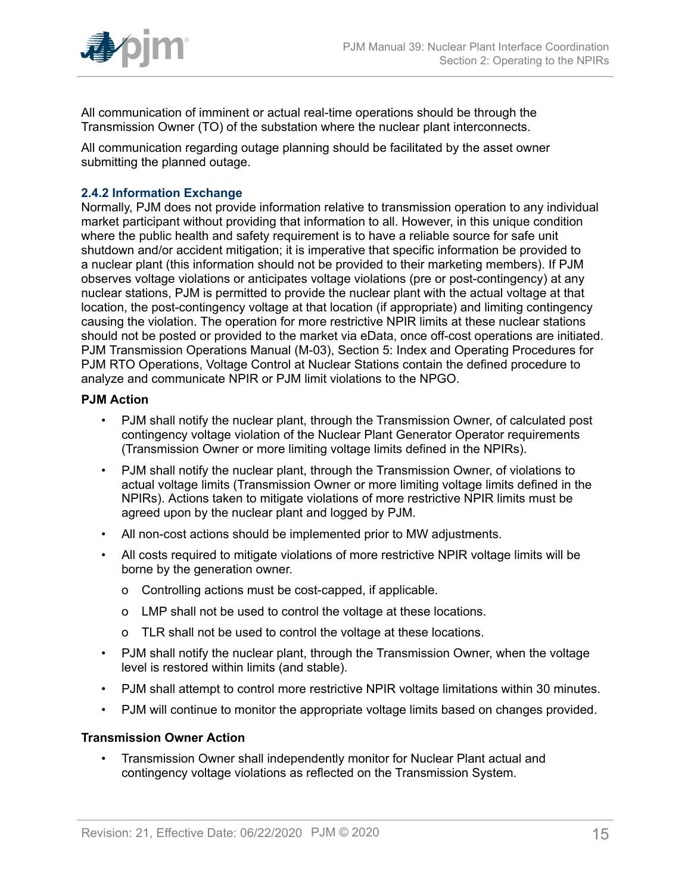All communication of imminent or actual real-time operations should be through the Transmission Owner (TO) of the substation where the nuclear plant interconnects.

All communication regarding outage planning should be facilitated by the asset owner submitting the planned outage.

### 2.4.2 Information Exchange

Normally, PJM does not provide information relative to transmission operation to any individual market participant without providing that information to all. However, in this unique condition where the public health and safety requirement is to have a reliable source for safe unit shutdown and/or accident mitigation; it is imperative that specific information be provided to a nuclear plant (this information should not be provided to their marketing members). If PJM observes voltage violations or anticipates voltage violations (pre or post-contingency) at any nuclear stations, PJM is permitted to provide the nuclear plant with the actual voltage at that location, the post-contingency voltage at that location (if appropriate) and limiting contingency causing the violation. The operation for more restrictive NPIR limits at these nuclear stations should not be posted or provided to the market via eData, once off-cost operations are initiated. PJM Transmission Operations Manual (M-03), Section 5: Index and Operating Procedures for PJM RTO Operations, Voltage Control at Nuclear Stations contain the defined procedure to analyze and communicate NPIR or PJM limit violations to the NPGO.

**PJM Action**

- PJM shall notify the nuclear plant, through the Transmission Owner, of calculated post contingency voltage violation of the Nuclear Plant Generator Operator requirements (Transmission Owner or more limiting voltage limits defined in the NPIRs).
- PJM shall notify the nuclear plant, through the Transmission Owner, of violations to actual voltage limits (Transmission Owner or more limiting voltage limits defined in the NPIRs). Actions taken to mitigate violations of more restrictive NPIR limits must be agreed upon by the nuclear plant and logged by PJM.
- All non-cost actions should be implemented prior to MW adjustments.
- All costs required to mitigate violations of more restrictive NPIR voltage limits will be borne by the generation owner.
  - Controlling actions must be cost-capped, if applicable.
  - LMP shall not be used to control the voltage at these locations.
  - TLR shall not be used to control the voltage at these locations.
- PJM shall notify the nuclear plant, through the Transmission Owner, when the voltage level is restored within limits (and stable).
- PJM shall attempt to control more restrictive NPIR voltage limitations within 30 minutes.
- PJM will continue to monitor the appropriate voltage limits based on changes provided.

**Transmission Owner Action**

- Transmission Owner shall independently monitor for Nuclear Plant actual and contingency voltage violations as reflected on the Transmission System.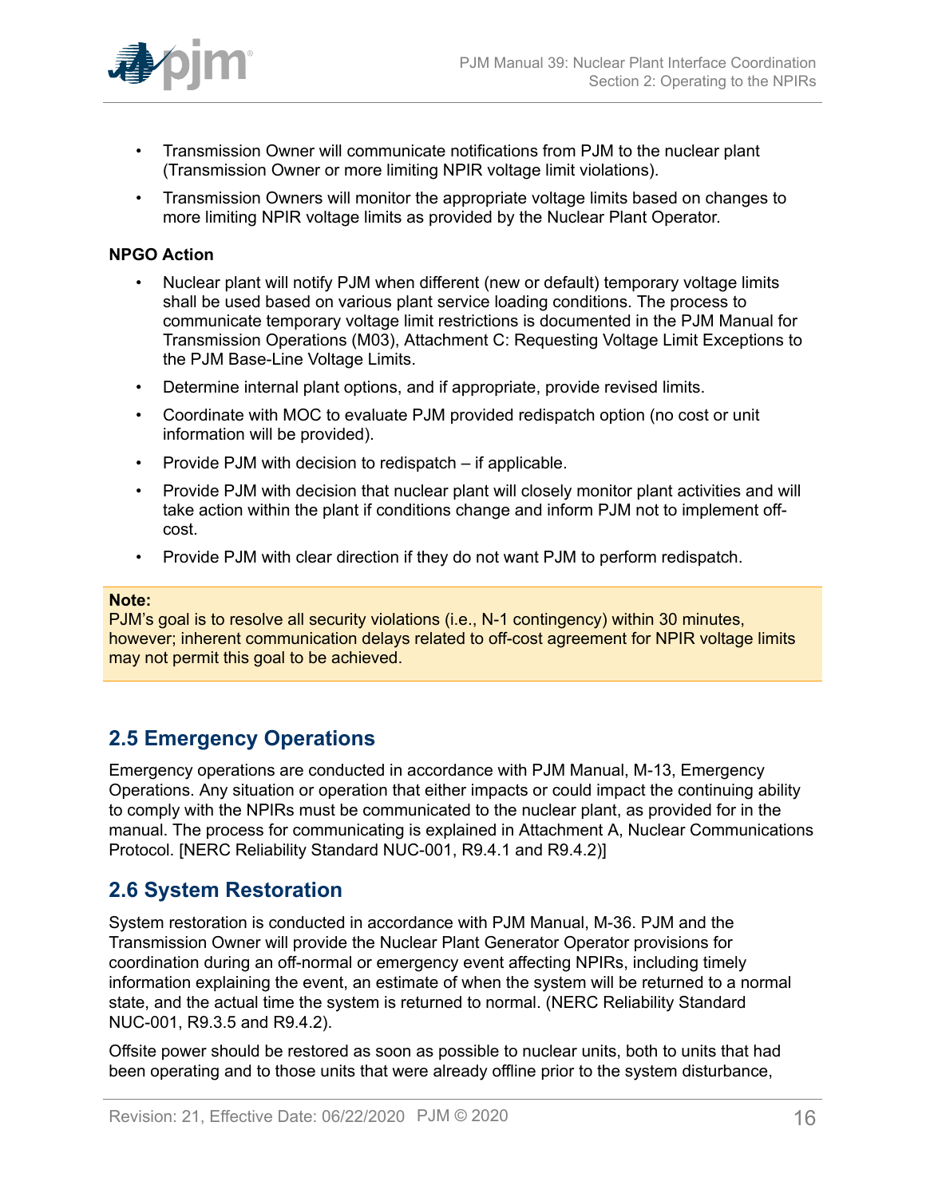- Transmission Owner will communicate notifications from PJM to the nuclear plant (Transmission Owner or more limiting NPIR voltage limit violations).
- Transmission Owners will monitor the appropriate voltage limits based on changes to more limiting NPIR voltage limits as provided by the Nuclear Plant Operator.

**NPGO Action**

- Nuclear plant will notify PJM when different (new or default) temporary voltage limits shall be used based on various plant service loading conditions. The process to communicate temporary voltage limit restrictions is documented in the PJM Manual for Transmission Operations (M03), Attachment C: Requesting Voltage Limit Exceptions to the PJM Base-Line Voltage Limits.
- Determine internal plant options, and if appropriate, provide revised limits.
- Coordinate with MOC to evaluate PJM provided redispatch option (no cost or unit information will be provided).
- Provide PJM with decision to redispatch – if applicable.
- Provide PJM with decision that nuclear plant will closely monitor plant activities and will take action within the plant if conditions change and inform PJM not to implement off-cost.
- Provide PJM with clear direction if they do not want PJM to perform redispatch.

**Note:**
PJM's goal is to resolve all security violations (i.e., N-1 contingency) within 30 minutes, however; inherent communication delays related to off-cost agreement for NPIR voltage limits may not permit this goal to be achieved.

## 2.5 Emergency Operations

Emergency operations are conducted in accordance with PJM Manual, M-13, Emergency Operations. Any situation or operation that either impacts or could impact the continuing ability to comply with the NPIRs must be communicated to the nuclear plant, as provided for in the manual. The process for communicating is explained in Attachment A, Nuclear Communications Protocol. [NERC Reliability Standard NUC-001, R9.4.1 and R9.4.2)]

## 2.6 System Restoration

System restoration is conducted in accordance with PJM Manual, M-36. PJM and the Transmission Owner will provide the Nuclear Plant Generator Operator provisions for coordination during an off-normal or emergency event affecting NPIRs, including timely information explaining the event, an estimate of when the system will be returned to a normal state, and the actual time the system is returned to normal. (NERC Reliability Standard NUC-001, R9.3.5 and R9.4.2).

Offsite power should be restored as soon as possible to nuclear units, both to units that had been operating and to those units that were already offline prior to the system disturbance,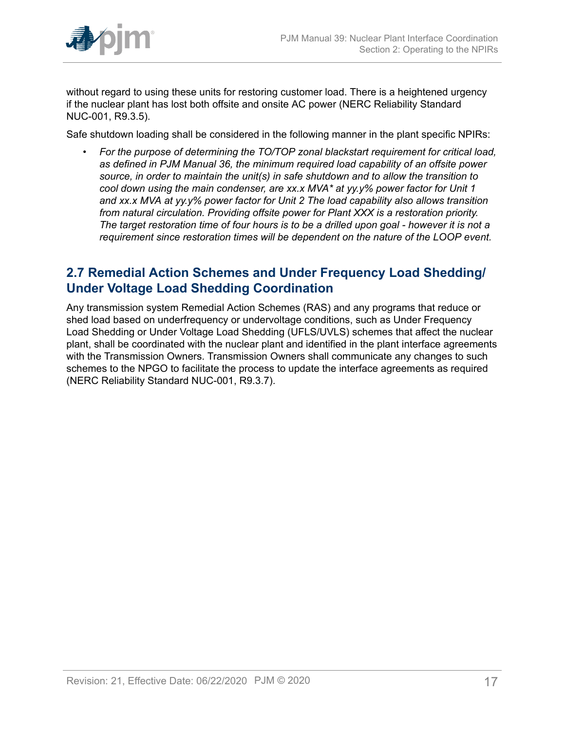without regard to using these units for restoring customer load. There is a heightened urgency if the nuclear plant has lost both offsite and onsite AC power (NERC Reliability Standard NUC-001, R9.3.5).

Safe shutdown loading shall be considered in the following manner in the plant specific NPIRs:

- *For the purpose of determining the TO/TOP zonal blackstart requirement for critical load, as defined in PJM Manual 36, the minimum required load capability of an offsite power source, in order to maintain the unit(s) in safe shutdown and to allow the transition to cool down using the main condenser, are xx.x MVA* at yy.y% power factor for Unit 1 and xx.x MVA at yy.y% power factor for Unit 2 The load capability also allows transition from natural circulation. Providing offsite power for Plant XXX is a restoration priority. The target restoration time of four hours is to be a drilled upon goal - however it is not a requirement since restoration times will be dependent on the nature of the LOOP event.*

## 2.7 Remedial Action Schemes and Under Frequency Load Shedding/ Under Voltage Load Shedding Coordination

Any transmission system Remedial Action Schemes (RAS) and any programs that reduce or shed load based on underfrequency or undervoltage conditions, such as Under Frequency Load Shedding or Under Voltage Load Shedding (UFLS/UVLS) schemes that affect the nuclear plant, shall be coordinated with the nuclear plant and identified in the plant interface agreements with the Transmission Owners. Transmission Owners shall communicate any changes to such schemes to the NPGO to facilitate the process to update the interface agreements as required (NERC Reliability Standard NUC-001, R9.3.7).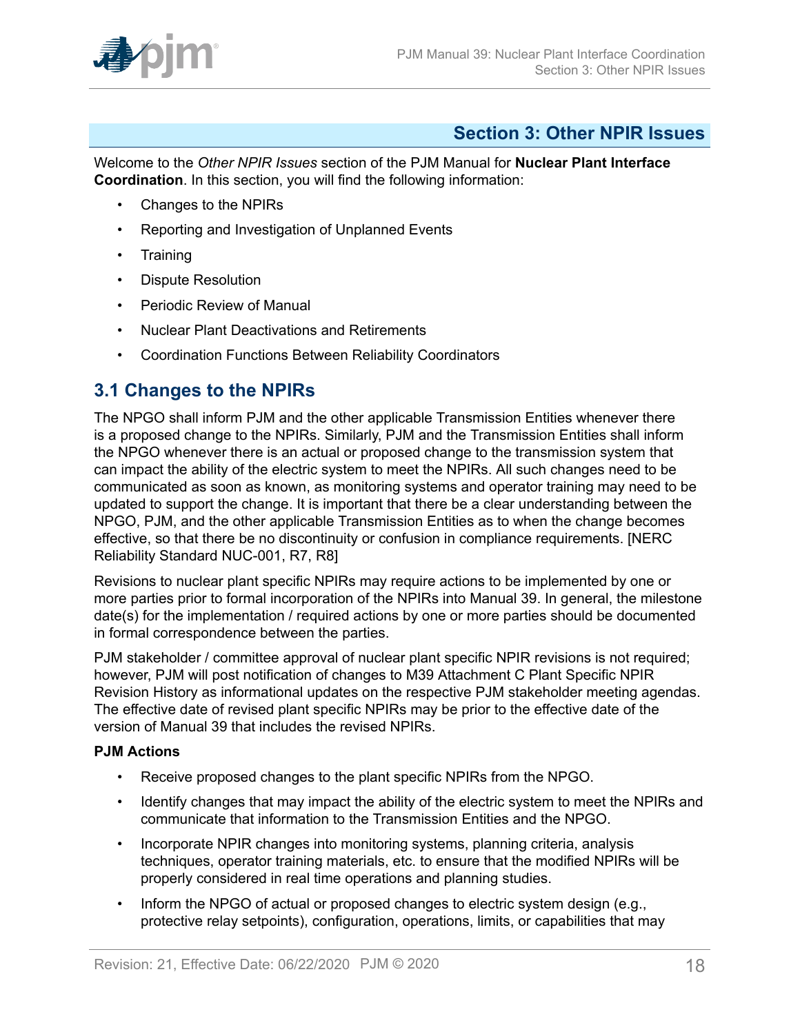# Section 3: Other NPIR Issues

Welcome to the *Other NPIR Issues* section of the PJM Manual for **Nuclear Plant Interface Coordination**. In this section, you will find the following information:

- Changes to the NPIRs
- Reporting and Investigation of Unplanned Events
- Training
- Dispute Resolution
- Periodic Review of Manual
- Nuclear Plant Deactivations and Retirements
- Coordination Functions Between Reliability Coordinators

## 3.1 Changes to the NPIRs

The NPGO shall inform PJM and the other applicable Transmission Entities whenever there is a proposed change to the NPIRs. Similarly, PJM and the Transmission Entities shall inform the NPGO whenever there is an actual or proposed change to the transmission system that can impact the ability of the electric system to meet the NPIRs. All such changes need to be communicated as soon as known, as monitoring systems and operator training may need to be updated to support the change. It is important that there be a clear understanding between the NPGO, PJM, and the other applicable Transmission Entities as to when the change becomes effective, so that there be no discontinuity or confusion in compliance requirements. [NERC Reliability Standard NUC-001, R7, R8]

Revisions to nuclear plant specific NPIRs may require actions to be implemented by one or more parties prior to formal incorporation of the NPIRs into Manual 39. In general, the milestone date(s) for the implementation / required actions by one or more parties should be documented in formal correspondence between the parties.

PJM stakeholder / committee approval of nuclear plant specific NPIR revisions is not required; however, PJM will post notification of changes to M39 Attachment C Plant Specific NPIR Revision History as informational updates on the respective PJM stakeholder meeting agendas. The effective date of revised plant specific NPIRs may be prior to the effective date of the version of Manual 39 that includes the revised NPIRs.

**PJM Actions**

- Receive proposed changes to the plant specific NPIRs from the NPGO.
- Identify changes that may impact the ability of the electric system to meet the NPIRs and communicate that information to the Transmission Entities and the NPGO.
- Incorporate NPIR changes into monitoring systems, planning criteria, analysis techniques, operator training materials, etc. to ensure that the modified NPIRs will be properly considered in real time operations and planning studies.
- Inform the NPGO of actual or proposed changes to electric system design (e.g., protective relay setpoints), configuration, operations, limits, or capabilities that may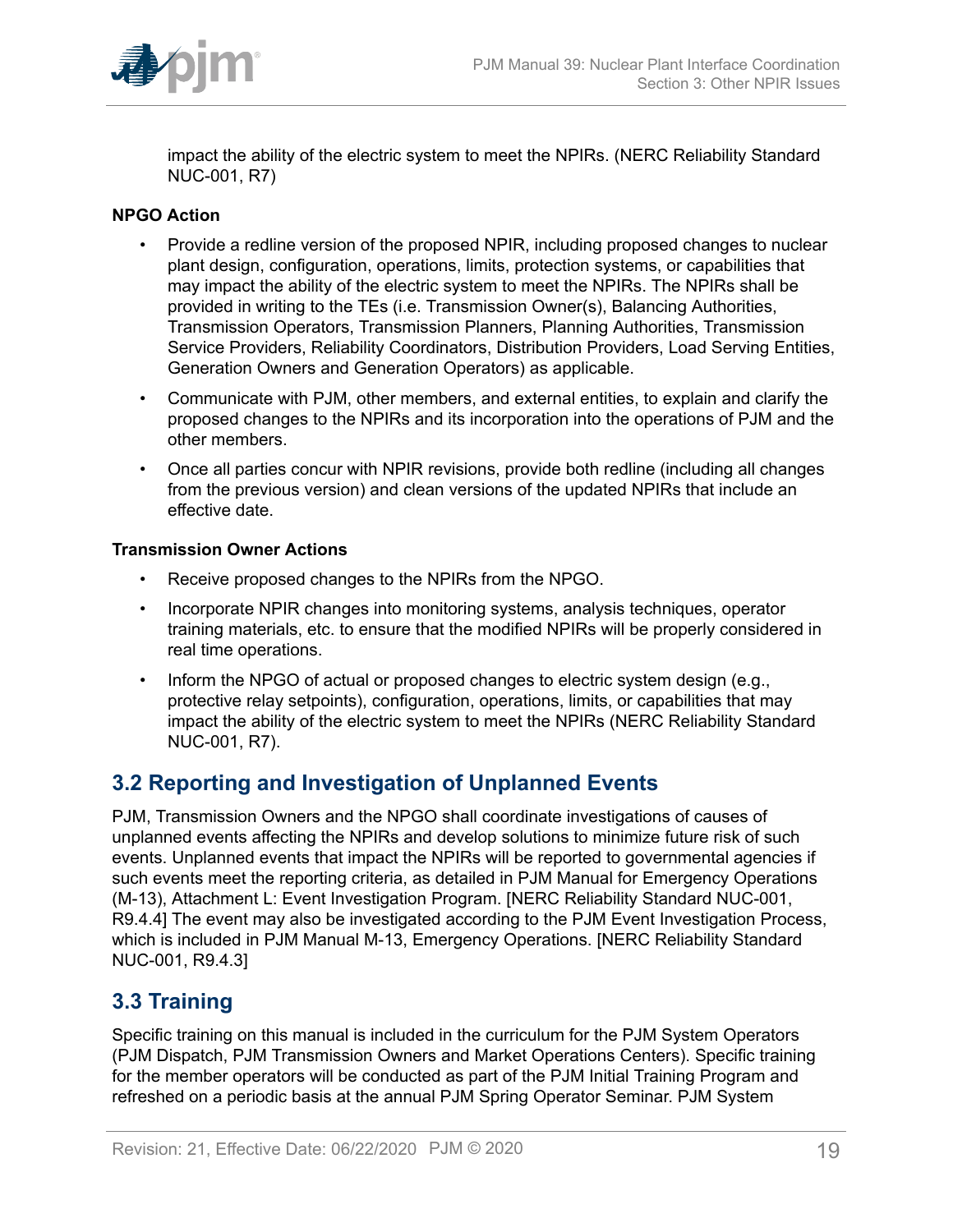impact the ability of the electric system to meet the NPIRs. (NERC Reliability Standard NUC-001, R7)

**NPGO Action**

- Provide a redline version of the proposed NPIR, including proposed changes to nuclear plant design, configuration, operations, limits, protection systems, or capabilities that may impact the ability of the electric system to meet the NPIRs. The NPIRs shall be provided in writing to the TEs (i.e. Transmission Owner(s), Balancing Authorities, Transmission Operators, Transmission Planners, Planning Authorities, Transmission Service Providers, Reliability Coordinators, Distribution Providers, Load Serving Entities, Generation Owners and Generation Operators) as applicable.
- Communicate with PJM, other members, and external entities, to explain and clarify the proposed changes to the NPIRs and its incorporation into the operations of PJM and the other members.
- Once all parties concur with NPIR revisions, provide both redline (including all changes from the previous version) and clean versions of the updated NPIRs that include an effective date.

**Transmission Owner Actions**

- Receive proposed changes to the NPIRs from the NPGO.
- Incorporate NPIR changes into monitoring systems, analysis techniques, operator training materials, etc. to ensure that the modified NPIRs will be properly considered in real time operations.
- Inform the NPGO of actual or proposed changes to electric system design (e.g., protective relay setpoints), configuration, operations, limits, or capabilities that may impact the ability of the electric system to meet the NPIRs (NERC Reliability Standard NUC-001, R7).

## 3.2 Reporting and Investigation of Unplanned Events

PJM, Transmission Owners and the NPGO shall coordinate investigations of causes of unplanned events affecting the NPIRs and develop solutions to minimize future risk of such events. Unplanned events that impact the NPIRs will be reported to governmental agencies if such events meet the reporting criteria, as detailed in PJM Manual for Emergency Operations (M-13), Attachment L: Event Investigation Program. [NERC Reliability Standard NUC-001, R9.4.4] The event may also be investigated according to the PJM Event Investigation Process, which is included in PJM Manual M-13, Emergency Operations. [NERC Reliability Standard NUC-001, R9.4.3]

## 3.3 Training

Specific training on this manual is included in the curriculum for the PJM System Operators (PJM Dispatch, PJM Transmission Owners and Market Operations Centers). Specific training for the member operators will be conducted as part of the PJM Initial Training Program and refreshed on a periodic basis at the annual PJM Spring Operator Seminar. PJM System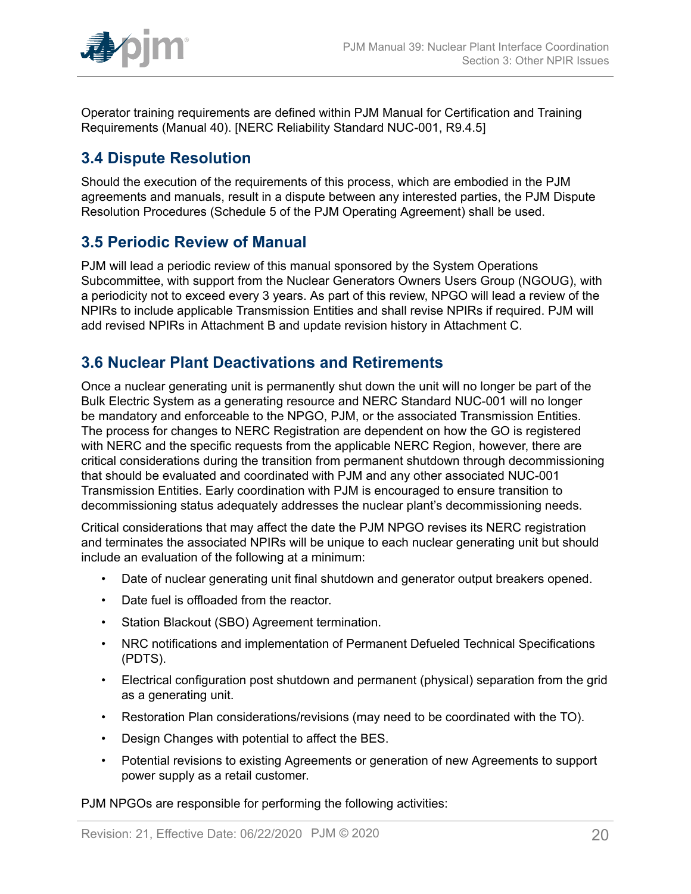Operator training requirements are defined within PJM Manual for Certification and Training Requirements (Manual 40). [NERC Reliability Standard NUC-001, R9.4.5]

## 3.4 Dispute Resolution

Should the execution of the requirements of this process, which are embodied in the PJM agreements and manuals, result in a dispute between any interested parties, the PJM Dispute Resolution Procedures (Schedule 5 of the PJM Operating Agreement) shall be used.

## 3.5 Periodic Review of Manual

PJM will lead a periodic review of this manual sponsored by the System Operations Subcommittee, with support from the Nuclear Generators Owners Users Group (NGOUG), with a periodicity not to exceed every 3 years. As part of this review, NPGO will lead a review of the NPIRs to include applicable Transmission Entities and shall revise NPIRs if required. PJM will add revised NPIRs in Attachment B and update revision history in Attachment C.

## 3.6 Nuclear Plant Deactivations and Retirements

Once a nuclear generating unit is permanently shut down the unit will no longer be part of the Bulk Electric System as a generating resource and NERC Standard NUC-001 will no longer be mandatory and enforceable to the NPGO, PJM, or the associated Transmission Entities. The process for changes to NERC Registration are dependent on how the GO is registered with NERC and the specific requests from the applicable NERC Region, however, there are critical considerations during the transition from permanent shutdown through decommissioning that should be evaluated and coordinated with PJM and any other associated NUC-001 Transmission Entities. Early coordination with PJM is encouraged to ensure transition to decommissioning status adequately addresses the nuclear plant's decommissioning needs.

Critical considerations that may affect the date the PJM NPGO revises its NERC registration and terminates the associated NPIRs will be unique to each nuclear generating unit but should include an evaluation of the following at a minimum:

- Date of nuclear generating unit final shutdown and generator output breakers opened.
- Date fuel is offloaded from the reactor.
- Station Blackout (SBO) Agreement termination.
- NRC notifications and implementation of Permanent Defueled Technical Specifications (PDTS).
- Electrical configuration post shutdown and permanent (physical) separation from the grid as a generating unit.
- Restoration Plan considerations/revisions (may need to be coordinated with the TO).
- Design Changes with potential to affect the BES.
- Potential revisions to existing Agreements or generation of new Agreements to support power supply as a retail customer.

PJM NPGOs are responsible for performing the following activities: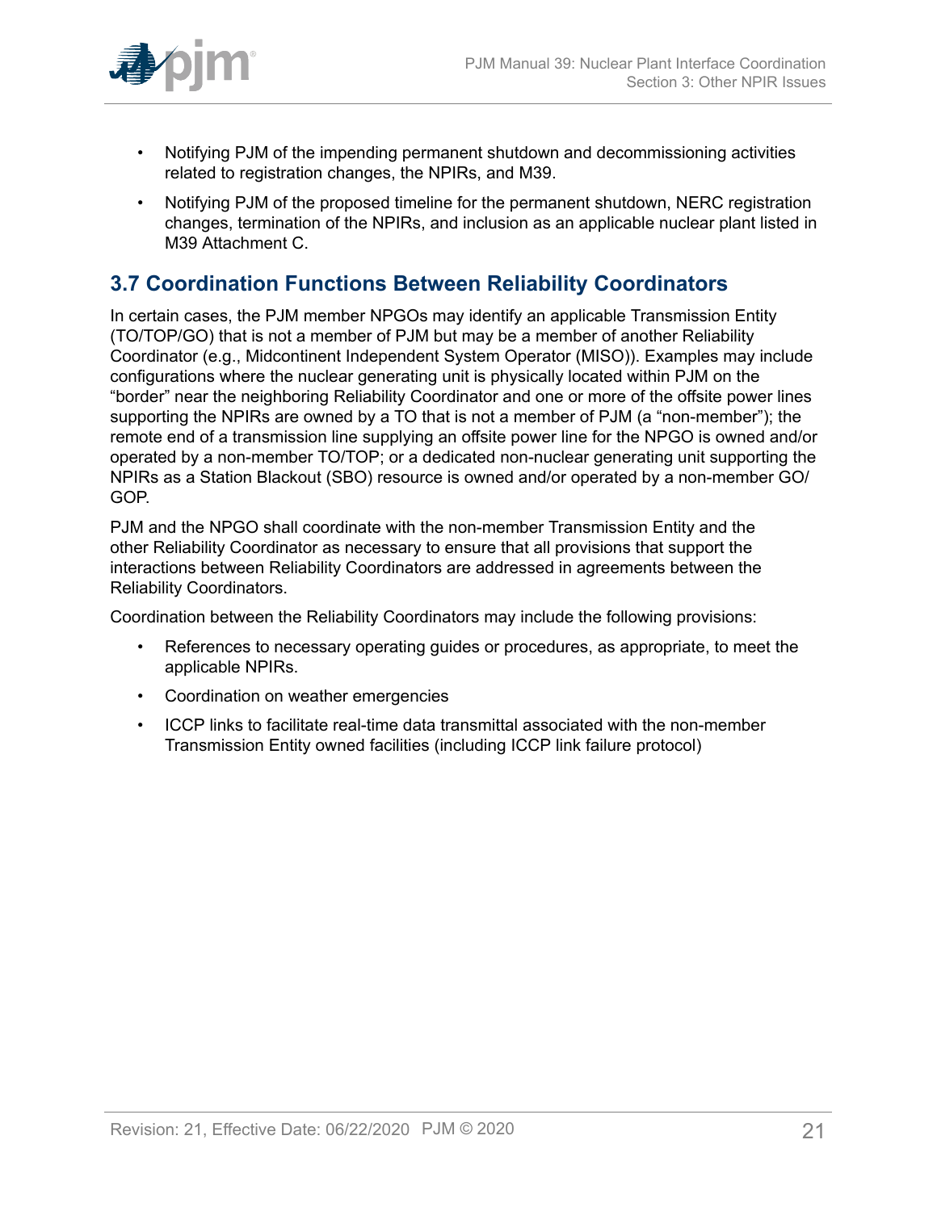- Notifying PJM of the impending permanent shutdown and decommissioning activities related to registration changes, the NPIRs, and M39.
- Notifying PJM of the proposed timeline for the permanent shutdown, NERC registration changes, termination of the NPIRs, and inclusion as an applicable nuclear plant listed in M39 Attachment C.

## 3.7 Coordination Functions Between Reliability Coordinators

In certain cases, the PJM member NPGOs may identify an applicable Transmission Entity (TO/TOP/GO) that is not a member of PJM but may be a member of another Reliability Coordinator (e.g., Midcontinent Independent System Operator (MISO)). Examples may include configurations where the nuclear generating unit is physically located within PJM on the "border" near the neighboring Reliability Coordinator and one or more of the offsite power lines supporting the NPIRs are owned by a TO that is not a member of PJM (a "non-member"); the remote end of a transmission line supplying an offsite power line for the NPGO is owned and/or operated by a non-member TO/TOP; or a dedicated non-nuclear generating unit supporting the NPIRs as a Station Blackout (SBO) resource is owned and/or operated by a non-member GO/GOP.

PJM and the NPGO shall coordinate with the non-member Transmission Entity and the other Reliability Coordinator as necessary to ensure that all provisions that support the interactions between Reliability Coordinators are addressed in agreements between the Reliability Coordinators.

Coordination between the Reliability Coordinators may include the following provisions:

- References to necessary operating guides or procedures, as appropriate, to meet the applicable NPIRs.
- Coordination on weather emergencies
- ICCP links to facilitate real-time data transmittal associated with the non-member Transmission Entity owned facilities (including ICCP link failure protocol)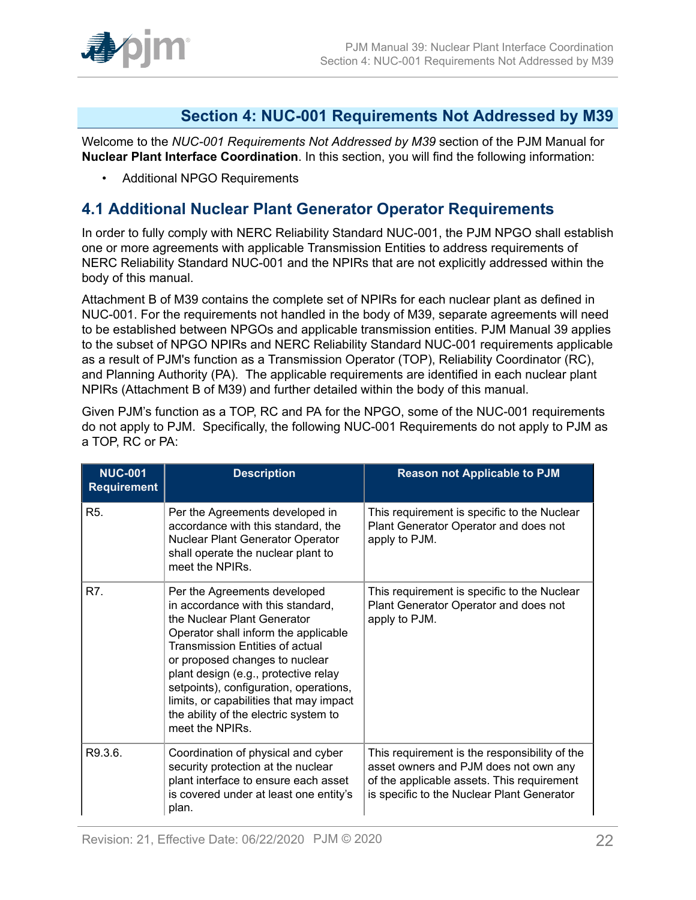## Section 4: NUC-001 Requirements Not Addressed by M39

Welcome to the *NUC-001 Requirements Not Addressed by M39* section of the PJM Manual for **Nuclear Plant Interface Coordination**. In this section, you will find the following information:

- Additional NPGO Requirements

### 4.1 Additional Nuclear Plant Generator Operator Requirements

In order to fully comply with NERC Reliability Standard NUC-001, the PJM NPGO shall establish one or more agreements with applicable Transmission Entities to address requirements of NERC Reliability Standard NUC-001 and the NPIRs that are not explicitly addressed within the body of this manual.

Attachment B of M39 contains the complete set of NPIRs for each nuclear plant as defined in NUC-001. For the requirements not handled in the body of M39, separate agreements will need to be established between NPGOs and applicable transmission entities. PJM Manual 39 applies to the subset of NPGO NPIRs and NERC Reliability Standard NUC-001 requirements applicable as a result of PJM's function as a Transmission Operator (TOP), Reliability Coordinator (RC), and Planning Authority (PA). The applicable requirements are identified in each nuclear plant NPIRs (Attachment B of M39) and further detailed within the body of this manual.

Given PJM's function as a TOP, RC and PA for the NPGO, some of the NUC-001 requirements do not apply to PJM. Specifically, the following NUC-001 Requirements do not apply to PJM as a TOP, RC or PA:

| NUC-001 Requirement | Description | Reason not Applicable to PJM |
|---|---|---|
| R5. | Per the Agreements developed in accordance with this standard, the Nuclear Plant Generator Operator shall operate the nuclear plant to meet the NPIRs. | This requirement is specific to the Nuclear Plant Generator Operator and does not apply to PJM. |
| R7. | Per the Agreements developed in accordance with this standard, the Nuclear Plant Generator Operator shall inform the applicable Transmission Entities of actual or proposed changes to nuclear plant design (e.g., protective relay setpoints), configuration, operations, limits, or capabilities that may impact the ability of the electric system to meet the NPIRs. | This requirement is specific to the Nuclear Plant Generator Operator and does not apply to PJM. |
| R9.3.6. | Coordination of physical and cyber security protection at the nuclear plant interface to ensure each asset is covered under at least one entity's plan. | This requirement is the responsibility of the asset owners and PJM does not own any of the applicable assets. This requirement is specific to the Nuclear Plant Generator |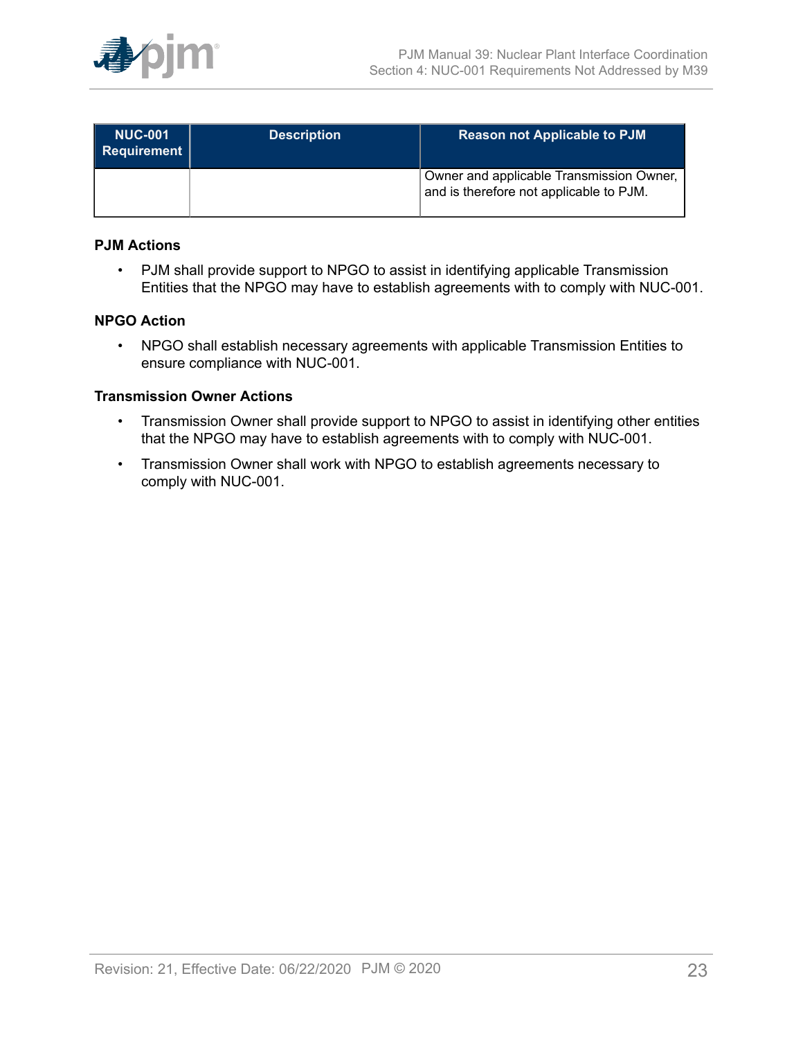| NUC-001 Requirement | Description | Reason not Applicable to PJM |
| --- | --- | --- |
| | | Owner and applicable Transmission Owner, and is therefore not applicable to PJM. |

**PJM Actions**

- PJM shall provide support to NPGO to assist in identifying applicable Transmission Entities that the NPGO may have to establish agreements with to comply with NUC-001.

**NPGO Action**

- NPGO shall establish necessary agreements with applicable Transmission Entities to ensure compliance with NUC-001.

**Transmission Owner Actions**

- Transmission Owner shall provide support to NPGO to assist in identifying other entities that the NPGO may have to establish agreements with to comply with NUC-001.
- Transmission Owner shall work with NPGO to establish agreements necessary to comply with NUC-001.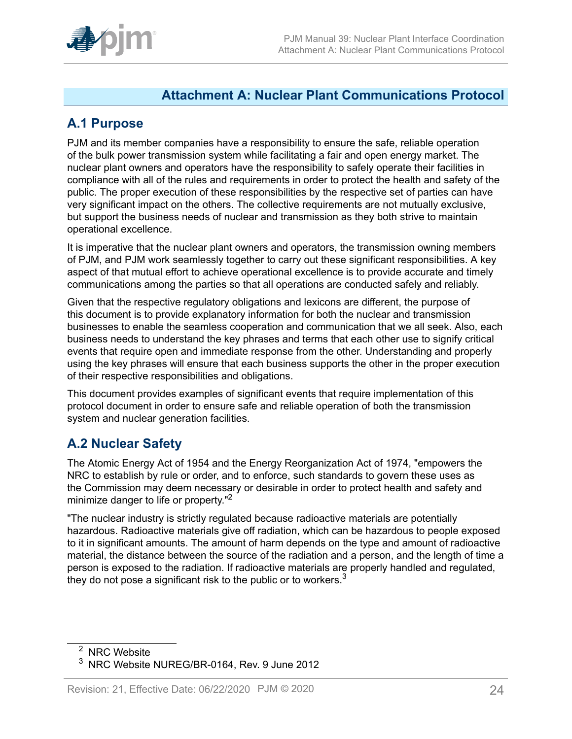# Attachment A: Nuclear Plant Communications Protocol

## A.1 Purpose

PJM and its member companies have a responsibility to ensure the safe, reliable operation of the bulk power transmission system while facilitating a fair and open energy market. The nuclear plant owners and operators have the responsibility to safely operate their facilities in compliance with all of the rules and requirements in order to protect the health and safety of the public. The proper execution of these responsibilities by the respective set of parties can have very significant impact on the others. The collective requirements are not mutually exclusive, but support the business needs of nuclear and transmission as they both strive to maintain operational excellence.

It is imperative that the nuclear plant owners and operators, the transmission owning members of PJM, and PJM work seamlessly together to carry out these significant responsibilities. A key aspect of that mutual effort to achieve operational excellence is to provide accurate and timely communications among the parties so that all operations are conducted safely and reliably.

Given that the respective regulatory obligations and lexicons are different, the purpose of this document is to provide explanatory information for both the nuclear and transmission businesses to enable the seamless cooperation and communication that we all seek. Also, each business needs to understand the key phrases and terms that each other use to signify critical events that require open and immediate response from the other. Understanding and properly using the key phrases will ensure that each business supports the other in the proper execution of their respective responsibilities and obligations.

This document provides examples of significant events that require implementation of this protocol document in order to ensure safe and reliable operation of both the transmission system and nuclear generation facilities.

## A.2 Nuclear Safety

The Atomic Energy Act of 1954 and the Energy Reorganization Act of 1974, "empowers the NRC to establish by rule or order, and to enforce, such standards to govern these uses as the Commission may deem necessary or desirable in order to protect health and safety and minimize danger to life or property."[2]

"The nuclear industry is strictly regulated because radioactive materials are potentially hazardous. Radioactive materials give off radiation, which can be hazardous to people exposed to it in significant amounts. The amount of harm depends on the type and amount of radioactive material, the distance between the source of the radiation and a person, and the length of time a person is exposed to the radiation. If radioactive materials are properly handled and regulated, they do not pose a significant risk to the public or to workers.[3]

---

[2] NRC Website

[3] NRC Website NUREG/BR-0164, Rev. 9 June 2012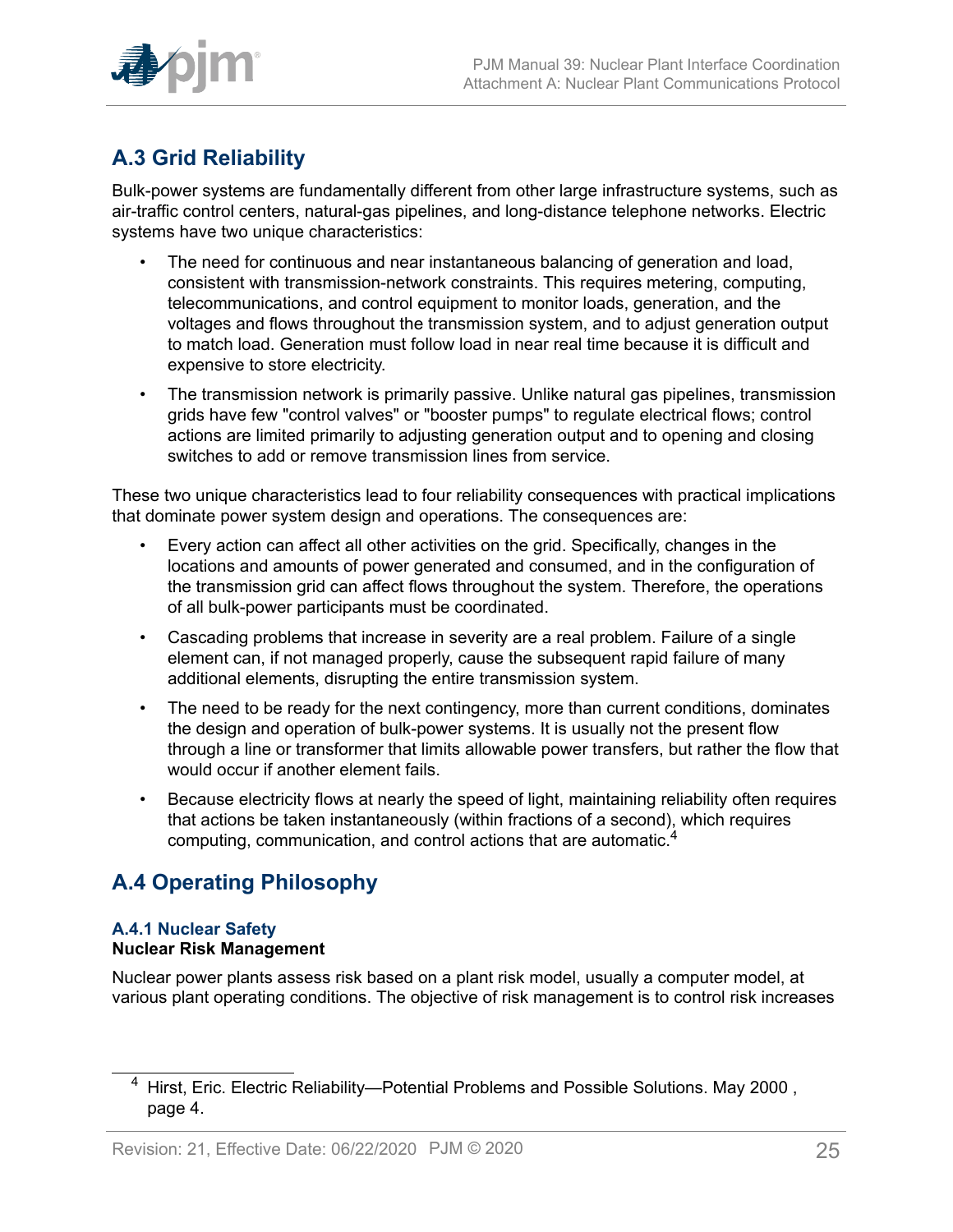## A.3 Grid Reliability

Bulk-power systems are fundamentally different from other large infrastructure systems, such as air-traffic control centers, natural-gas pipelines, and long-distance telephone networks. Electric systems have two unique characteristics:

- The need for continuous and near instantaneous balancing of generation and load, consistent with transmission-network constraints. This requires metering, computing, telecommunications, and control equipment to monitor loads, generation, and the voltages and flows throughout the transmission system, and to adjust generation output to match load. Generation must follow load in near real time because it is difficult and expensive to store electricity.
- The transmission network is primarily passive. Unlike natural gas pipelines, transmission grids have few "control valves" or "booster pumps" to regulate electrical flows; control actions are limited primarily to adjusting generation output and to opening and closing switches to add or remove transmission lines from service.

These two unique characteristics lead to four reliability consequences with practical implications that dominate power system design and operations. The consequences are:

- Every action can affect all other activities on the grid. Specifically, changes in the locations and amounts of power generated and consumed, and in the configuration of the transmission grid can affect flows throughout the system. Therefore, the operations of all bulk-power participants must be coordinated.
- Cascading problems that increase in severity are a real problem. Failure of a single element can, if not managed properly, cause the subsequent rapid failure of many additional elements, disrupting the entire transmission system.
- The need to be ready for the next contingency, more than current conditions, dominates the design and operation of bulk-power systems. It is usually not the present flow through a line or transformer that limits allowable power transfers, but rather the flow that would occur if another element fails.
- Because electricity flows at nearly the speed of light, maintaining reliability often requires that actions be taken instantaneously (within fractions of a second), which requires computing, communication, and control actions that are automatic.[4]

## A.4 Operating Philosophy

### A.4.1 Nuclear Safety

**Nuclear Risk Management**

Nuclear power plants assess risk based on a plant risk model, usually a computer model, at various plant operating conditions. The objective of risk management is to control risk increases

---

[4] Hirst, Eric. Electric Reliability—Potential Problems and Possible Solutions. May 2000 , page 4.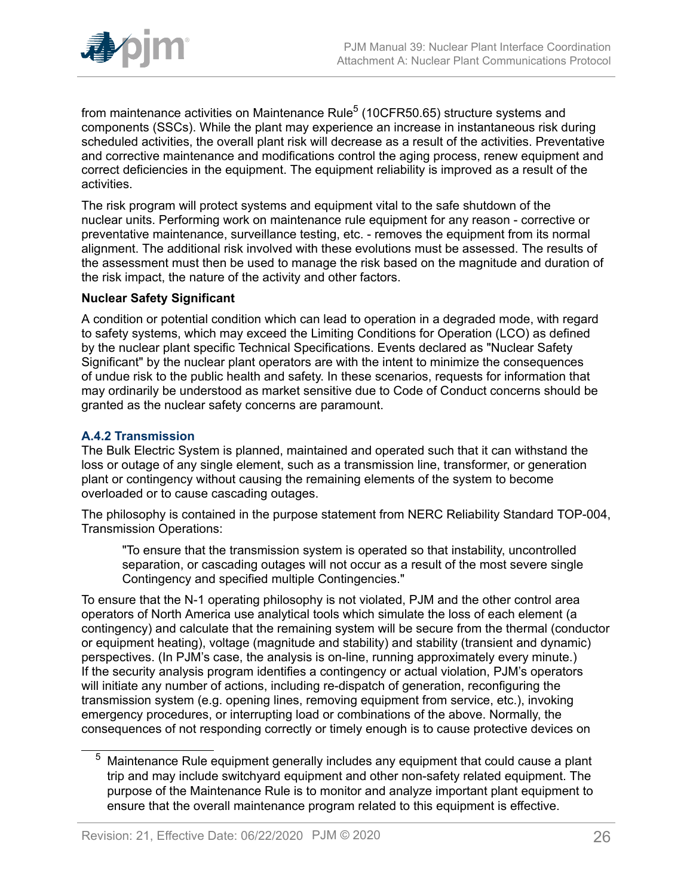from maintenance activities on Maintenance Rule[5] (10CFR50.65) structure systems and components (SSCs). While the plant may experience an increase in instantaneous risk during scheduled activities, the overall plant risk will decrease as a result of the activities. Preventative and corrective maintenance and modifications control the aging process, renew equipment and correct deficiencies in the equipment. The equipment reliability is improved as a result of the activities.

The risk program will protect systems and equipment vital to the safe shutdown of the nuclear units. Performing work on maintenance rule equipment for any reason - corrective or preventative maintenance, surveillance testing, etc. - removes the equipment from its normal alignment. The additional risk involved with these evolutions must be assessed. The results of the assessment must then be used to manage the risk based on the magnitude and duration of the risk impact, the nature of the activity and other factors.

**Nuclear Safety Significant**

A condition or potential condition which can lead to operation in a degraded mode, with regard to safety systems, which may exceed the Limiting Conditions for Operation (LCO) as defined by the nuclear plant specific Technical Specifications. Events declared as "Nuclear Safety Significant" by the nuclear plant operators are with the intent to minimize the consequences of undue risk to the public health and safety. In these scenarios, requests for information that may ordinarily be understood as market sensitive due to Code of Conduct concerns should be granted as the nuclear safety concerns are paramount.

### A.4.2 Transmission

The Bulk Electric System is planned, maintained and operated such that it can withstand the loss or outage of any single element, such as a transmission line, transformer, or generation plant or contingency without causing the remaining elements of the system to become overloaded or to cause cascading outages.

The philosophy is contained in the purpose statement from NERC Reliability Standard TOP-004, Transmission Operations:

> "To ensure that the transmission system is operated so that instability, uncontrolled separation, or cascading outages will not occur as a result of the most severe single Contingency and specified multiple Contingencies."

To ensure that the N-1 operating philosophy is not violated, PJM and the other control area operators of North America use analytical tools which simulate the loss of each element (a contingency) and calculate that the remaining system will be secure from the thermal (conductor or equipment heating), voltage (magnitude and stability) and stability (transient and dynamic) perspectives. (In PJM's case, the analysis is on-line, running approximately every minute.) If the security analysis program identifies a contingency or actual violation, PJM's operators will initiate any number of actions, including re-dispatch of generation, reconfiguring the transmission system (e.g. opening lines, removing equipment from service, etc.), invoking emergency procedures, or interrupting load or combinations of the above. Normally, the consequences of not responding correctly or timely enough is to cause protective devices on

---

[5] Maintenance Rule equipment generally includes any equipment that could cause a plant trip and may include switchyard equipment and other non-safety related equipment. The purpose of the Maintenance Rule is to monitor and analyze important plant equipment to ensure that the overall maintenance program related to this equipment is effective.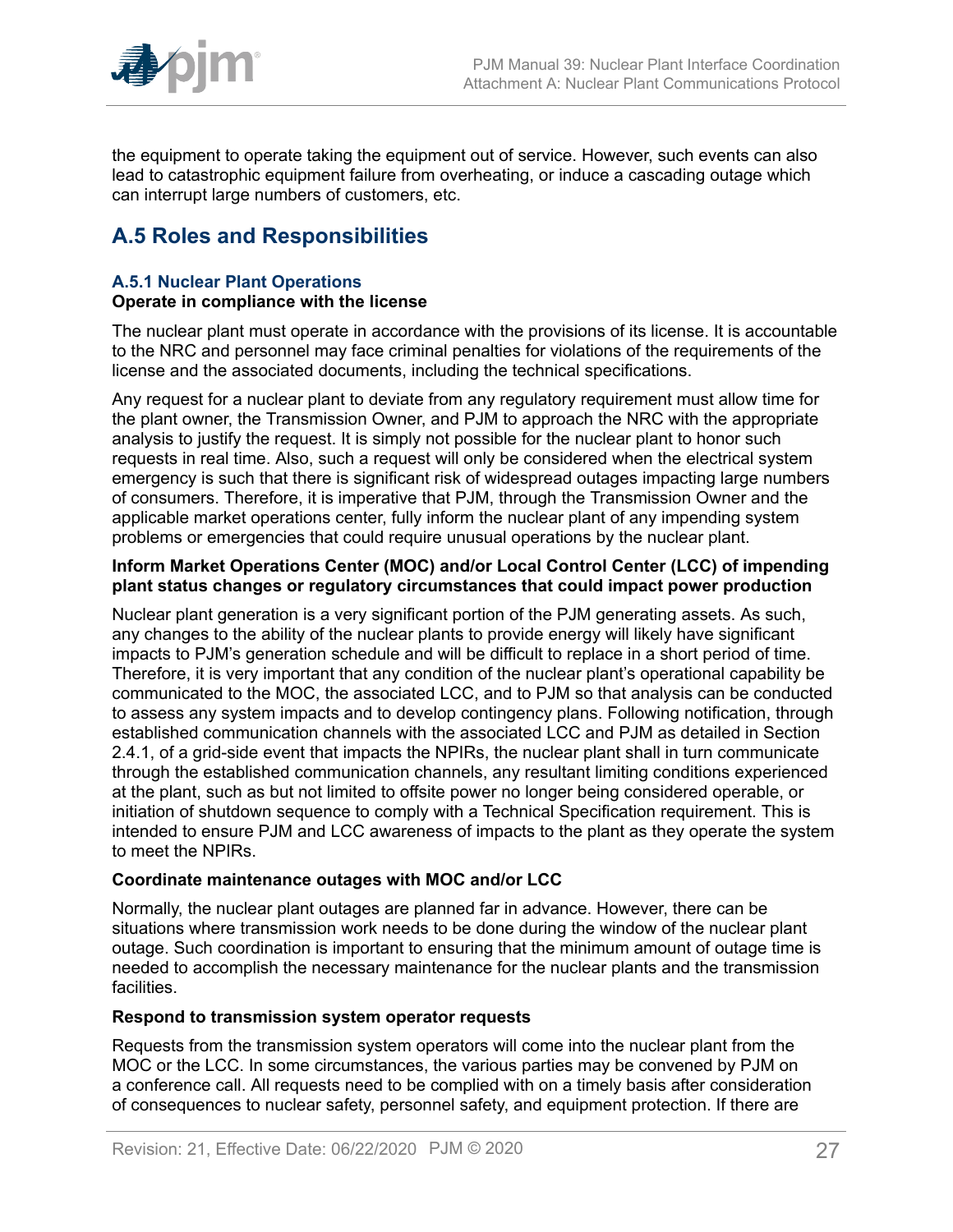the equipment to operate taking the equipment out of service. However, such events can also lead to catastrophic equipment failure from overheating, or induce a cascading outage which can interrupt large numbers of customers, etc.

## A.5 Roles and Responsibilities

### A.5.1 Nuclear Plant Operations

**Operate in compliance with the license**

The nuclear plant must operate in accordance with the provisions of its license. It is accountable to the NRC and personnel may face criminal penalties for violations of the requirements of the license and the associated documents, including the technical specifications.

Any request for a nuclear plant to deviate from any regulatory requirement must allow time for the plant owner, the Transmission Owner, and PJM to approach the NRC with the appropriate analysis to justify the request. It is simply not possible for the nuclear plant to honor such requests in real time. Also, such a request will only be considered when the electrical system emergency is such that there is significant risk of widespread outages impacting large numbers of consumers. Therefore, it is imperative that PJM, through the Transmission Owner and the applicable market operations center, fully inform the nuclear plant of any impending system problems or emergencies that could require unusual operations by the nuclear plant.

**Inform Market Operations Center (MOC) and/or Local Control Center (LCC) of impending plant status changes or regulatory circumstances that could impact power production**

Nuclear plant generation is a very significant portion of the PJM generating assets. As such, any changes to the ability of the nuclear plants to provide energy will likely have significant impacts to PJM's generation schedule and will be difficult to replace in a short period of time. Therefore, it is very important that any condition of the nuclear plant's operational capability be communicated to the MOC, the associated LCC, and to PJM so that analysis can be conducted to assess any system impacts and to develop contingency plans. Following notification, through established communication channels with the associated LCC and PJM as detailed in Section 2.4.1, of a grid-side event that impacts the NPIRs, the nuclear plant shall in turn communicate through the established communication channels, any resultant limiting conditions experienced at the plant, such as but not limited to offsite power no longer being considered operable, or initiation of shutdown sequence to comply with a Technical Specification requirement. This is intended to ensure PJM and LCC awareness of impacts to the plant as they operate the system to meet the NPIRs.

**Coordinate maintenance outages with MOC and/or LCC**

Normally, the nuclear plant outages are planned far in advance. However, there can be situations where transmission work needs to be done during the window of the nuclear plant outage. Such coordination is important to ensuring that the minimum amount of outage time is needed to accomplish the necessary maintenance for the nuclear plants and the transmission facilities.

**Respond to transmission system operator requests**

Requests from the transmission system operators will come into the nuclear plant from the MOC or the LCC. In some circumstances, the various parties may be convened by PJM on a conference call. All requests need to be complied with on a timely basis after consideration of consequences to nuclear safety, personnel safety, and equipment protection. If there are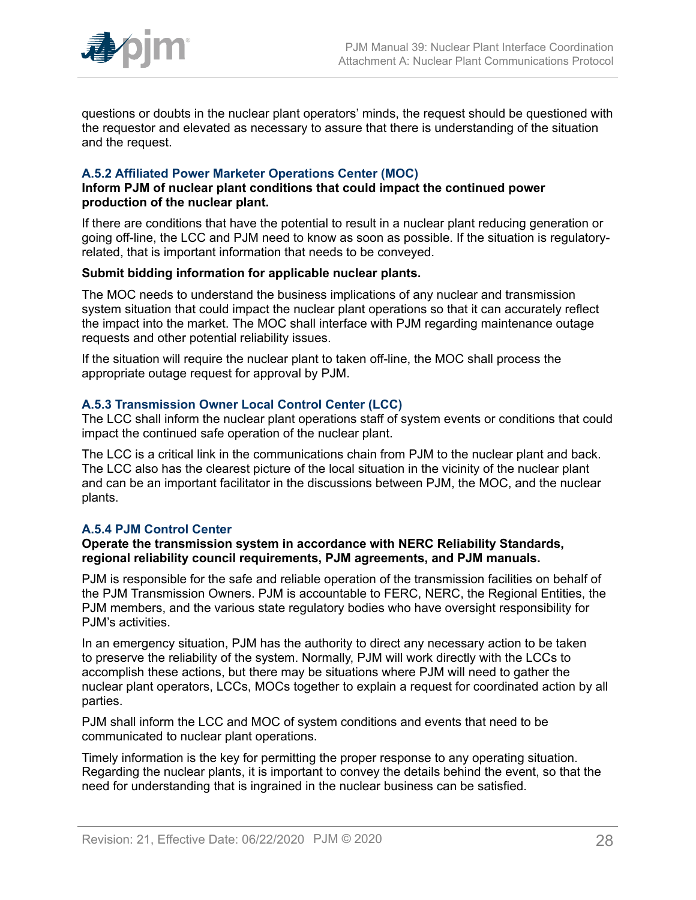questions or doubts in the nuclear plant operators' minds, the request should be questioned with the requestor and elevated as necessary to assure that there is understanding of the situation and the request.

### A.5.2 Affiliated Power Marketer Operations Center (MOC)

**Inform PJM of nuclear plant conditions that could impact the continued power production of the nuclear plant.**

If there are conditions that have the potential to result in a nuclear plant reducing generation or going off-line, the LCC and PJM need to know as soon as possible. If the situation is regulatory-related, that is important information that needs to be conveyed.

**Submit bidding information for applicable nuclear plants.**

The MOC needs to understand the business implications of any nuclear and transmission system situation that could impact the nuclear plant operations so that it can accurately reflect the impact into the market. The MOC shall interface with PJM regarding maintenance outage requests and other potential reliability issues.

If the situation will require the nuclear plant to taken off-line, the MOC shall process the appropriate outage request for approval by PJM.

### A.5.3 Transmission Owner Local Control Center (LCC)

The LCC shall inform the nuclear plant operations staff of system events or conditions that could impact the continued safe operation of the nuclear plant.

The LCC is a critical link in the communications chain from PJM to the nuclear plant and back. The LCC also has the clearest picture of the local situation in the vicinity of the nuclear plant and can be an important facilitator in the discussions between PJM, the MOC, and the nuclear plants.

### A.5.4 PJM Control Center

**Operate the transmission system in accordance with NERC Reliability Standards, regional reliability council requirements, PJM agreements, and PJM manuals.**

PJM is responsible for the safe and reliable operation of the transmission facilities on behalf of the PJM Transmission Owners. PJM is accountable to FERC, NERC, the Regional Entities, the PJM members, and the various state regulatory bodies who have oversight responsibility for PJM's activities.

In an emergency situation, PJM has the authority to direct any necessary action to be taken to preserve the reliability of the system. Normally, PJM will work directly with the LCCs to accomplish these actions, but there may be situations where PJM will need to gather the nuclear plant operators, LCCs, MOCs together to explain a request for coordinated action by all parties.

PJM shall inform the LCC and MOC of system conditions and events that need to be communicated to nuclear plant operations.

Timely information is the key for permitting the proper response to any operating situation. Regarding the nuclear plants, it is important to convey the details behind the event, so that the need for understanding that is ingrained in the nuclear business can be satisfied.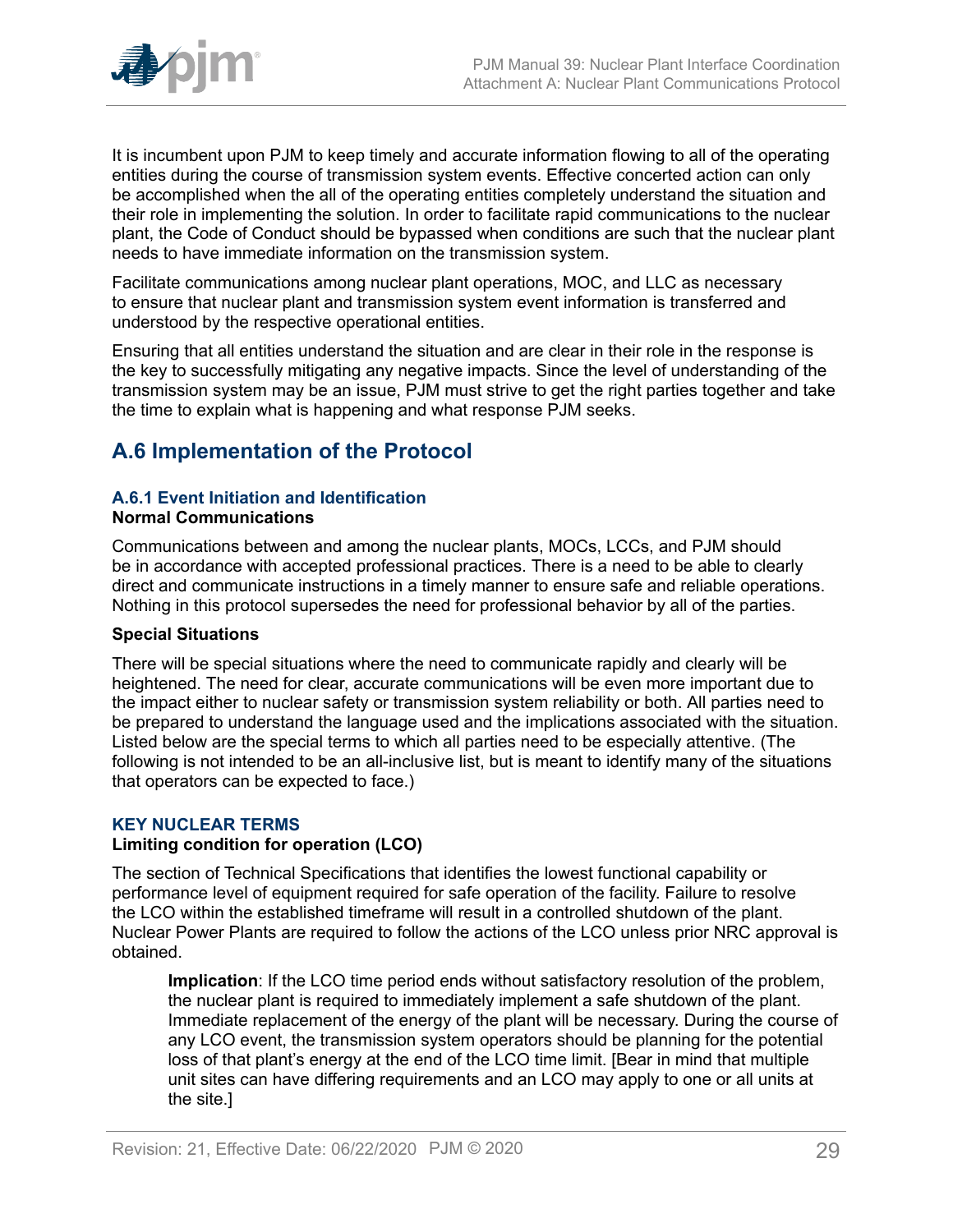It is incumbent upon PJM to keep timely and accurate information flowing to all of the operating entities during the course of transmission system events. Effective concerted action can only be accomplished when the all of the operating entities completely understand the situation and their role in implementing the solution. In order to facilitate rapid communications to the nuclear plant, the Code of Conduct should be bypassed when conditions are such that the nuclear plant needs to have immediate information on the transmission system.

Facilitate communications among nuclear plant operations, MOC, and LLC as necessary to ensure that nuclear plant and transmission system event information is transferred and understood by the respective operational entities.

Ensuring that all entities understand the situation and are clear in their role in the response is the key to successfully mitigating any negative impacts. Since the level of understanding of the transmission system may be an issue, PJM must strive to get the right parties together and take the time to explain what is happening and what response PJM seeks.

## A.6 Implementation of the Protocol

### A.6.1 Event Initiation and Identification

**Normal Communications**

Communications between and among the nuclear plants, MOCs, LCCs, and PJM should be in accordance with accepted professional practices. There is a need to be able to clearly direct and communicate instructions in a timely manner to ensure safe and reliable operations. Nothing in this protocol supersedes the need for professional behavior by all of the parties.

**Special Situations**

There will be special situations where the need to communicate rapidly and clearly will be heightened. The need for clear, accurate communications will be even more important due to the impact either to nuclear safety or transmission system reliability or both. All parties need to be prepared to understand the language used and the implications associated with the situation. Listed below are the special terms to which all parties need to be especially attentive. (The following is not intended to be an all-inclusive list, but is meant to identify many of the situations that operators can be expected to face.)

#### KEY NUCLEAR TERMS

**Limiting condition for operation (LCO)**

The section of Technical Specifications that identifies the lowest functional capability or performance level of equipment required for safe operation of the facility. Failure to resolve the LCO within the established timeframe will result in a controlled shutdown of the plant. Nuclear Power Plants are required to follow the actions of the LCO unless prior NRC approval is obtained.

> **Implication**: If the LCO time period ends without satisfactory resolution of the problem, the nuclear plant is required to immediately implement a safe shutdown of the plant. Immediate replacement of the energy of the plant will be necessary. During the course of any LCO event, the transmission system operators should be planning for the potential loss of that plant's energy at the end of the LCO time limit. [Bear in mind that multiple unit sites can have differing requirements and an LCO may apply to one or all units at the site.]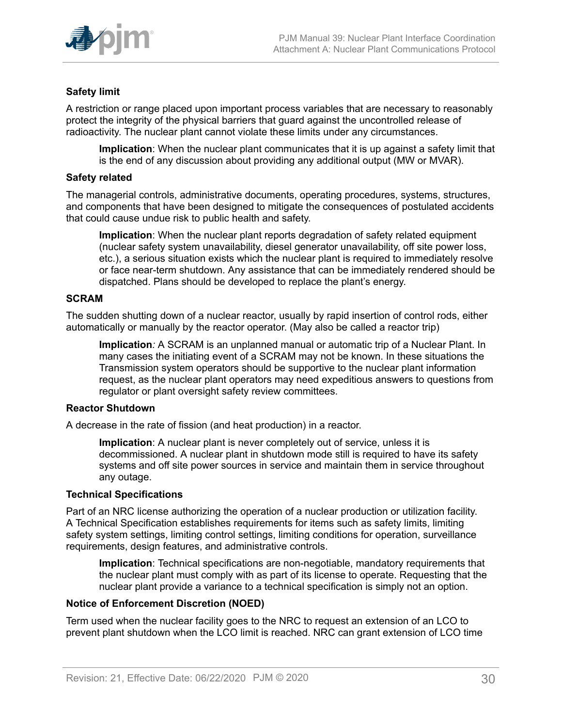**Safety limit**

A restriction or range placed upon important process variables that are necessary to reasonably protect the integrity of the physical barriers that guard against the uncontrolled release of radioactivity. The nuclear plant cannot violate these limits under any circumstances.

> **Implication**: When the nuclear plant communicates that it is up against a safety limit that is the end of any discussion about providing any additional output (MW or MVAR).

**Safety related**

The managerial controls, administrative documents, operating procedures, systems, structures, and components that have been designed to mitigate the consequences of postulated accidents that could cause undue risk to public health and safety.

> **Implication**: When the nuclear plant reports degradation of safety related equipment (nuclear safety system unavailability, diesel generator unavailability, off site power loss, etc.), a serious situation exists which the nuclear plant is required to immediately resolve or face near-term shutdown. Any assistance that can be immediately rendered should be dispatched. Plans should be developed to replace the plant's energy.

**SCRAM**

The sudden shutting down of a nuclear reactor, usually by rapid insertion of control rods, either automatically or manually by the reactor operator. (May also be called a reactor trip)

> **Implication***:* A SCRAM is an unplanned manual or automatic trip of a Nuclear Plant. In many cases the initiating event of a SCRAM may not be known. In these situations the Transmission system operators should be supportive to the nuclear plant information request, as the nuclear plant operators may need expeditious answers to questions from regulator or plant oversight safety review committees.

**Reactor Shutdown**

A decrease in the rate of fission (and heat production) in a reactor.

> **Implication**: A nuclear plant is never completely out of service, unless it is decommissioned. A nuclear plant in shutdown mode still is required to have its safety systems and off site power sources in service and maintain them in service throughout any outage.

**Technical Specifications**

Part of an NRC license authorizing the operation of a nuclear production or utilization facility. A Technical Specification establishes requirements for items such as safety limits, limiting safety system settings, limiting control settings, limiting conditions for operation, surveillance requirements, design features, and administrative controls.

> **Implication**: Technical specifications are non-negotiable, mandatory requirements that the nuclear plant must comply with as part of its license to operate. Requesting that the nuclear plant provide a variance to a technical specification is simply not an option.

**Notice of Enforcement Discretion (NOED)**

Term used when the nuclear facility goes to the NRC to request an extension of an LCO to prevent plant shutdown when the LCO limit is reached. NRC can grant extension of LCO time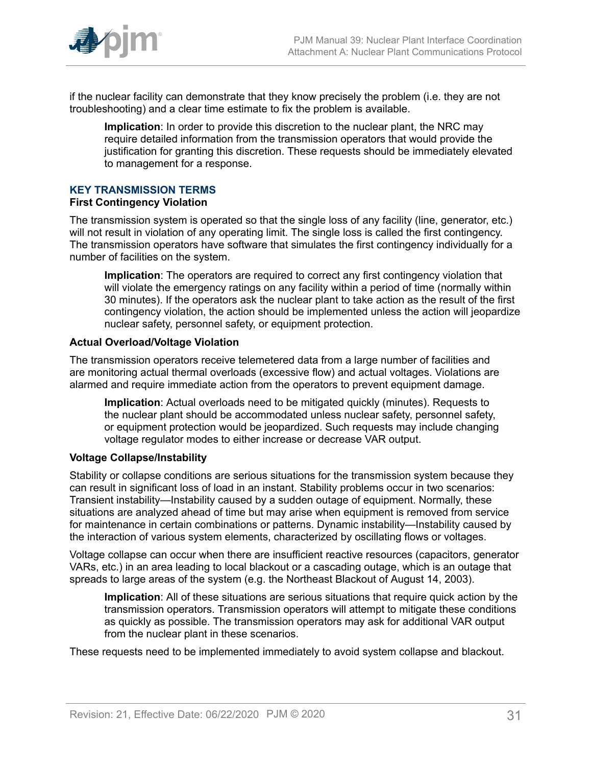if the nuclear facility can demonstrate that they know precisely the problem (i.e. they are not troubleshooting) and a clear time estimate to fix the problem is available.

> **Implication**: In order to provide this discretion to the nuclear plant, the NRC may require detailed information from the transmission operators that would provide the justification for granting this discretion. These requests should be immediately elevated to management for a response.

## KEY TRANSMISSION TERMS

### First Contingency Violation

The transmission system is operated so that the single loss of any facility (line, generator, etc.) will not result in violation of any operating limit. The single loss is called the first contingency. The transmission operators have software that simulates the first contingency individually for a number of facilities on the system.

> **Implication**: The operators are required to correct any first contingency violation that will violate the emergency ratings on any facility within a period of time (normally within 30 minutes). If the operators ask the nuclear plant to take action as the result of the first contingency violation, the action should be implemented unless the action will jeopardize nuclear safety, personnel safety, or equipment protection.

### Actual Overload/Voltage Violation

The transmission operators receive telemetered data from a large number of facilities and are monitoring actual thermal overloads (excessive flow) and actual voltages. Violations are alarmed and require immediate action from the operators to prevent equipment damage.

> **Implication**: Actual overloads need to be mitigated quickly (minutes). Requests to the nuclear plant should be accommodated unless nuclear safety, personnel safety, or equipment protection would be jeopardized. Such requests may include changing voltage regulator modes to either increase or decrease VAR output.

### Voltage Collapse/Instability

Stability or collapse conditions are serious situations for the transmission system because they can result in significant loss of load in an instant. Stability problems occur in two scenarios: Transient instability—Instability caused by a sudden outage of equipment. Normally, these situations are analyzed ahead of time but may arise when equipment is removed from service for maintenance in certain combinations or patterns. Dynamic instability—Instability caused by the interaction of various system elements, characterized by oscillating flows or voltages.

Voltage collapse can occur when there are insufficient reactive resources (capacitors, generator VARs, etc.) in an area leading to local blackout or a cascading outage, which is an outage that spreads to large areas of the system (e.g. the Northeast Blackout of August 14, 2003).

> **Implication**: All of these situations are serious situations that require quick action by the transmission operators. Transmission operators will attempt to mitigate these conditions as quickly as possible. The transmission operators may ask for additional VAR output from the nuclear plant in these scenarios.

These requests need to be implemented immediately to avoid system collapse and blackout.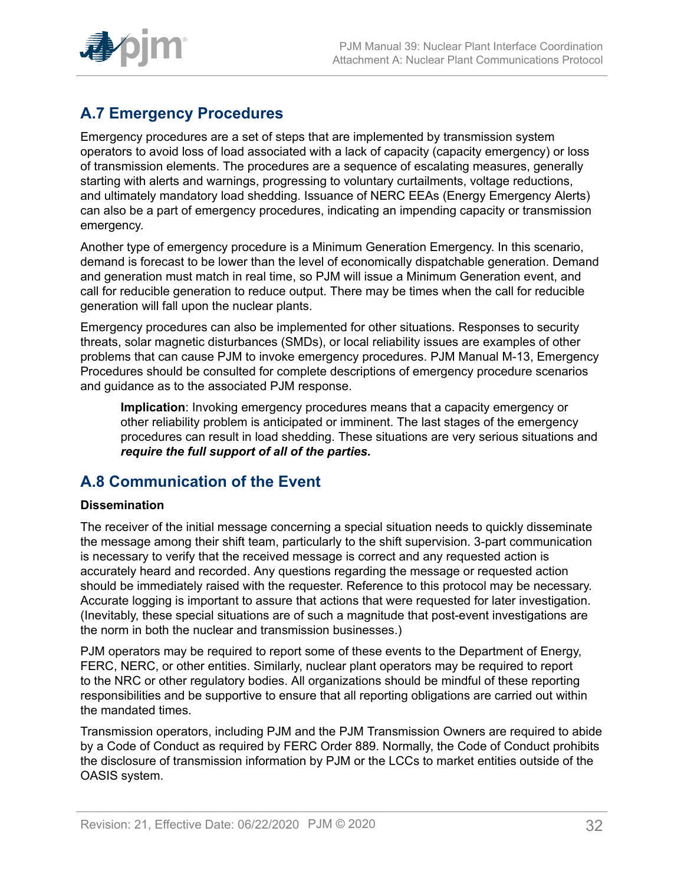## A.7 Emergency Procedures

Emergency procedures are a set of steps that are implemented by transmission system operators to avoid loss of load associated with a lack of capacity (capacity emergency) or loss of transmission elements. The procedures are a sequence of escalating measures, generally starting with alerts and warnings, progressing to voluntary curtailments, voltage reductions, and ultimately mandatory load shedding. Issuance of NERC EEAs (Energy Emergency Alerts) can also be a part of emergency procedures, indicating an impending capacity or transmission emergency.

Another type of emergency procedure is a Minimum Generation Emergency. In this scenario, demand is forecast to be lower than the level of economically dispatchable generation. Demand and generation must match in real time, so PJM will issue a Minimum Generation event, and call for reducible generation to reduce output. There may be times when the call for reducible generation will fall upon the nuclear plants.

Emergency procedures can also be implemented for other situations. Responses to security threats, solar magnetic disturbances (SMDs), or local reliability issues are examples of other problems that can cause PJM to invoke emergency procedures. PJM Manual M-13, Emergency Procedures should be consulted for complete descriptions of emergency procedure scenarios and guidance as to the associated PJM response.

> **Implication**: Invoking emergency procedures means that a capacity emergency or other reliability problem is anticipated or imminent. The last stages of the emergency procedures can result in load shedding. These situations are very serious situations and ***require the full support of all of the parties.***

## A.8 Communication of the Event

**Dissemination**

The receiver of the initial message concerning a special situation needs to quickly disseminate the message among their shift team, particularly to the shift supervision. 3-part communication is necessary to verify that the received message is correct and any requested action is accurately heard and recorded. Any questions regarding the message or requested action should be immediately raised with the requester. Reference to this protocol may be necessary. Accurate logging is important to assure that actions that were requested for later investigation. (Inevitably, these special situations are of such a magnitude that post-event investigations are the norm in both the nuclear and transmission businesses.)

PJM operators may be required to report some of these events to the Department of Energy, FERC, NERC, or other entities. Similarly, nuclear plant operators may be required to report to the NRC or other regulatory bodies. All organizations should be mindful of these reporting responsibilities and be supportive to ensure that all reporting obligations are carried out within the mandated times.

Transmission operators, including PJM and the PJM Transmission Owners are required to abide by a Code of Conduct as required by FERC Order 889. Normally, the Code of Conduct prohibits the disclosure of transmission information by PJM or the LCCs to market entities outside of the OASIS system.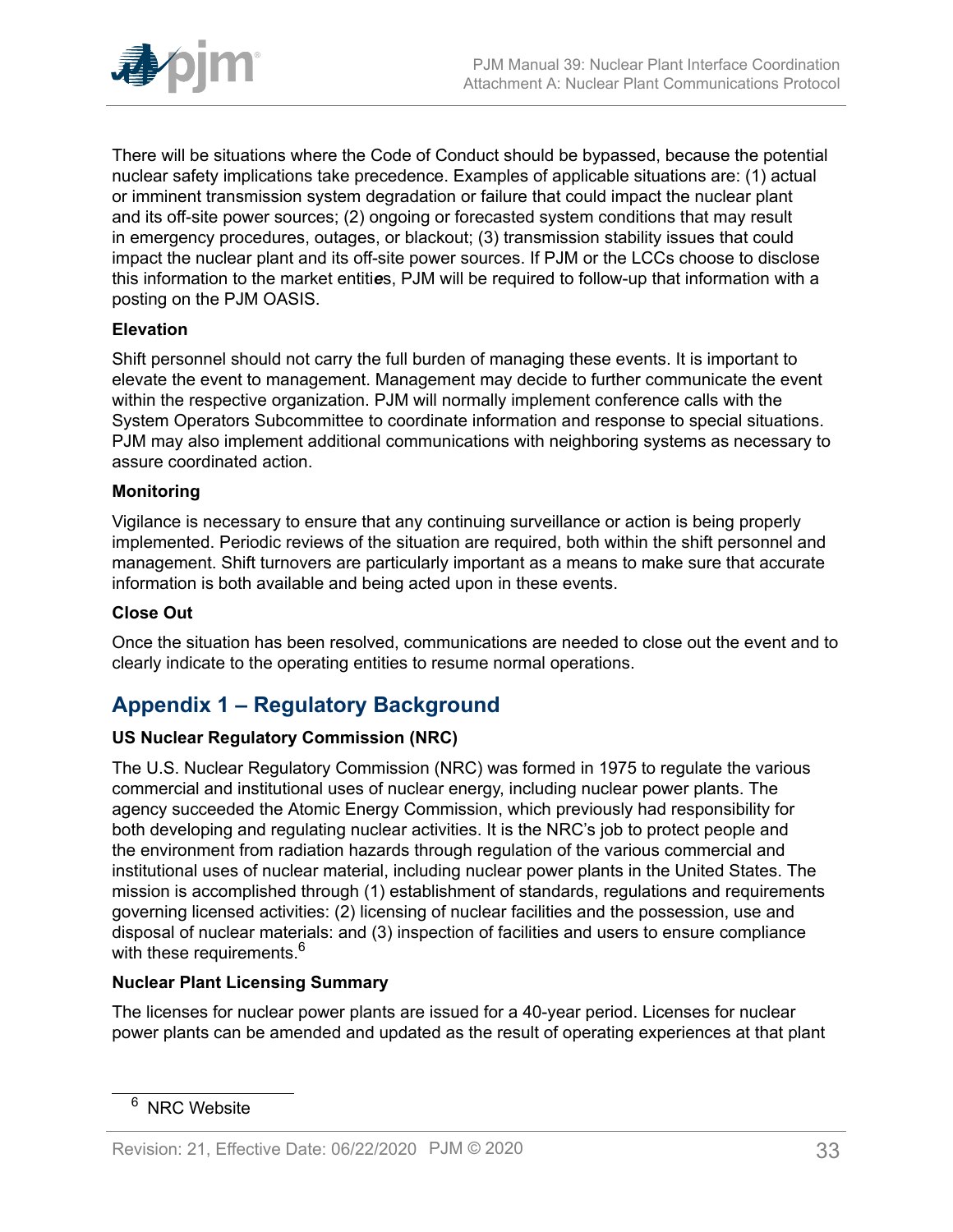There will be situations where the Code of Conduct should be bypassed, because the potential nuclear safety implications take precedence. Examples of applicable situations are: (1) actual or imminent transmission system degradation or failure that could impact the nuclear plant and its off-site power sources; (2) ongoing or forecasted system conditions that may result in emergency procedures, outages, or blackout; (3) transmission stability issues that could impact the nuclear plant and its off-site power sources. If PJM or the LCCs choose to disclose this information to the market entities, PJM will be required to follow-up that information with a posting on the PJM OASIS.

**Elevation**

Shift personnel should not carry the full burden of managing these events. It is important to elevate the event to management. Management may decide to further communicate the event within the respective organization. PJM will normally implement conference calls with the System Operators Subcommittee to coordinate information and response to special situations. PJM may also implement additional communications with neighboring systems as necessary to assure coordinated action.

**Monitoring**

Vigilance is necessary to ensure that any continuing surveillance or action is being properly implemented. Periodic reviews of the situation are required, both within the shift personnel and management. Shift turnovers are particularly important as a means to make sure that accurate information is both available and being acted upon in these events.

**Close Out**

Once the situation has been resolved, communications are needed to close out the event and to clearly indicate to the operating entities to resume normal operations.

## Appendix 1 – Regulatory Background

**US Nuclear Regulatory Commission (NRC)**

The U.S. Nuclear Regulatory Commission (NRC) was formed in 1975 to regulate the various commercial and institutional uses of nuclear energy, including nuclear power plants. The agency succeeded the Atomic Energy Commission, which previously had responsibility for both developing and regulating nuclear activities. It is the NRC's job to protect people and the environment from radiation hazards through regulation of the various commercial and institutional uses of nuclear material, including nuclear power plants in the United States. The mission is accomplished through (1) establishment of standards, regulations and requirements governing licensed activities: (2) licensing of nuclear facilities and the possession, use and disposal of nuclear materials: and (3) inspection of facilities and users to ensure compliance with these requirements.[6]

**Nuclear Plant Licensing Summary**

The licenses for nuclear power plants are issued for a 40-year period. Licenses for nuclear power plants can be amended and updated as the result of operating experiences at that plant

[6] NRC Website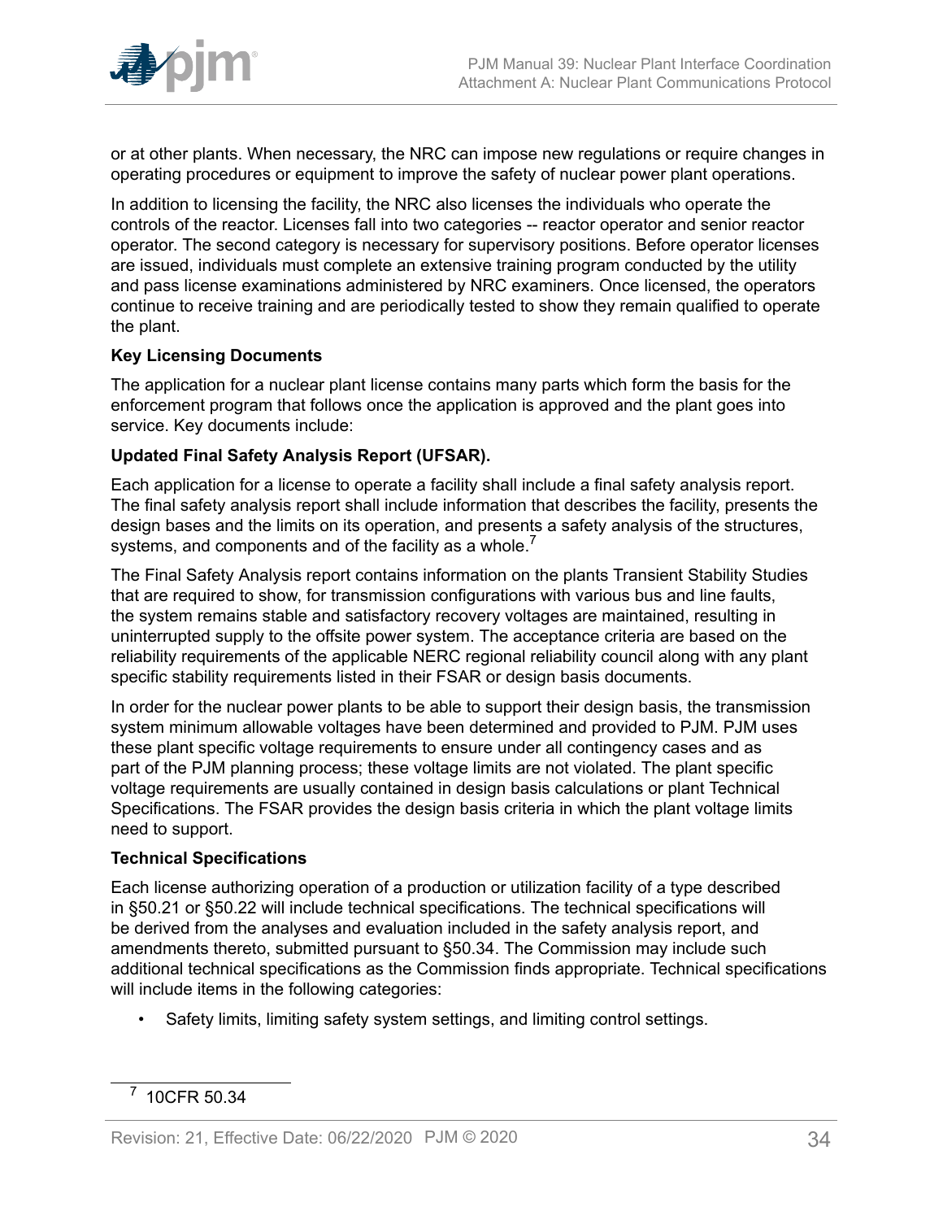or at other plants. When necessary, the NRC can impose new regulations or require changes in operating procedures or equipment to improve the safety of nuclear power plant operations.

In addition to licensing the facility, the NRC also licenses the individuals who operate the controls of the reactor. Licenses fall into two categories -- reactor operator and senior reactor operator. The second category is necessary for supervisory positions. Before operator licenses are issued, individuals must complete an extensive training program conducted by the utility and pass license examinations administered by NRC examiners. Once licensed, the operators continue to receive training and are periodically tested to show they remain qualified to operate the plant.

**Key Licensing Documents**

The application for a nuclear plant license contains many parts which form the basis for the enforcement program that follows once the application is approved and the plant goes into service. Key documents include:

**Updated Final Safety Analysis Report (UFSAR).**

Each application for a license to operate a facility shall include a final safety analysis report. The final safety analysis report shall include information that describes the facility, presents the design bases and the limits on its operation, and presents a safety analysis of the structures, systems, and components and of the facility as a whole.[7]

The Final Safety Analysis report contains information on the plants Transient Stability Studies that are required to show, for transmission configurations with various bus and line faults, the system remains stable and satisfactory recovery voltages are maintained, resulting in uninterrupted supply to the offsite power system. The acceptance criteria are based on the reliability requirements of the applicable NERC regional reliability council along with any plant specific stability requirements listed in their FSAR or design basis documents.

In order for the nuclear power plants to be able to support their design basis, the transmission system minimum allowable voltages have been determined and provided to PJM. PJM uses these plant specific voltage requirements to ensure under all contingency cases and as part of the PJM planning process; these voltage limits are not violated. The plant specific voltage requirements are usually contained in design basis calculations or plant Technical Specifications. The FSAR provides the design basis criteria in which the plant voltage limits need to support.

**Technical Specifications**

Each license authorizing operation of a production or utilization facility of a type described in §50.21 or §50.22 will include technical specifications. The technical specifications will be derived from the analyses and evaluation included in the safety analysis report, and amendments thereto, submitted pursuant to §50.34. The Commission may include such additional technical specifications as the Commission finds appropriate. Technical specifications will include items in the following categories:

- Safety limits, limiting safety system settings, and limiting control settings.

[7] 10CFR 50.34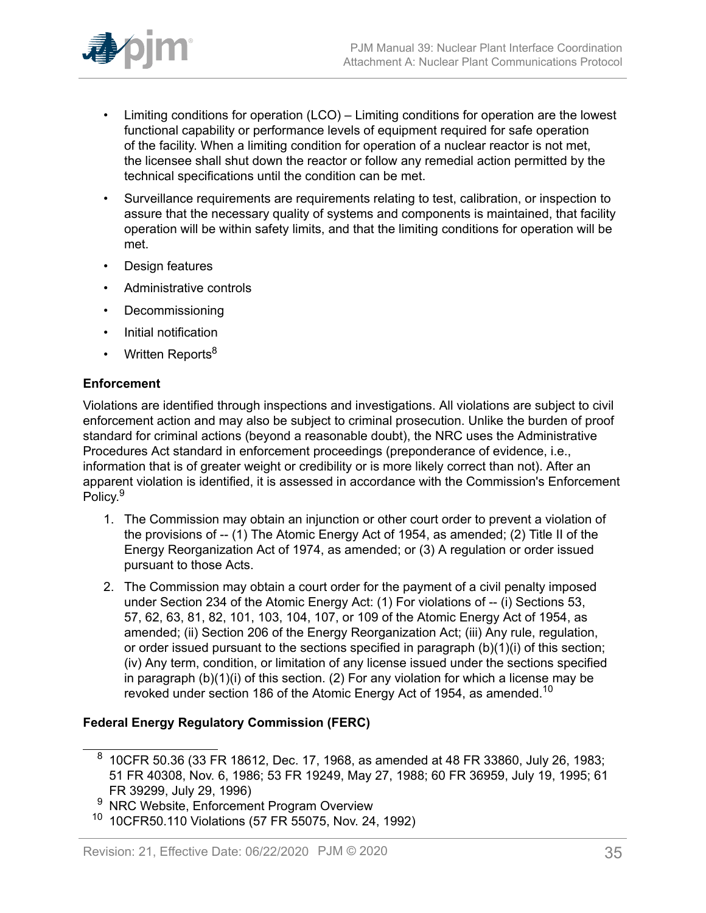- Limiting conditions for operation (LCO) – Limiting conditions for operation are the lowest functional capability or performance levels of equipment required for safe operation of the facility. When a limiting condition for operation of a nuclear reactor is not met, the licensee shall shut down the reactor or follow any remedial action permitted by the technical specifications until the condition can be met.
- Surveillance requirements are requirements relating to test, calibration, or inspection to assure that the necessary quality of systems and components is maintained, that facility operation will be within safety limits, and that the limiting conditions for operation will be met.
- Design features
- Administrative controls
- Decommissioning
- Initial notification
- Written Reports[8]

**Enforcement**

Violations are identified through inspections and investigations. All violations are subject to civil enforcement action and may also be subject to criminal prosecution. Unlike the burden of proof standard for criminal actions (beyond a reasonable doubt), the NRC uses the Administrative Procedures Act standard in enforcement proceedings (preponderance of evidence, i.e., information that is of greater weight or credibility or is more likely correct than not). After an apparent violation is identified, it is assessed in accordance with the Commission's Enforcement Policy.[9]

1. The Commission may obtain an injunction or other court order to prevent a violation of the provisions of -- (1) The Atomic Energy Act of 1954, as amended; (2) Title II of the Energy Reorganization Act of 1974, as amended; or (3) A regulation or order issued pursuant to those Acts.
2. The Commission may obtain a court order for the payment of a civil penalty imposed under Section 234 of the Atomic Energy Act: (1) For violations of -- (i) Sections 53, 57, 62, 63, 81, 82, 101, 103, 104, 107, or 109 of the Atomic Energy Act of 1954, as amended; (ii) Section 206 of the Energy Reorganization Act; (iii) Any rule, regulation, or order issued pursuant to the sections specified in paragraph (b)(1)(i) of this section; (iv) Any term, condition, or limitation of any license issued under the sections specified in paragraph (b)(1)(i) of this section. (2) For any violation for which a license may be revoked under section 186 of the Atomic Energy Act of 1954, as amended.[10]

**Federal Energy Regulatory Commission (FERC)**

[8] 10CFR 50.36 (33 FR 18612, Dec. 17, 1968, as amended at 48 FR 33860, July 26, 1983; 51 FR 40308, Nov. 6, 1986; 53 FR 19249, May 27, 1988; 60 FR 36959, July 19, 1995; 61 FR 39299, July 29, 1996)

[9] NRC Website, Enforcement Program Overview

[10] 10CFR50.110 Violations (57 FR 55075, Nov. 24, 1992)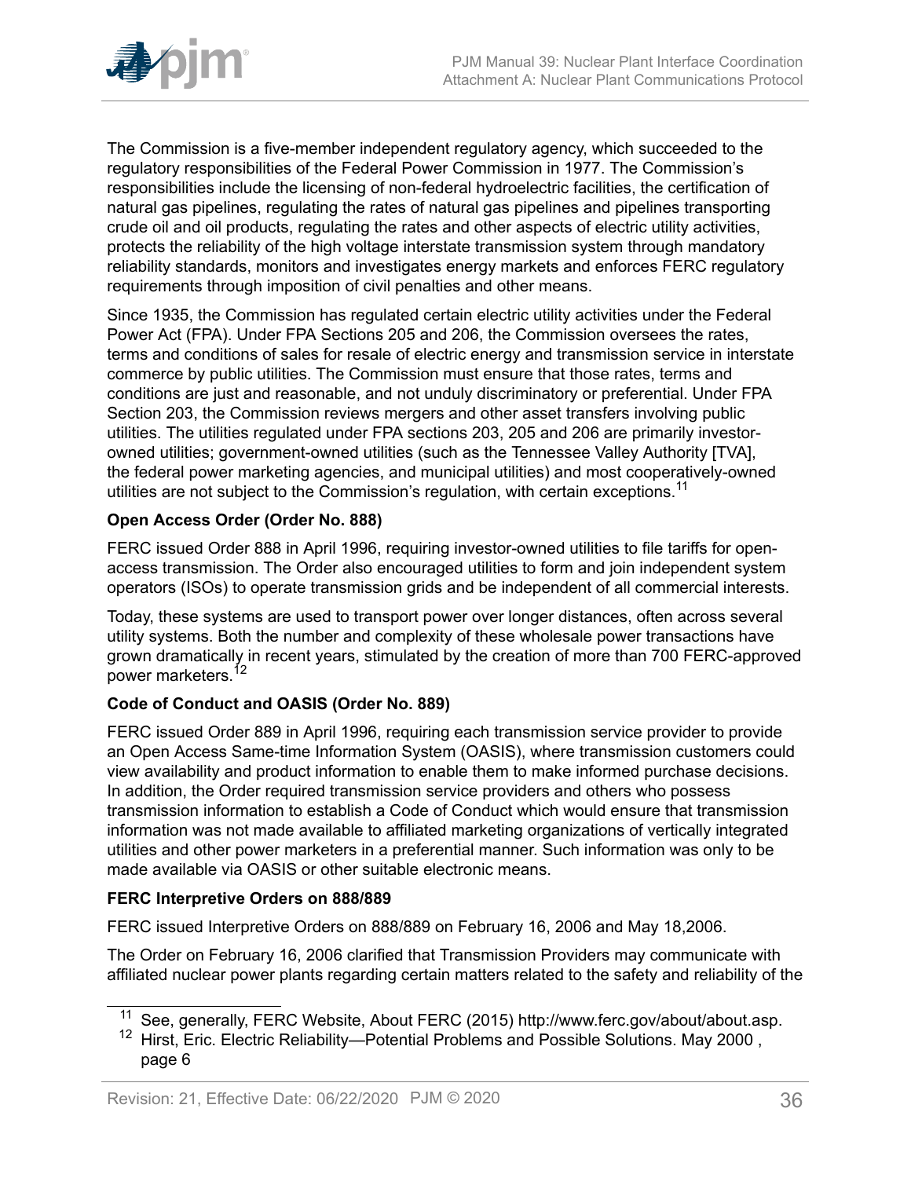The Commission is a five-member independent regulatory agency, which succeeded to the regulatory responsibilities of the Federal Power Commission in 1977. The Commission's responsibilities include the licensing of non-federal hydroelectric facilities, the certification of natural gas pipelines, regulating the rates of natural gas pipelines and pipelines transporting crude oil and oil products, regulating the rates and other aspects of electric utility activities, protects the reliability of the high voltage interstate transmission system through mandatory reliability standards, monitors and investigates energy markets and enforces FERC regulatory requirements through imposition of civil penalties and other means.

Since 1935, the Commission has regulated certain electric utility activities under the Federal Power Act (FPA). Under FPA Sections 205 and 206, the Commission oversees the rates, terms and conditions of sales for resale of electric energy and transmission service in interstate commerce by public utilities. The Commission must ensure that those rates, terms and conditions are just and reasonable, and not unduly discriminatory or preferential. Under FPA Section 203, the Commission reviews mergers and other asset transfers involving public utilities. The utilities regulated under FPA sections 203, 205 and 206 are primarily investor-owned utilities; government-owned utilities (such as the Tennessee Valley Authority [TVA], the federal power marketing agencies, and municipal utilities) and most cooperatively-owned utilities are not subject to the Commission's regulation, with certain exceptions.[11]

**Open Access Order (Order No. 888)**

FERC issued Order 888 in April 1996, requiring investor-owned utilities to file tariffs for open-access transmission. The Order also encouraged utilities to form and join independent system operators (ISOs) to operate transmission grids and be independent of all commercial interests.

Today, these systems are used to transport power over longer distances, often across several utility systems. Both the number and complexity of these wholesale power transactions have grown dramatically in recent years, stimulated by the creation of more than 700 FERC-approved power marketers.[12]

**Code of Conduct and OASIS (Order No. 889)**

FERC issued Order 889 in April 1996, requiring each transmission service provider to provide an Open Access Same-time Information System (OASIS), where transmission customers could view availability and product information to enable them to make informed purchase decisions. In addition, the Order required transmission service providers and others who possess transmission information to establish a Code of Conduct which would ensure that transmission information was not made available to affiliated marketing organizations of vertically integrated utilities and other power marketers in a preferential manner. Such information was only to be made available via OASIS or other suitable electronic means.

**FERC Interpretive Orders on 888/889**

FERC issued Interpretive Orders on 888/889 on February 16, 2006 and May 18,2006.

The Order on February 16, 2006 clarified that Transmission Providers may communicate with affiliated nuclear power plants regarding certain matters related to the safety and reliability of the

---

[11] See, generally, FERC Website, About FERC (2015) http://www.ferc.gov/about/about.asp.

[12] Hirst, Eric. Electric Reliability—Potential Problems and Possible Solutions. May 2000 , page 6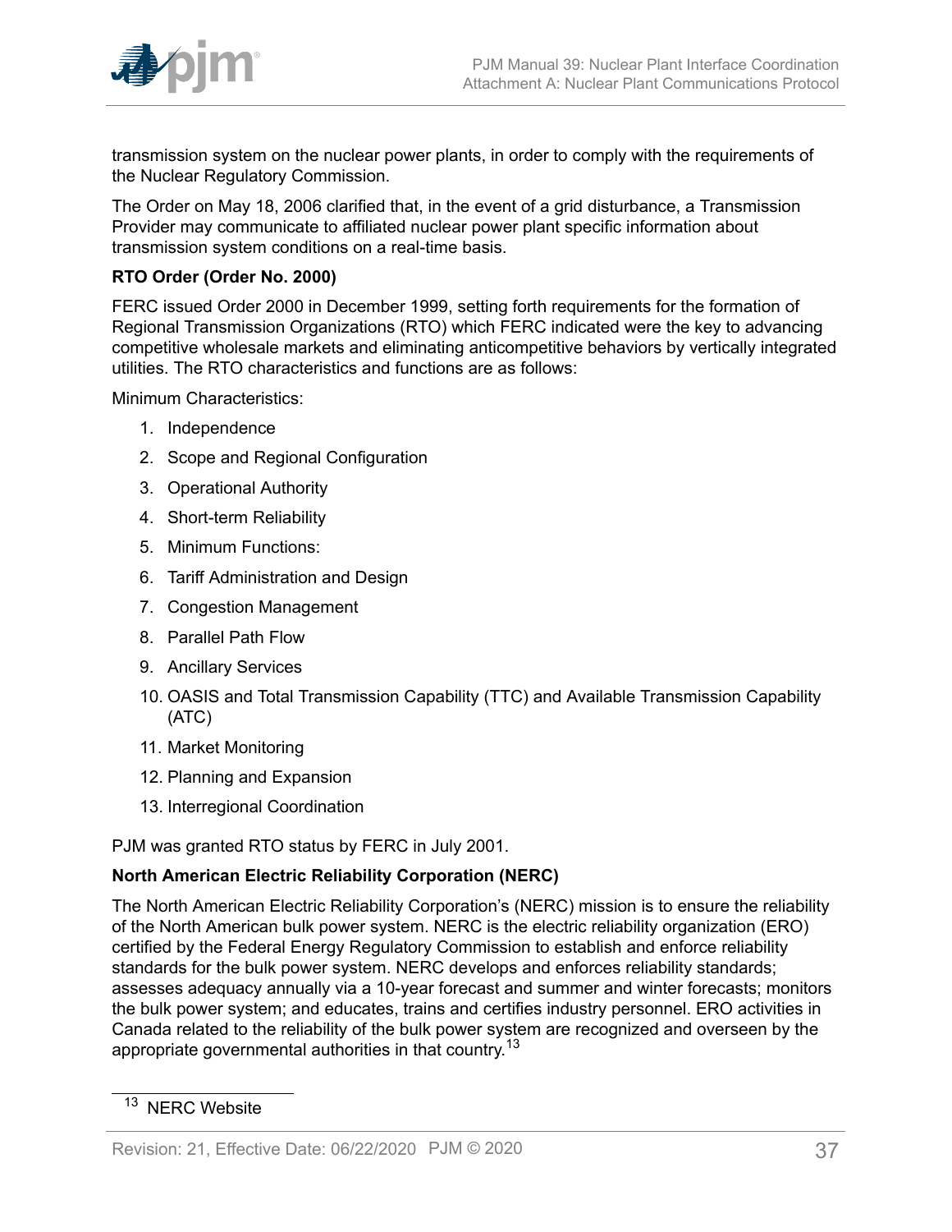transmission system on the nuclear power plants, in order to comply with the requirements of the Nuclear Regulatory Commission.

The Order on May 18, 2006 clarified that, in the event of a grid disturbance, a Transmission Provider may communicate to affiliated nuclear power plant specific information about transmission system conditions on a real-time basis.

**RTO Order (Order No. 2000)**

FERC issued Order 2000 in December 1999, setting forth requirements for the formation of Regional Transmission Organizations (RTO) which FERC indicated were the key to advancing competitive wholesale markets and eliminating anticompetitive behaviors by vertically integrated utilities. The RTO characteristics and functions are as follows:

Minimum Characteristics:

1. Independence
2. Scope and Regional Configuration
3. Operational Authority
4. Short-term Reliability
5. Minimum Functions:
6. Tariff Administration and Design
7. Congestion Management
8. Parallel Path Flow
9. Ancillary Services
10. OASIS and Total Transmission Capability (TTC) and Available Transmission Capability (ATC)
11. Market Monitoring
12. Planning and Expansion
13. Interregional Coordination

PJM was granted RTO status by FERC in July 2001.

**North American Electric Reliability Corporation (NERC)**

The North American Electric Reliability Corporation's (NERC) mission is to ensure the reliability of the North American bulk power system. NERC is the electric reliability organization (ERO) certified by the Federal Energy Regulatory Commission to establish and enforce reliability standards for the bulk power system. NERC develops and enforces reliability standards; assesses adequacy annually via a 10-year forecast and summer and winter forecasts; monitors the bulk power system; and educates, trains and certifies industry personnel. ERO activities in Canada related to the reliability of the bulk power system are recognized and overseen by the appropriate governmental authorities in that country.[13]

[13] NERC Website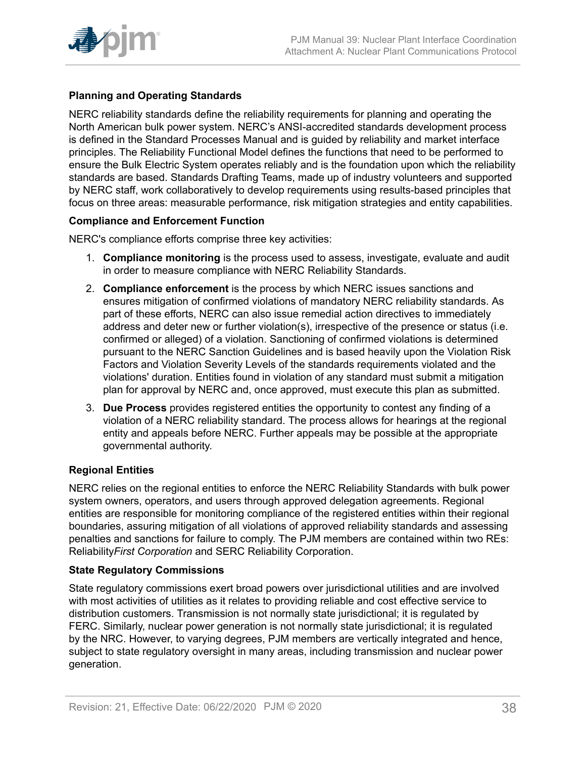**Planning and Operating Standards**

NERC reliability standards define the reliability requirements for planning and operating the North American bulk power system. NERC's ANSI-accredited standards development process is defined in the Standard Processes Manual and is guided by reliability and market interface principles. The Reliability Functional Model defines the functions that need to be performed to ensure the Bulk Electric System operates reliably and is the foundation upon which the reliability standards are based. Standards Drafting Teams, made up of industry volunteers and supported by NERC staff, work collaboratively to develop requirements using results-based principles that focus on three areas: measurable performance, risk mitigation strategies and entity capabilities.

**Compliance and Enforcement Function**

NERC's compliance efforts comprise three key activities:

1. **Compliance monitoring** is the process used to assess, investigate, evaluate and audit in order to measure compliance with NERC Reliability Standards.
2. **Compliance enforcement** is the process by which NERC issues sanctions and ensures mitigation of confirmed violations of mandatory NERC reliability standards. As part of these efforts, NERC can also issue remedial action directives to immediately address and deter new or further violation(s), irrespective of the presence or status (i.e. confirmed or alleged) of a violation. Sanctioning of confirmed violations is determined pursuant to the NERC Sanction Guidelines and is based heavily upon the Violation Risk Factors and Violation Severity Levels of the standards requirements violated and the violations' duration. Entities found in violation of any standard must submit a mitigation plan for approval by NERC and, once approved, must execute this plan as submitted.
3. **Due Process** provides registered entities the opportunity to contest any finding of a violation of a NERC reliability standard. The process allows for hearings at the regional entity and appeals before NERC. Further appeals may be possible at the appropriate governmental authority.

**Regional Entities**

NERC relies on the regional entities to enforce the NERC Reliability Standards with bulk power system owners, operators, and users through approved delegation agreements. Regional entities are responsible for monitoring compliance of the registered entities within their regional boundaries, assuring mitigation of all violations of approved reliability standards and assessing penalties and sanctions for failure to comply. The PJM members are contained within two REs: Reliability*First Corporation* and SERC Reliability Corporation.

**State Regulatory Commissions**

State regulatory commissions exert broad powers over jurisdictional utilities and are involved with most activities of utilities as it relates to providing reliable and cost effective service to distribution customers. Transmission is not normally state jurisdictional; it is regulated by FERC. Similarly, nuclear power generation is not normally state jurisdictional; it is regulated by the NRC. However, to varying degrees, PJM members are vertically integrated and hence, subject to state regulatory oversight in many areas, including transmission and nuclear power generation.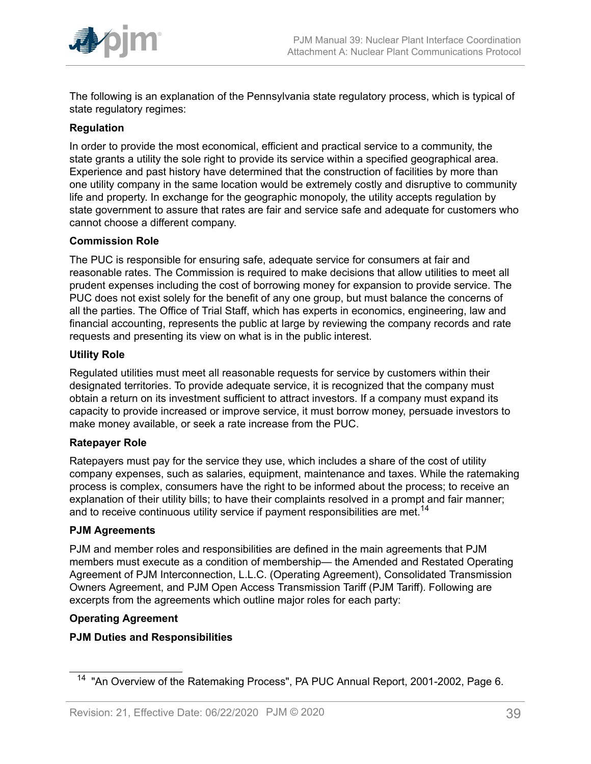The following is an explanation of the Pennsylvania state regulatory process, which is typical of state regulatory regimes:

**Regulation**

In order to provide the most economical, efficient and practical service to a community, the state grants a utility the sole right to provide its service within a specified geographical area. Experience and past history have determined that the construction of facilities by more than one utility company in the same location would be extremely costly and disruptive to community life and property. In exchange for the geographic monopoly, the utility accepts regulation by state government to assure that rates are fair and service safe and adequate for customers who cannot choose a different company.

**Commission Role**

The PUC is responsible for ensuring safe, adequate service for consumers at fair and reasonable rates. The Commission is required to make decisions that allow utilities to meet all prudent expenses including the cost of borrowing money for expansion to provide service. The PUC does not exist solely for the benefit of any one group, but must balance the concerns of all the parties. The Office of Trial Staff, which has experts in economics, engineering, law and financial accounting, represents the public at large by reviewing the company records and rate requests and presenting its view on what is in the public interest.

**Utility Role**

Regulated utilities must meet all reasonable requests for service by customers within their designated territories. To provide adequate service, it is recognized that the company must obtain a return on its investment sufficient to attract investors. If a company must expand its capacity to provide increased or improve service, it must borrow money, persuade investors to make money available, or seek a rate increase from the PUC.

**Ratepayer Role**

Ratepayers must pay for the service they use, which includes a share of the cost of utility company expenses, such as salaries, equipment, maintenance and taxes. While the ratemaking process is complex, consumers have the right to be informed about the process; to receive an explanation of their utility bills; to have their complaints resolved in a prompt and fair manner; and to receive continuous utility service if payment responsibilities are met.[14]

**PJM Agreements**

PJM and member roles and responsibilities are defined in the main agreements that PJM members must execute as a condition of membership— the Amended and Restated Operating Agreement of PJM Interconnection, L.L.C. (Operating Agreement), Consolidated Transmission Owners Agreement, and PJM Open Access Transmission Tariff (PJM Tariff). Following are excerpts from the agreements which outline major roles for each party:

**Operating Agreement**

**PJM Duties and Responsibilities**

[14] "An Overview of the Ratemaking Process", PA PUC Annual Report, 2001-2002, Page 6.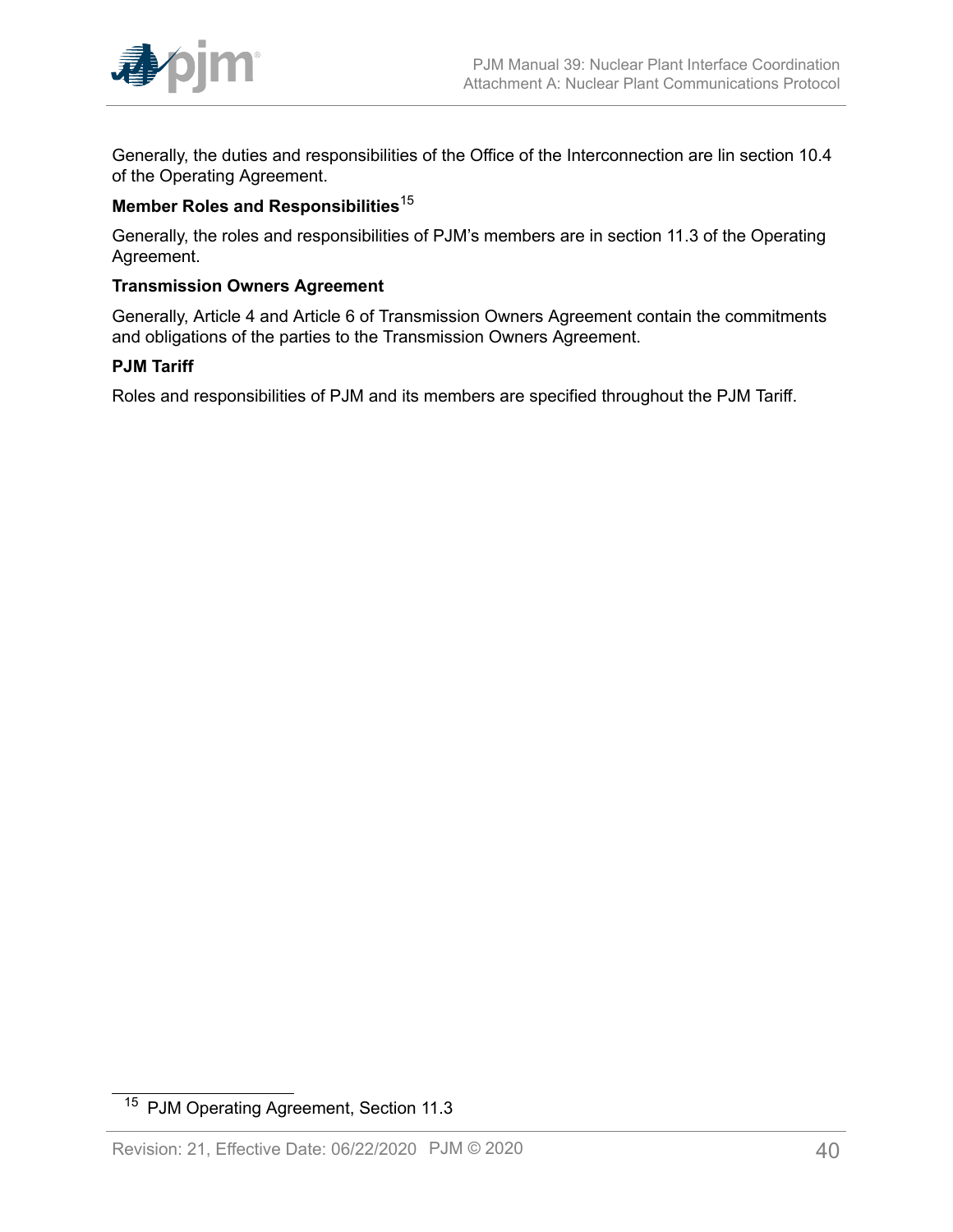Generally, the duties and responsibilities of the Office of the Interconnection are lin section 10.4 of the Operating Agreement.

**Member Roles and Responsibilities**[15]

Generally, the roles and responsibilities of PJM's members are in section 11.3 of the Operating Agreement.

**Transmission Owners Agreement**

Generally, Article 4 and Article 6 of Transmission Owners Agreement contain the commitments and obligations of the parties to the Transmission Owners Agreement.

**PJM Tariff**

Roles and responsibilities of PJM and its members are specified throughout the PJM Tariff.

---

[15] PJM Operating Agreement, Section 11.3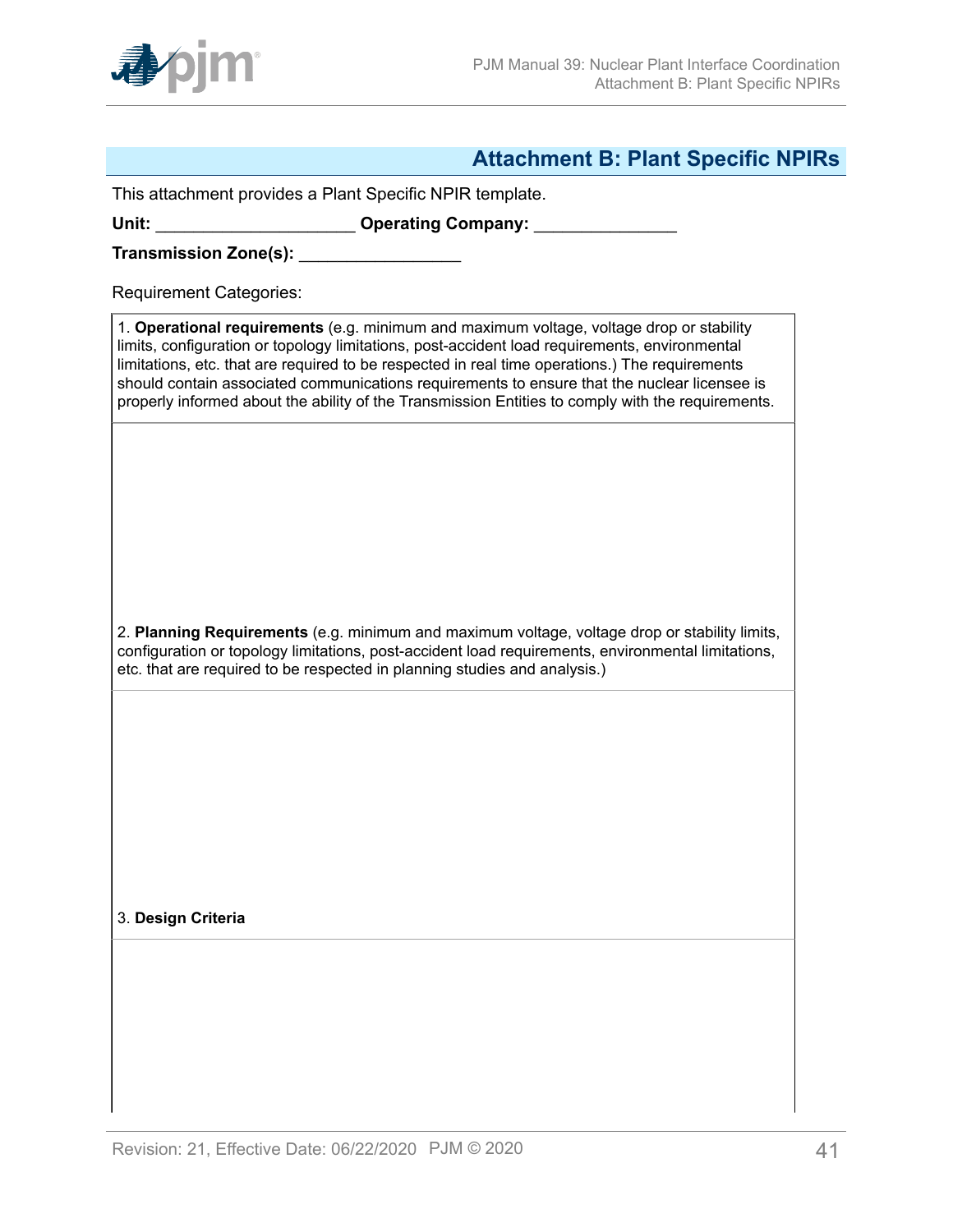## Attachment B: Plant Specific NPIRs

This attachment provides a Plant Specific NPIR template.

**Unit:** ____________________ **Operating Company:** ______________

**Transmission Zone(s):** ________________

Requirement Categories:

| 1. **Operational requirements** (e.g. minimum and maximum voltage, voltage drop or stability limits, configuration or topology limitations, post-accident load requirements, environmental limitations, etc. that are required to be respected in real time operations.) The requirements should contain associated communications requirements to ensure that the nuclear licensee is properly informed about the ability of the Transmission Entities to comply with the requirements. |
|---|
| |
| 2. **Planning Requirements** (e.g. minimum and maximum voltage, voltage drop or stability limits, configuration or topology limitations, post-accident load requirements, environmental limitations, etc. that are required to be respected in planning studies and analysis.) |
| |
| 3. **Design Criteria** |
| |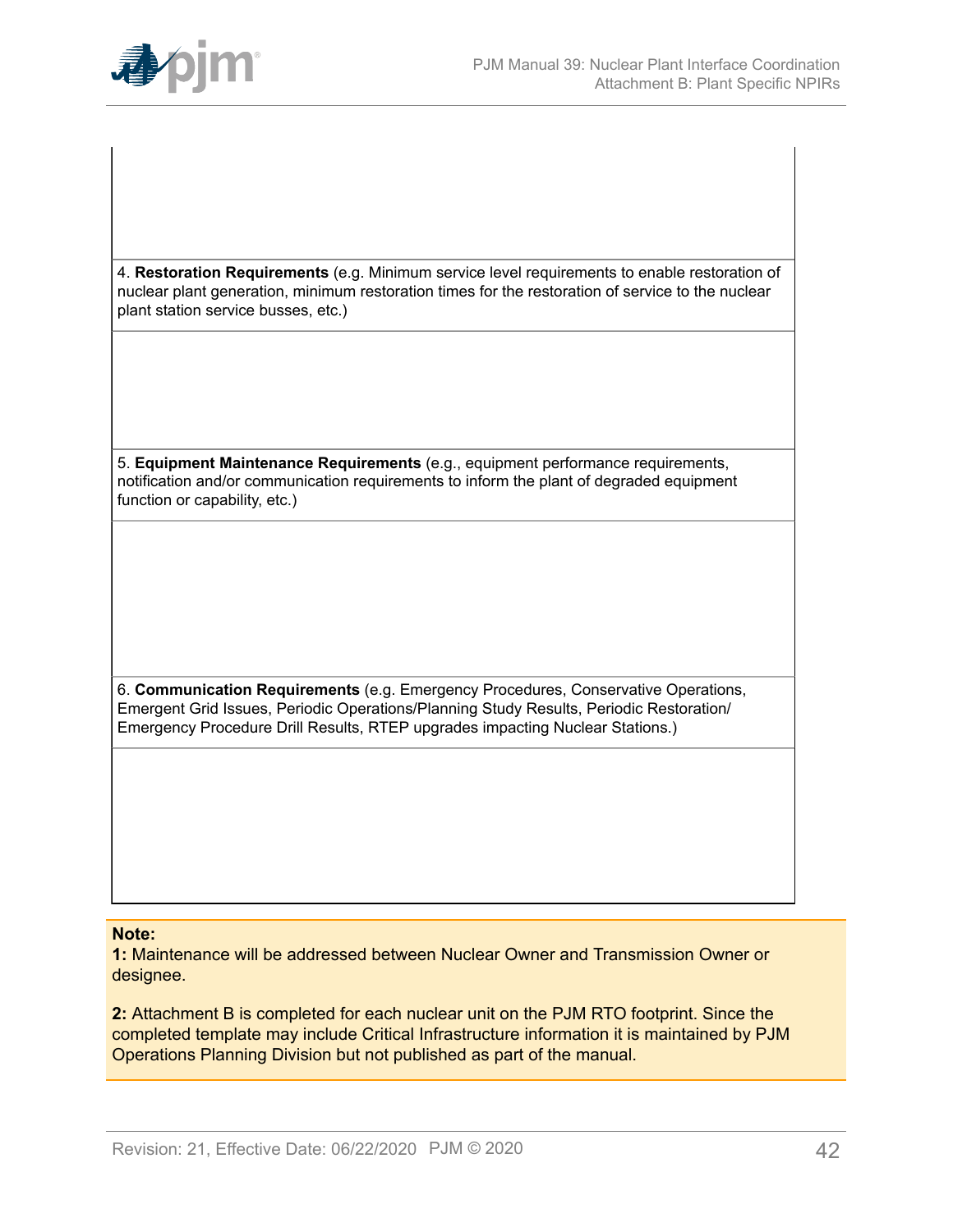| |
|---|
| |
| 4. **Restoration Requirements** (e.g. Minimum service level requirements to enable restoration of nuclear plant generation, minimum restoration times for the restoration of service to the nuclear plant station service busses, etc.) |
| |
| 5. **Equipment Maintenance Requirements** (e.g., equipment performance requirements, notification and/or communication requirements to inform the plant of degraded equipment function or capability, etc.) |
| |
| 6. **Communication Requirements** (e.g. Emergency Procedures, Conservative Operations, Emergent Grid Issues, Periodic Operations/Planning Study Results, Periodic Restoration/ Emergency Procedure Drill Results, RTEP upgrades impacting Nuclear Stations.) |
| |

**Note:**

**1:** Maintenance will be addressed between Nuclear Owner and Transmission Owner or designee.

**2:** Attachment B is completed for each nuclear unit on the PJM RTO footprint. Since the completed template may include Critical Infrastructure information it is maintained by PJM Operations Planning Division but not published as part of the manual.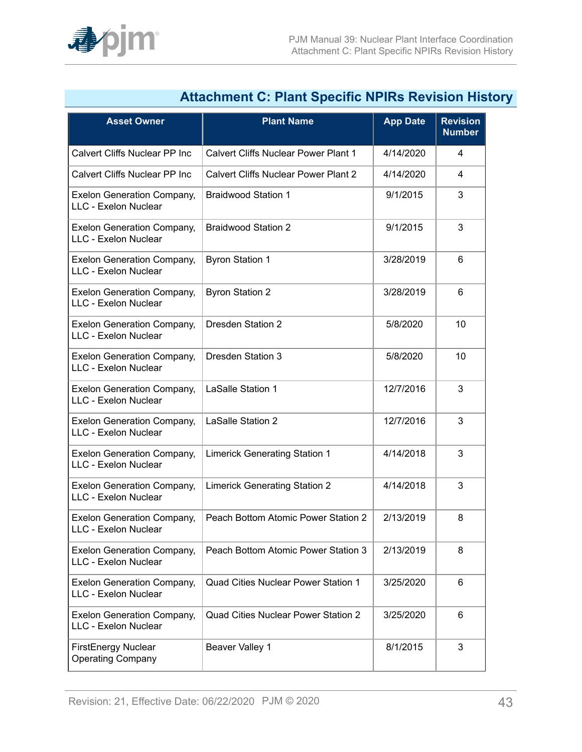## Attachment C: Plant Specific NPIRs Revision History

| Asset Owner | Plant Name | App Date | Revision Number |
|---|---|---|---|
| Calvert Cliffs Nuclear PP Inc | Calvert Cliffs Nuclear Power Plant 1 | 4/14/2020 | 4 |
| Calvert Cliffs Nuclear PP Inc | Calvert Cliffs Nuclear Power Plant 2 | 4/14/2020 | 4 |
| Exelon Generation Company, LLC - Exelon Nuclear | Braidwood Station 1 | 9/1/2015 | 3 |
| Exelon Generation Company, LLC - Exelon Nuclear | Braidwood Station 2 | 9/1/2015 | 3 |
| Exelon Generation Company, LLC - Exelon Nuclear | Byron Station 1 | 3/28/2019 | 6 |
| Exelon Generation Company, LLC - Exelon Nuclear | Byron Station 2 | 3/28/2019 | 6 |
| Exelon Generation Company, LLC - Exelon Nuclear | Dresden Station 2 | 5/8/2020 | 10 |
| Exelon Generation Company, LLC - Exelon Nuclear | Dresden Station 3 | 5/8/2020 | 10 |
| Exelon Generation Company, LLC - Exelon Nuclear | LaSalle Station 1 | 12/7/2016 | 3 |
| Exelon Generation Company, LLC - Exelon Nuclear | LaSalle Station 2 | 12/7/2016 | 3 |
| Exelon Generation Company, LLC - Exelon Nuclear | Limerick Generating Station 1 | 4/14/2018 | 3 |
| Exelon Generation Company, LLC - Exelon Nuclear | Limerick Generating Station 2 | 4/14/2018 | 3 |
| Exelon Generation Company, LLC - Exelon Nuclear | Peach Bottom Atomic Power Station 2 | 2/13/2019 | 8 |
| Exelon Generation Company, LLC - Exelon Nuclear | Peach Bottom Atomic Power Station 3 | 2/13/2019 | 8 |
| Exelon Generation Company, LLC - Exelon Nuclear | Quad Cities Nuclear Power Station 1 | 3/25/2020 | 6 |
| Exelon Generation Company, LLC - Exelon Nuclear | Quad Cities Nuclear Power Station 2 | 3/25/2020 | 6 |
| FirstEnergy Nuclear Operating Company | Beaver Valley 1 | 8/1/2015 | 3 |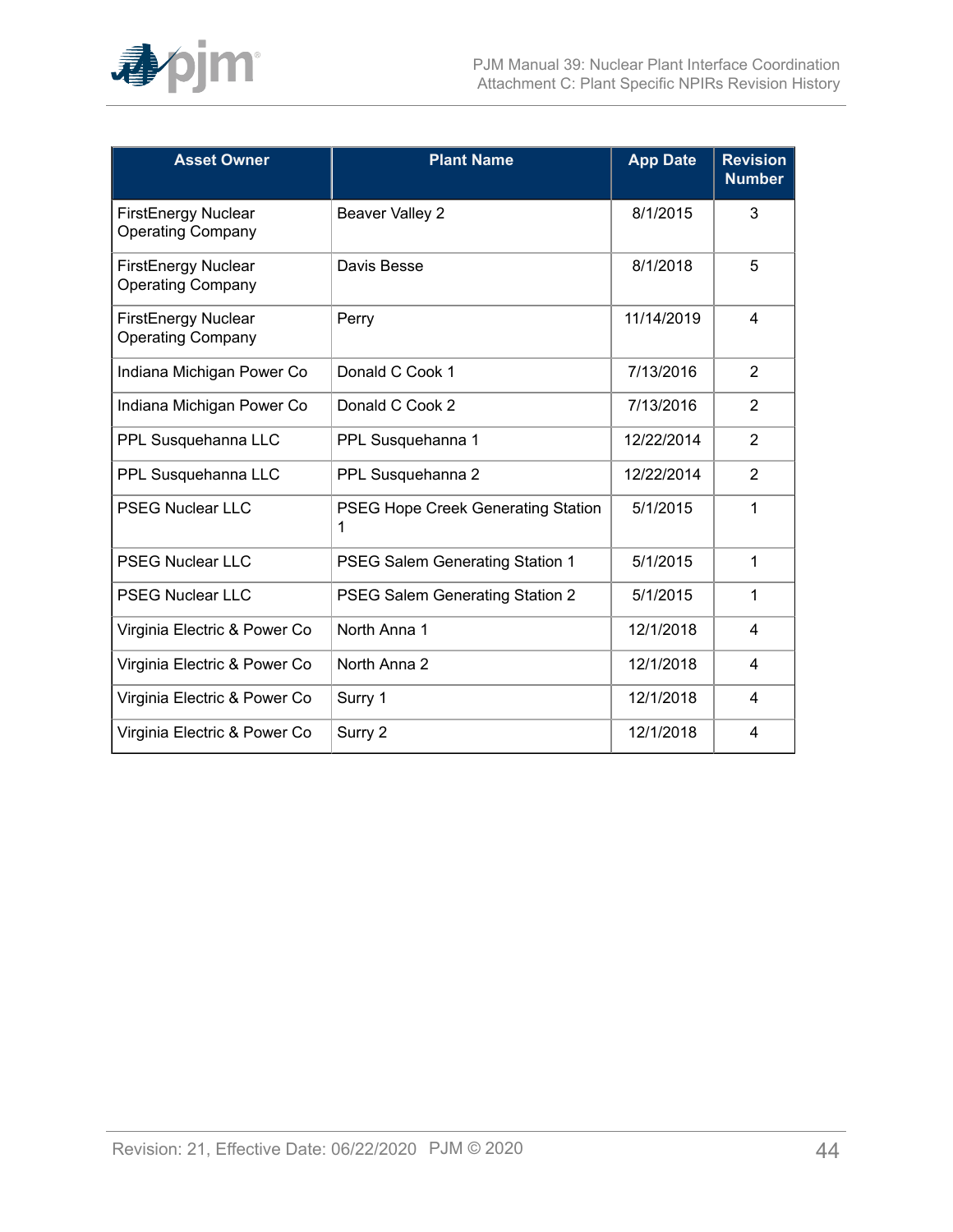| Asset Owner | Plant Name | App Date | Revision Number |
|---|---|---|---|
| FirstEnergy Nuclear Operating Company | Beaver Valley 2 | 8/1/2015 | 3 |
| FirstEnergy Nuclear Operating Company | Davis Besse | 8/1/2018 | 5 |
| FirstEnergy Nuclear Operating Company | Perry | 11/14/2019 | 4 |
| Indiana Michigan Power Co | Donald C Cook 1 | 7/13/2016 | 2 |
| Indiana Michigan Power Co | Donald C Cook 2 | 7/13/2016 | 2 |
| PPL Susquehanna LLC | PPL Susquehanna 1 | 12/22/2014 | 2 |
| PPL Susquehanna LLC | PPL Susquehanna 2 | 12/22/2014 | 2 |
| PSEG Nuclear LLC | PSEG Hope Creek Generating Station 1 | 5/1/2015 | 1 |
| PSEG Nuclear LLC | PSEG Salem Generating Station 1 | 5/1/2015 | 1 |
| PSEG Nuclear LLC | PSEG Salem Generating Station 2 | 5/1/2015 | 1 |
| Virginia Electric & Power Co | North Anna 1 | 12/1/2018 | 4 |
| Virginia Electric & Power Co | North Anna 2 | 12/1/2018 | 4 |
| Virginia Electric & Power Co | Surry 1 | 12/1/2018 | 4 |
| Virginia Electric & Power Co | Surry 2 | 12/1/2018 | 4 |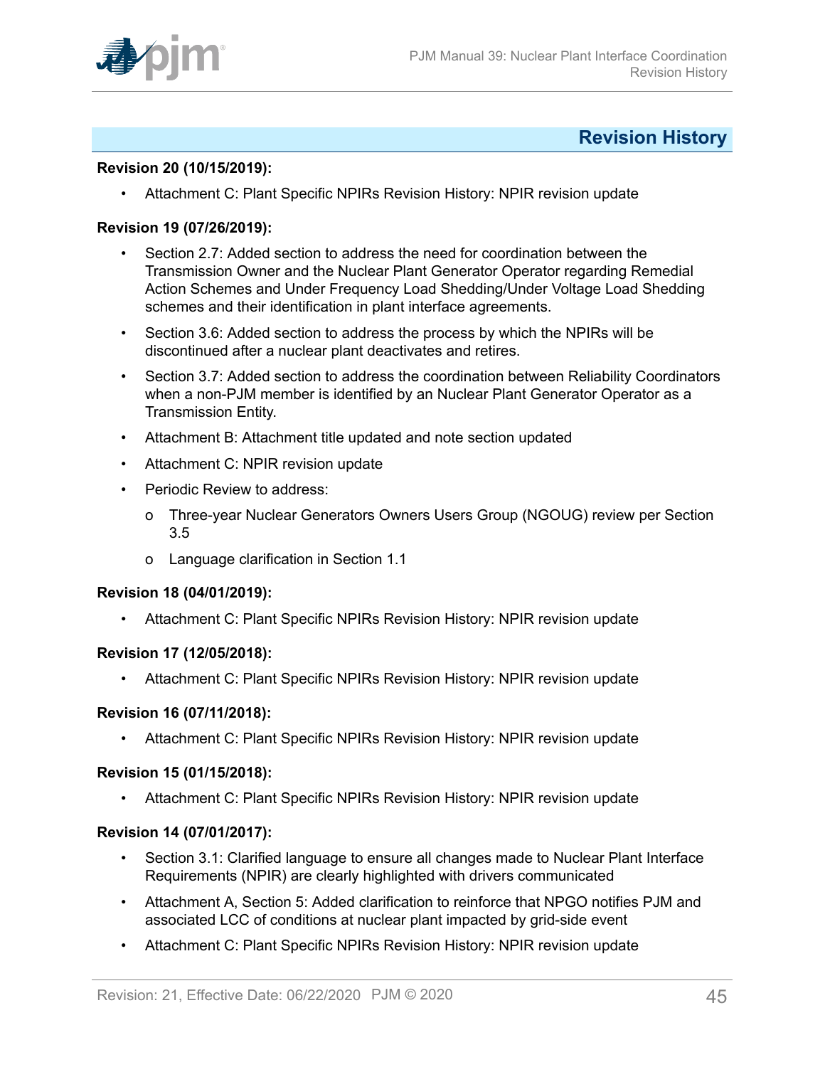## Revision History

**Revision 20 (10/15/2019):**

- Attachment C: Plant Specific NPIRs Revision History: NPIR revision update

**Revision 19 (07/26/2019):**

- Section 2.7: Added section to address the need for coordination between the Transmission Owner and the Nuclear Plant Generator Operator regarding Remedial Action Schemes and Under Frequency Load Shedding/Under Voltage Load Shedding schemes and their identification in plant interface agreements.
- Section 3.6: Added section to address the process by which the NPIRs will be discontinued after a nuclear plant deactivates and retires.
- Section 3.7: Added section to address the coordination between Reliability Coordinators when a non-PJM member is identified by an Nuclear Plant Generator Operator as a Transmission Entity.
- Attachment B: Attachment title updated and note section updated
- Attachment C: NPIR revision update
- Periodic Review to address:
  - Three-year Nuclear Generators Owners Users Group (NGOUG) review per Section 3.5
  - Language clarification in Section 1.1

**Revision 18 (04/01/2019):**

- Attachment C: Plant Specific NPIRs Revision History: NPIR revision update

**Revision 17 (12/05/2018):**

- Attachment C: Plant Specific NPIRs Revision History: NPIR revision update

**Revision 16 (07/11/2018):**

- Attachment C: Plant Specific NPIRs Revision History: NPIR revision update

**Revision 15 (01/15/2018):**

- Attachment C: Plant Specific NPIRs Revision History: NPIR revision update

**Revision 14 (07/01/2017):**

- Section 3.1: Clarified language to ensure all changes made to Nuclear Plant Interface Requirements (NPIR) are clearly highlighted with drivers communicated
- Attachment A, Section 5: Added clarification to reinforce that NPGO notifies PJM and associated LCC of conditions at nuclear plant impacted by grid-side event
- Attachment C: Plant Specific NPIRs Revision History: NPIR revision update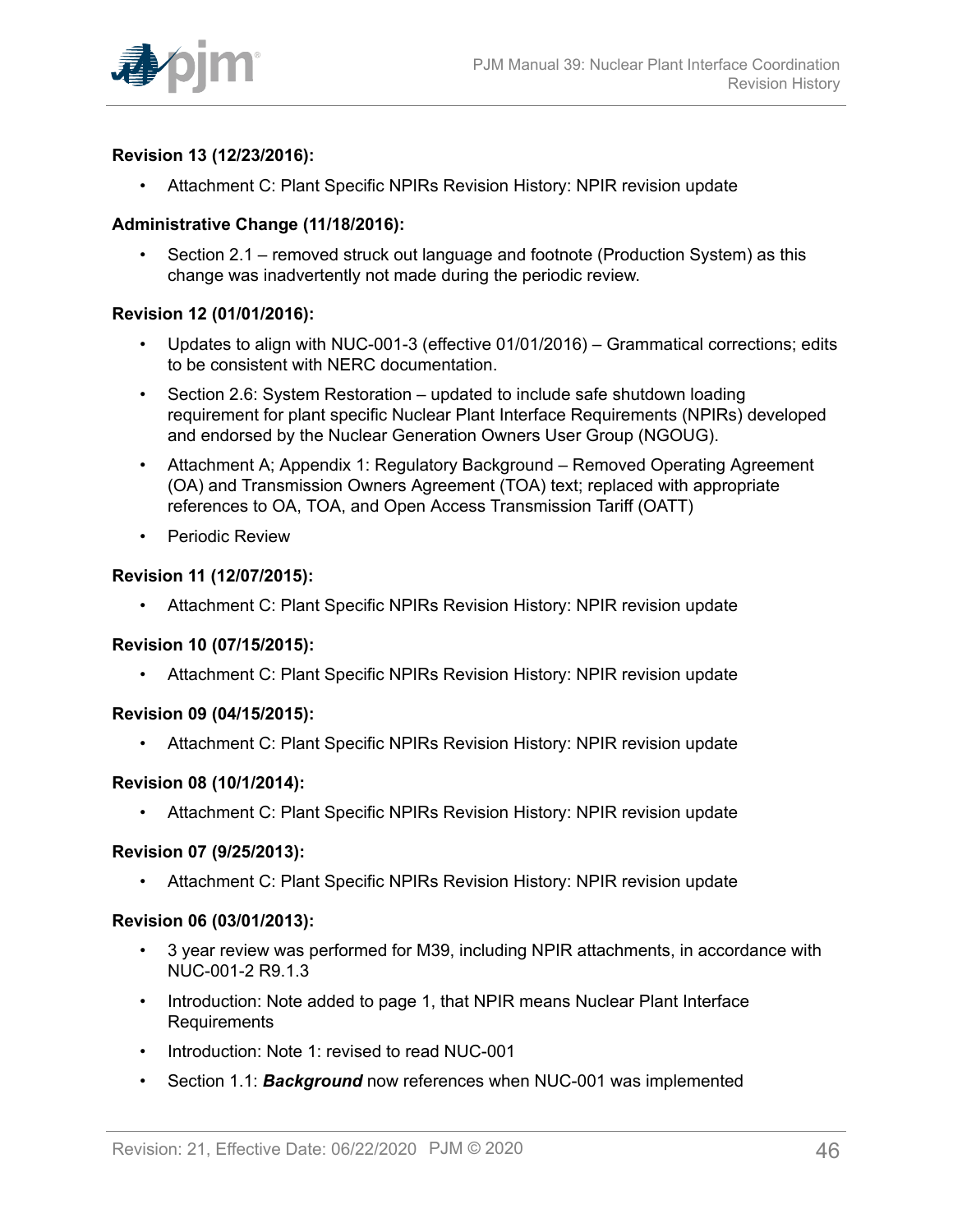**Revision 13 (12/23/2016):**

- Attachment C: Plant Specific NPIRs Revision History: NPIR revision update

**Administrative Change (11/18/2016):**

- Section 2.1 – removed struck out language and footnote (Production System) as this change was inadvertently not made during the periodic review.

**Revision 12 (01/01/2016):**

- Updates to align with NUC-001-3 (effective 01/01/2016) – Grammatical corrections; edits to be consistent with NERC documentation.
- Section 2.6: System Restoration – updated to include safe shutdown loading requirement for plant specific Nuclear Plant Interface Requirements (NPIRs) developed and endorsed by the Nuclear Generation Owners User Group (NGOUG).
- Attachment A; Appendix 1: Regulatory Background – Removed Operating Agreement (OA) and Transmission Owners Agreement (TOA) text; replaced with appropriate references to OA, TOA, and Open Access Transmission Tariff (OATT)
- Periodic Review

**Revision 11 (12/07/2015):**

- Attachment C: Plant Specific NPIRs Revision History: NPIR revision update

**Revision 10 (07/15/2015):**

- Attachment C: Plant Specific NPIRs Revision History: NPIR revision update

**Revision 09 (04/15/2015):**

- Attachment C: Plant Specific NPIRs Revision History: NPIR revision update

**Revision 08 (10/1/2014):**

- Attachment C: Plant Specific NPIRs Revision History: NPIR revision update

**Revision 07 (9/25/2013):**

- Attachment C: Plant Specific NPIRs Revision History: NPIR revision update

**Revision 06 (03/01/2013):**

- 3 year review was performed for M39, including NPIR attachments, in accordance with NUC-001-2 R9.1.3
- Introduction: Note added to page 1, that NPIR means Nuclear Plant Interface Requirements
- Introduction: Note 1: revised to read NUC-001
- Section 1.1: ***Background*** now references when NUC-001 was implemented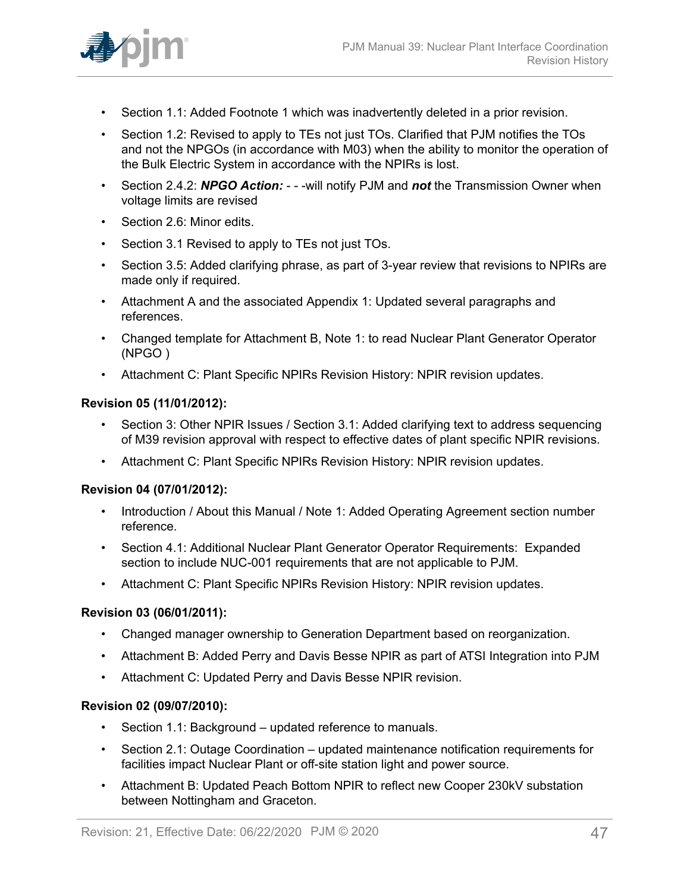- Section 1.1: Added Footnote 1 which was inadvertently deleted in a prior revision.
- Section 1.2: Revised to apply to TEs not just TOs. Clarified that PJM notifies the TOs and not the NPGOs (in accordance with M03) when the ability to monitor the operation of the Bulk Electric System in accordance with the NPIRs is lost.
- Section 2.4.2: ***NPGO Action:*** - - -will notify PJM and ***not*** the Transmission Owner when voltage limits are revised
- Section 2.6: Minor edits.
- Section 3.1 Revised to apply to TEs not just TOs.
- Section 3.5: Added clarifying phrase, as part of 3-year review that revisions to NPIRs are made only if required.
- Attachment A and the associated Appendix 1: Updated several paragraphs and references.
- Changed template for Attachment B, Note 1: to read Nuclear Plant Generator Operator (NPGO )
- Attachment C: Plant Specific NPIRs Revision History: NPIR revision updates.

**Revision 05 (11/01/2012):**

- Section 3: Other NPIR Issues / Section 3.1: Added clarifying text to address sequencing of M39 revision approval with respect to effective dates of plant specific NPIR revisions.
- Attachment C: Plant Specific NPIRs Revision History: NPIR revision updates.

**Revision 04 (07/01/2012):**

- Introduction / About this Manual / Note 1: Added Operating Agreement section number reference.
- Section 4.1: Additional Nuclear Plant Generator Operator Requirements: Expanded section to include NUC-001 requirements that are not applicable to PJM.
- Attachment C: Plant Specific NPIRs Revision History: NPIR revision updates.

**Revision 03 (06/01/2011):**

- Changed manager ownership to Generation Department based on reorganization.
- Attachment B: Added Perry and Davis Besse NPIR as part of ATSI Integration into PJM
- Attachment C: Updated Perry and Davis Besse NPIR revision.

**Revision 02 (09/07/2010):**

- Section 1.1: Background – updated reference to manuals.
- Section 2.1: Outage Coordination – updated maintenance notification requirements for facilities impact Nuclear Plant or off-site station light and power source.
- Attachment B: Updated Peach Bottom NPIR to reflect new Cooper 230kV substation between Nottingham and Graceton.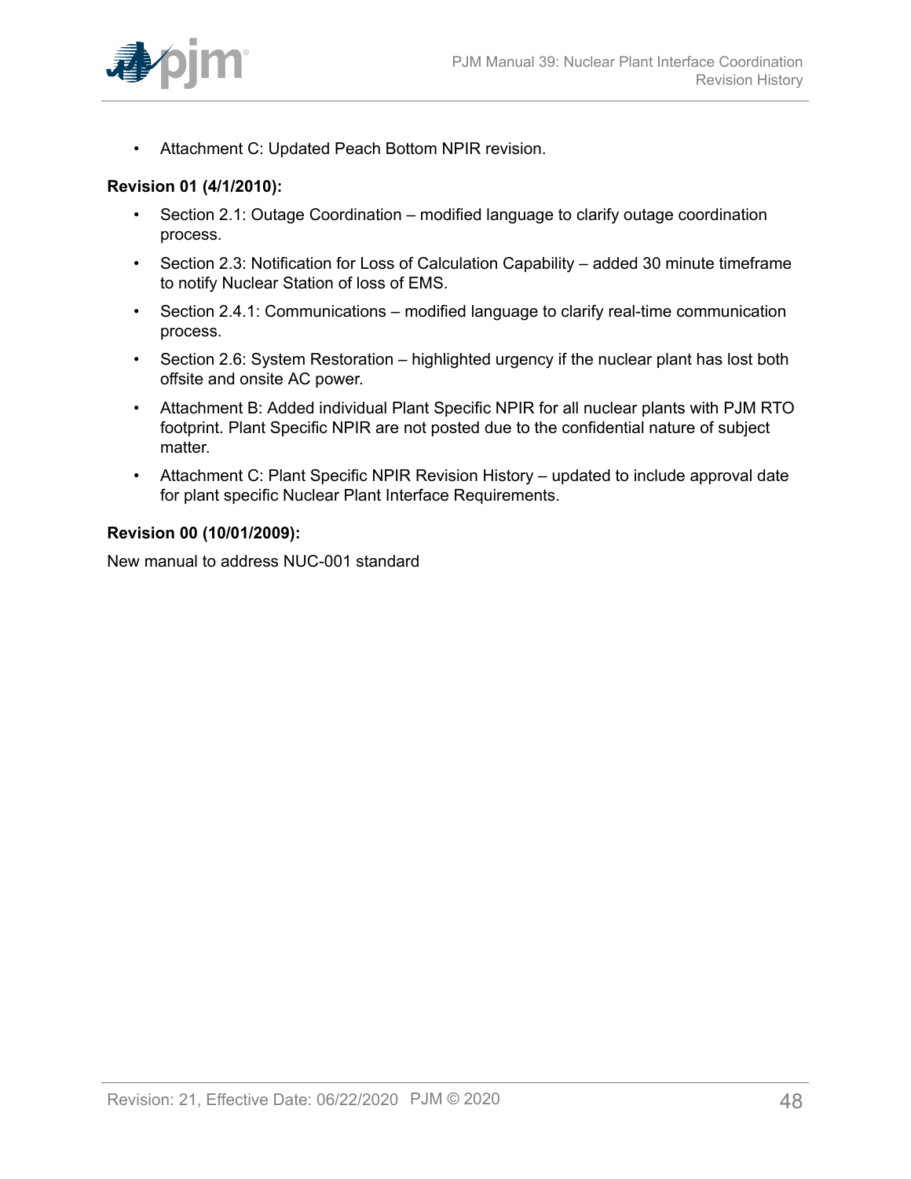- Attachment C: Updated Peach Bottom NPIR revision.

**Revision 01 (4/1/2010):**

- Section 2.1: Outage Coordination – modified language to clarify outage coordination process.
- Section 2.3: Notification for Loss of Calculation Capability – added 30 minute timeframe to notify Nuclear Station of loss of EMS.
- Section 2.4.1: Communications – modified language to clarify real-time communication process.
- Section 2.6: System Restoration – highlighted urgency if the nuclear plant has lost both offsite and onsite AC power.
- Attachment B: Added individual Plant Specific NPIR for all nuclear plants with PJM RTO footprint. Plant Specific NPIR are not posted due to the confidential nature of subject matter.
- Attachment C: Plant Specific NPIR Revision History – updated to include approval date for plant specific Nuclear Plant Interface Requirements.

**Revision 00 (10/01/2009):**

New manual to address NUC-001 standard